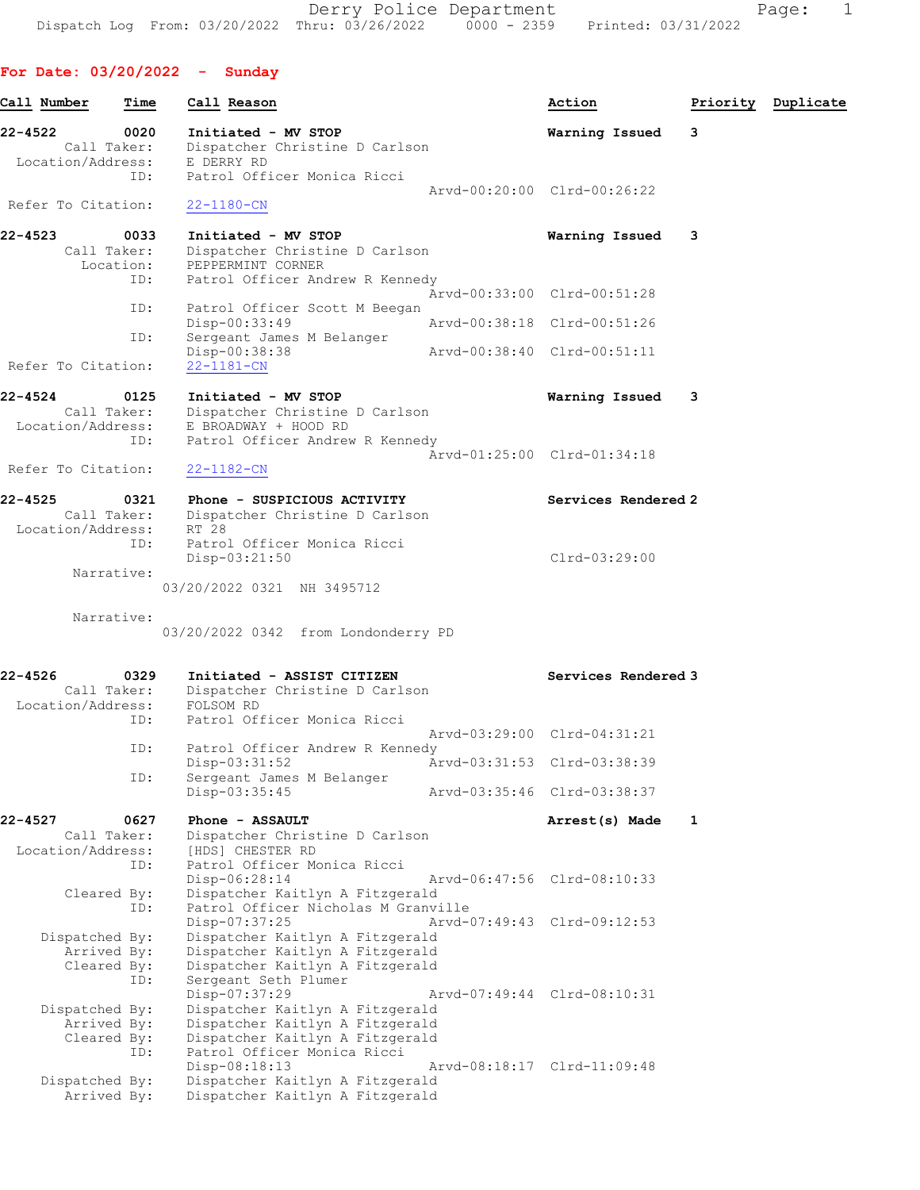Derry Police Department
Dispatch Log From: 03/20/2022 Thru: 03/26/2022 0000 - 2359 Printed: 03/31/2022

## For Date: 03/20/2022 - Sunday

| Call Number | Time | Call Reason | Action | Priority | Duplicate |
|---|---|---|---|---|---|

**22-4522** 0020 **Initiated - MV STOP** — **Warning Issued** — 3

Call Taker: Dispatcher Christine D Carlson
Location/Address: E DERRY RD
ID: Patrol Officer Monica Ricci
Arvd-00:20:00 Clrd-00:26:22
Refer To Citation: 22-1180-CN

**22-4523** 0033 **Initiated - MV STOP** — **Warning Issued** — 3

Call Taker: Dispatcher Christine D Carlson
Location: PEPPERMINT CORNER
ID: Patrol Officer Andrew R Kennedy
Arvd-00:33:00 Clrd-00:51:28
ID: Patrol Officer Scott M Beegan
Disp-00:33:49 Arvd-00:38:18 Clrd-00:51:26
ID: Sergeant James M Belanger
Disp-00:38:38 Arvd-00:38:40 Clrd-00:51:11
Refer To Citation: 22-1181-CN

**22-4524** 0125 **Initiated - MV STOP** — **Warning Issued** — 3

Call Taker: Dispatcher Christine D Carlson
Location/Address: E BROADWAY + HOOD RD
ID: Patrol Officer Andrew R Kennedy
Arvd-01:25:00 Clrd-01:34:18
Refer To Citation: 22-1182-CN

**22-4525** 0321 **Phone - SUSPICIOUS ACTIVITY** — **Services Rendered** — 2

Call Taker: Dispatcher Christine D Carlson
Location/Address: RT 28
ID: Patrol Officer Monica Ricci
Disp-03:21:50 Clrd-03:29:00
Narrative:
03/20/2022 0321 NH 3495712

Narrative:
03/20/2022 0342 from Londonderry PD

**22-4526** 0329 **Initiated - ASSIST CITIZEN** — **Services Rendered** — 3

Call Taker: Dispatcher Christine D Carlson
Location/Address: FOLSOM RD
ID: Patrol Officer Monica Ricci
Arvd-03:29:00 Clrd-04:31:21
ID: Patrol Officer Andrew R Kennedy
Disp-03:31:52 Arvd-03:31:53 Clrd-03:38:39
ID: Sergeant James M Belanger
Disp-03:35:45 Arvd-03:35:46 Clrd-03:38:37

**22-4527** 0627 **Phone - ASSAULT** — **Arrest(s) Made** — 1

Call Taker: Dispatcher Christine D Carlson
Location/Address: [HDS] CHESTER RD
ID: Patrol Officer Monica Ricci
Disp-06:28:14 Arvd-06:47:56 Clrd-08:10:33
Cleared By: Dispatcher Kaitlyn A Fitzgerald
ID: Patrol Officer Nicholas M Granville
Disp-07:37:25 Arvd-07:49:43 Clrd-09:12:53
Dispatched By: Dispatcher Kaitlyn A Fitzgerald
Arrived By: Dispatcher Kaitlyn A Fitzgerald
Cleared By: Dispatcher Kaitlyn A Fitzgerald
ID: Sergeant Seth Plumer
Disp-07:37:29 Arvd-07:49:44 Clrd-08:10:31
Dispatched By: Dispatcher Kaitlyn A Fitzgerald
Arrived By: Dispatcher Kaitlyn A Fitzgerald
Cleared By: Dispatcher Kaitlyn A Fitzgerald
ID: Patrol Officer Monica Ricci
Disp-08:18:13 Arvd-08:18:17 Clrd-11:09:48
Dispatched By: Dispatcher Kaitlyn A Fitzgerald
Arrived By: Dispatcher Kaitlyn A Fitzgerald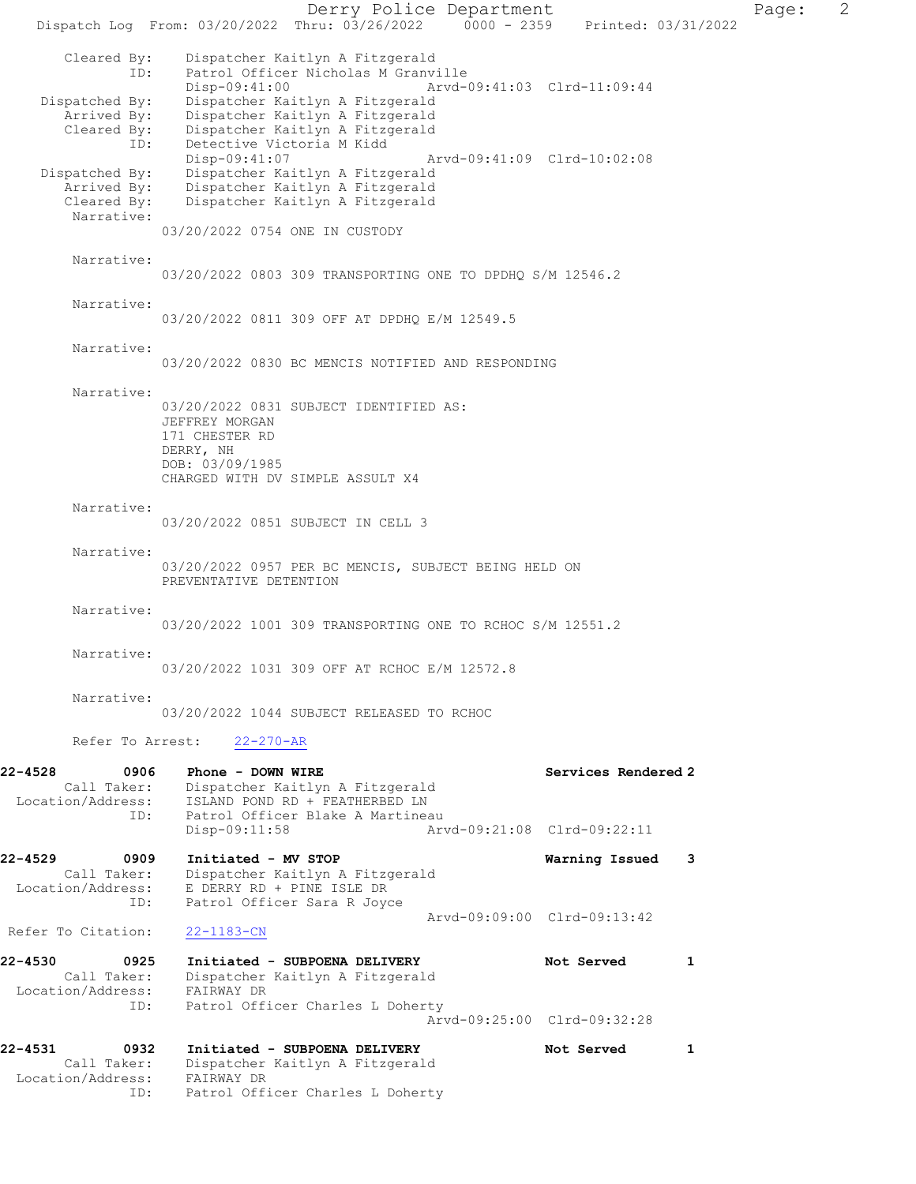```
        Cleared By:    Dispatcher Kaitlyn A Fitzgerald
               ID:     Patrol Officer Nicholas M Granville
                       Disp-09:41:00              Arvd-09:41:03  Clrd-11:09:44
     Dispatched By:    Dispatcher Kaitlyn A Fitzgerald
        Arrived By:    Dispatcher Kaitlyn A Fitzgerald
        Cleared By:    Dispatcher Kaitlyn A Fitzgerald
               ID:     Detective Victoria M Kidd
                       Disp-09:41:07              Arvd-09:41:09  Clrd-10:02:08
     Dispatched By:    Dispatcher Kaitlyn A Fitzgerald
        Arrived By:    Dispatcher Kaitlyn A Fitzgerald
        Cleared By:    Dispatcher Kaitlyn A Fitzgerald
         Narrative:
                    03/20/2022 0754 ONE IN CUSTODY

         Narrative:
                    03/20/2022 0803 309 TRANSPORTING ONE TO DPDHQ S/M 12546.2

         Narrative:
                    03/20/2022 0811 309 OFF AT DPDHQ E/M 12549.5

         Narrative:
                    03/20/2022 0830 BC MENCIS NOTIFIED AND RESPONDING

         Narrative:
                    03/20/2022 0831 SUBJECT IDENTIFIED AS:
                    JEFFREY MORGAN
                    171 CHESTER RD
                    DERRY, NH
                    DOB: 03/09/1985
                    CHARGED WITH DV SIMPLE ASSULT X4

         Narrative:
                    03/20/2022 0851 SUBJECT IN CELL 3

         Narrative:
                    03/20/2022 0957 PER BC MENCIS, SUBJECT BEING HELD ON
                    PREVENTATIVE DETENTION

         Narrative:
                    03/20/2022 1001 309 TRANSPORTING ONE TO RCHOC S/M 12551.2

         Narrative:
                    03/20/2022 1031 309 OFF AT RCHOC E/M 12572.8

         Narrative:
                    03/20/2022 1044 SUBJECT RELEASED TO RCHOC

         Refer To Arrest:    22-270-AR

22-4528        0906    Phone - DOWN WIRE                           Services Rendered 2
        Call Taker:    Dispatcher Kaitlyn A Fitzgerald
  Location/Address:    ISLAND POND RD + FEATHERBED LN
               ID:     Patrol Officer Blake A Martineau
                       Disp-09:11:58              Arvd-09:21:08  Clrd-09:22:11

22-4529        0909    Initiated - MV STOP                         Warning Issued    3
        Call Taker:    Dispatcher Kaitlyn A Fitzgerald
  Location/Address:    E DERRY RD + PINE ISLE DR
               ID:     Patrol Officer Sara R Joyce
                                                  Arvd-09:09:00  Clrd-09:13:42
 Refer To Citation:    22-1183-CN

22-4530        0925    Initiated - SUBPOENA DELIVERY               Not Served        1
        Call Taker:    Dispatcher Kaitlyn A Fitzgerald
  Location/Address:    FAIRWAY DR
               ID:     Patrol Officer Charles L Doherty
                                                  Arvd-09:25:00  Clrd-09:32:28

22-4531        0932    Initiated - SUBPOENA DELIVERY               Not Served        1
        Call Taker:    Dispatcher Kaitlyn A Fitzgerald
  Location/Address:    FAIRWAY DR
               ID:     Patrol Officer Charles L Doherty
```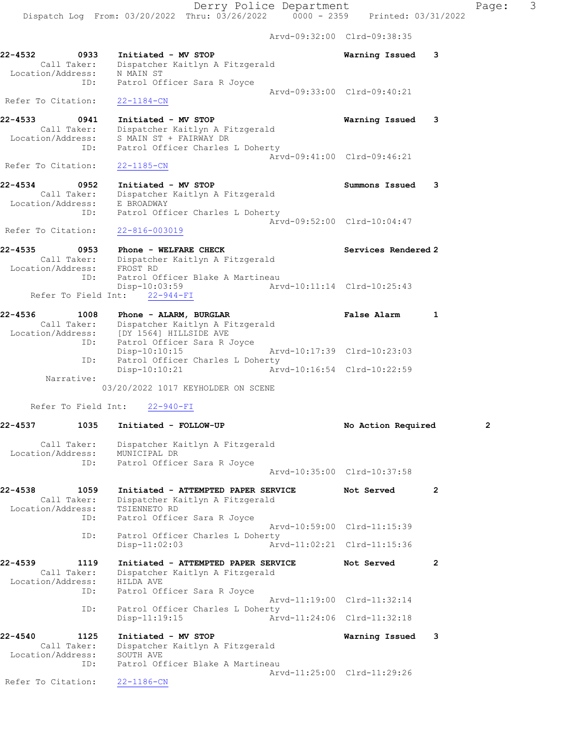Arvd-09:32:00 Clrd-09:38:35

**22-4532** 0933 **Initiated - MV STOP** **Warning Issued 3**
Call Taker: Dispatcher Kaitlyn A Fitzgerald
Location/Address: N MAIN ST
ID: Patrol Officer Sara R Joyce
Arvd-09:33:00 Clrd-09:40:21
Refer To Citation: 22-1184-CN

**22-4533** 0941 **Initiated - MV STOP** **Warning Issued 3**
Call Taker: Dispatcher Kaitlyn A Fitzgerald
Location/Address: S MAIN ST + FAIRWAY DR
ID: Patrol Officer Charles L Doherty
Arvd-09:41:00 Clrd-09:46:21
Refer To Citation: 22-1185-CN

**22-4534** 0952 **Initiated - MV STOP** **Summons Issued 3**
Call Taker: Dispatcher Kaitlyn A Fitzgerald
Location/Address: E BROADWAY
ID: Patrol Officer Charles L Doherty
Arvd-09:52:00 Clrd-10:04:47
Refer To Citation: 22-816-003019

**22-4535** 0953 **Phone - WELFARE CHECK** **Services Rendered 2**
Call Taker: Dispatcher Kaitlyn A Fitzgerald
Location/Address: FROST RD
ID: Patrol Officer Blake A Martineau
Disp-10:03:59 Arvd-10:11:14 Clrd-10:25:43
Refer To Field Int: 22-944-FI

**22-4536** 1008 **Phone - ALARM, BURGLAR** **False Alarm 1**
Call Taker: Dispatcher Kaitlyn A Fitzgerald
Location/Address: [DY 1564] HILLSIDE AVE
ID: Patrol Officer Sara R Joyce
Disp-10:10:15 Arvd-10:17:39 Clrd-10:23:03
ID: Patrol Officer Charles L Doherty
Disp-10:10:21 Arvd-10:16:54 Clrd-10:22:59
Narrative:
03/20/2022 1017 KEYHOLDER ON SCENE

Refer To Field Int: 22-940-FI

**22-4537** 1035 **Initiated - FOLLOW-UP** **No Action Required 2**
Call Taker: Dispatcher Kaitlyn A Fitzgerald
Location/Address: MUNICIPAL DR
ID: Patrol Officer Sara R Joyce
Arvd-10:35:00 Clrd-10:37:58

**22-4538** 1059 **Initiated - ATTEMPTED PAPER SERVICE** **Not Served 2**
Call Taker: Dispatcher Kaitlyn A Fitzgerald
Location/Address: TSIENNETO RD
ID: Patrol Officer Sara R Joyce
Arvd-10:59:00 Clrd-11:15:39
ID: Patrol Officer Charles L Doherty
Disp-11:02:03 Arvd-11:02:21 Clrd-11:15:36

**22-4539** 1119 **Initiated - ATTEMPTED PAPER SERVICE** **Not Served 2**
Call Taker: Dispatcher Kaitlyn A Fitzgerald
Location/Address: HILDA AVE
ID: Patrol Officer Sara R Joyce
Arvd-11:19:00 Clrd-11:32:14
ID: Patrol Officer Charles L Doherty
Disp-11:19:15 Arvd-11:24:06 Clrd-11:32:18

**22-4540** 1125 **Initiated - MV STOP** **Warning Issued 3**
Call Taker: Dispatcher Kaitlyn A Fitzgerald
Location/Address: SOUTH AVE
ID: Patrol Officer Blake A Martineau
Arvd-11:25:00 Clrd-11:29:26
Refer To Citation: 22-1186-CN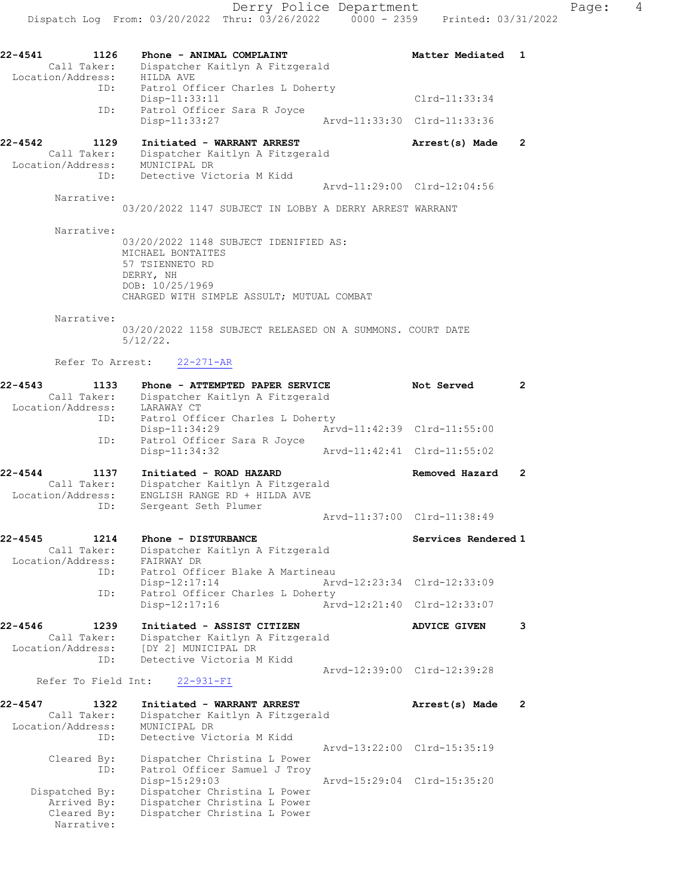22-4541 1126 Phone - ANIMAL COMPLAINT Matter Mediated 1
Call Taker: Dispatcher Kaitlyn A Fitzgerald
Location/Address: HILDA AVE
ID: Patrol Officer Charles L Doherty
Disp-11:33:11 Clrd-11:33:34
ID: Patrol Officer Sara R Joyce
Disp-11:33:27 Arvd-11:33:30 Clrd-11:33:36

22-4542 1129 Initiated - WARRANT ARREST Arrest(s) Made 2
Call Taker: Dispatcher Kaitlyn A Fitzgerald
Location/Address: MUNICIPAL DR
ID: Detective Victoria M Kidd
Arvd-11:29:00 Clrd-12:04:56
Narrative:
03/20/2022 1147 SUBJECT IN LOBBY A DERRY ARREST WARRANT

Narrative:
03/20/2022 1148 SUBJECT IDENIFIED AS:
MICHAEL BONTAITES
57 TSIENNETO RD
DERRY, NH
DOB: 10/25/1969
CHARGED WITH SIMPLE ASSULT; MUTUAL COMBAT

Narrative:
03/20/2022 1158 SUBJECT RELEASED ON A SUMMONS. COURT DATE 5/12/22.

Refer To Arrest: 22-271-AR

22-4543 1133 Phone - ATTEMPTED PAPER SERVICE Not Served 2
Call Taker: Dispatcher Kaitlyn A Fitzgerald
Location/Address: LARAWAY CT
ID: Patrol Officer Charles L Doherty
Disp-11:34:29 Arvd-11:42:39 Clrd-11:55:00
ID: Patrol Officer Sara R Joyce
Disp-11:34:32 Arvd-11:42:41 Clrd-11:55:02

22-4544 1137 Initiated - ROAD HAZARD Removed Hazard 2
Call Taker: Dispatcher Kaitlyn A Fitzgerald
Location/Address: ENGLISH RANGE RD + HILDA AVE
ID: Sergeant Seth Plumer
Arvd-11:37:00 Clrd-11:38:49

22-4545 1214 Phone - DISTURBANCE Services Rendered 1
Call Taker: Dispatcher Kaitlyn A Fitzgerald
Location/Address: FAIRWAY DR
ID: Patrol Officer Blake A Martineau
Disp-12:17:14 Arvd-12:23:34 Clrd-12:33:09
ID: Patrol Officer Charles L Doherty
Disp-12:17:16 Arvd-12:21:40 Clrd-12:33:07

22-4546 1239 Initiated - ASSIST CITIZEN ADVICE GIVEN 3
Call Taker: Dispatcher Kaitlyn A Fitzgerald
Location/Address: [DY 2] MUNICIPAL DR
ID: Detective Victoria M Kidd
Arvd-12:39:00 Clrd-12:39:28
Refer To Field Int: 22-931-FI

22-4547 1322 Initiated - WARRANT ARREST Arrest(s) Made 2
Call Taker: Dispatcher Kaitlyn A Fitzgerald
Location/Address: MUNICIPAL DR
ID: Detective Victoria M Kidd
Arvd-13:22:00 Clrd-15:35:19
Cleared By: Dispatcher Christina L Power
ID: Patrol Officer Samuel J Troy
Disp-15:29:03 Arvd-15:29:04 Clrd-15:35:20
Dispatched By: Dispatcher Christina L Power
Arrived By: Dispatcher Christina L Power
Cleared By: Dispatcher Christina L Power
Narrative: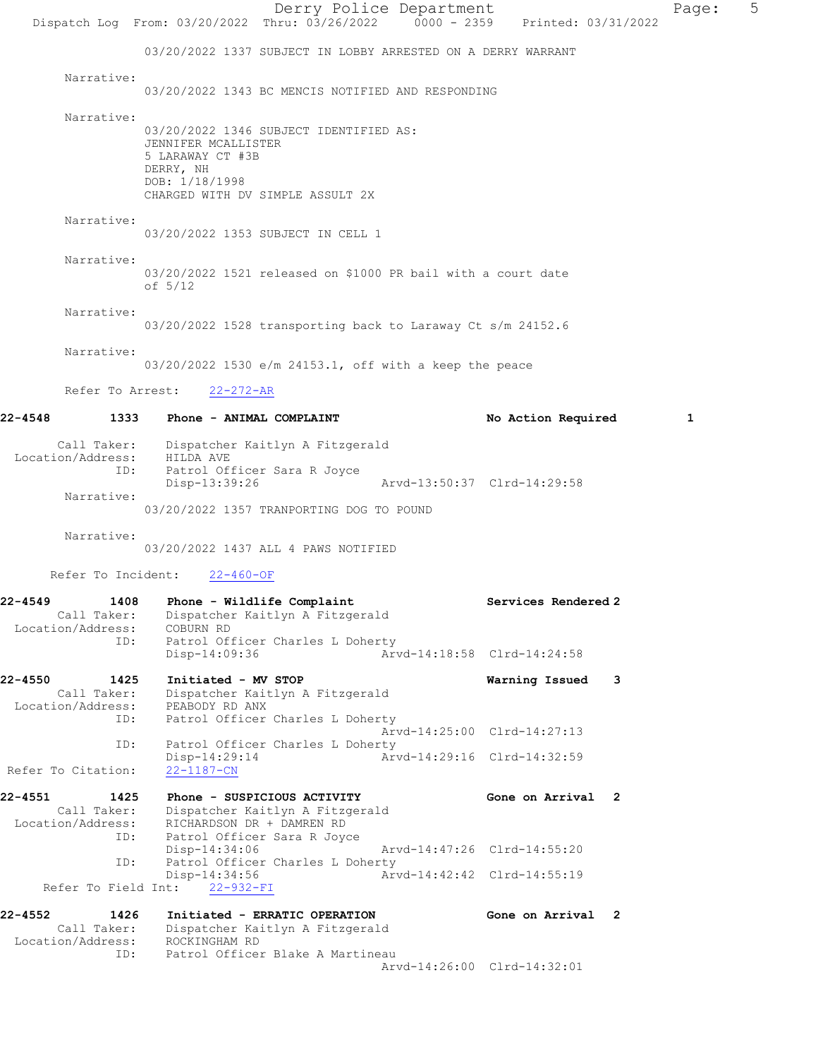03/20/2022 1337 SUBJECT IN LOBBY ARRESTED ON A DERRY WARRANT

Narrative:
03/20/2022 1343 BC MENCIS NOTIFIED AND RESPONDING

Narrative:
03/20/2022 1346 SUBJECT IDENTIFIED AS:
JENNIFER MCALLISTER
5 LARAWAY CT #3B
DERRY, NH
DOB: 1/18/1998
CHARGED WITH DV SIMPLE ASSULT 2X

Narrative:
03/20/2022 1353 SUBJECT IN CELL 1

Narrative:
03/20/2022 1521 released on $1000 PR bail with a court date of 5/12

Narrative:
03/20/2022 1528 transporting back to Laraway Ct s/m 24152.6

Narrative:
03/20/2022 1530 e/m 24153.1, off with a keep the peace

Refer To Arrest: 22-272-AR

**22-4548 1333 Phone - ANIMAL COMPLAINT — No Action Required — 1**

Call Taker: Dispatcher Kaitlyn A Fitzgerald
Location/Address: HILDA AVE
ID: Patrol Officer Sara R Joyce
Disp-13:39:26 Arvd-13:50:37 Clrd-14:29:58

Narrative:
03/20/2022 1357 TRANPORTING DOG TO POUND

Narrative:
03/20/2022 1437 ALL 4 PAWS NOTIFIED

Refer To Incident: 22-460-OF

**22-4549 1408 Phone - Wildlife Complaint — Services Rendered 2**

Call Taker: Dispatcher Kaitlyn A Fitzgerald
Location/Address: COBURN RD
ID: Patrol Officer Charles L Doherty
Disp-14:09:36 Arvd-14:18:58 Clrd-14:24:58

**22-4550 1425 Initiated - MV STOP — Warning Issued 3**

Call Taker: Dispatcher Kaitlyn A Fitzgerald
Location/Address: PEABODY RD ANX
ID: Patrol Officer Charles L Doherty
Arvd-14:25:00 Clrd-14:27:13
ID: Patrol Officer Charles L Doherty
Disp-14:29:14 Arvd-14:29:16 Clrd-14:32:59
Refer To Citation: 22-1187-CN

**22-4551 1425 Phone - SUSPICIOUS ACTIVITY — Gone on Arrival 2**

Call Taker: Dispatcher Kaitlyn A Fitzgerald
Location/Address: RICHARDSON DR + DAMREN RD
ID: Patrol Officer Sara R Joyce
Disp-14:34:06 Arvd-14:47:26 Clrd-14:55:20
ID: Patrol Officer Charles L Doherty
Disp-14:34:56 Arvd-14:42:42 Clrd-14:55:19
Refer To Field Int: 22-932-FI

**22-4552 1426 Initiated - ERRATIC OPERATION — Gone on Arrival 2**

Call Taker: Dispatcher Kaitlyn A Fitzgerald
Location/Address: ROCKINGHAM RD
ID: Patrol Officer Blake A Martineau
Arvd-14:26:00 Clrd-14:32:01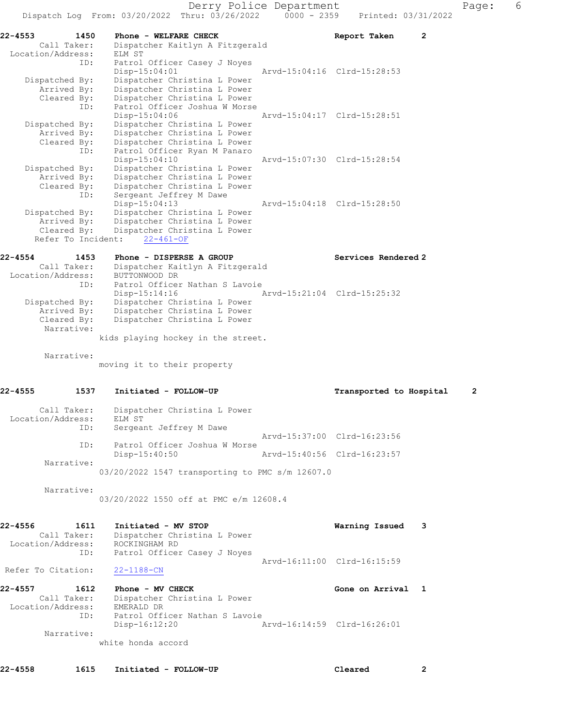22-4553 1450 Phone - WELFARE CHECK Report Taken 2

Call Taker: Dispatcher Kaitlyn A Fitzgerald
Location/Address: ELM ST
ID: Patrol Officer Casey J Noyes
Disp-15:04:01 Arvd-15:04:16 Clrd-15:28:53
Dispatched By: Dispatcher Christina L Power
Arrived By: Dispatcher Christina L Power
Cleared By: Dispatcher Christina L Power
ID: Patrol Officer Joshua W Morse
Disp-15:04:06 Arvd-15:04:17 Clrd-15:28:51
Dispatched By: Dispatcher Christina L Power
Arrived By: Dispatcher Christina L Power
Cleared By: Dispatcher Christina L Power
ID: Patrol Officer Ryan M Panaro
Disp-15:04:10 Arvd-15:07:30 Clrd-15:28:54
Dispatched By: Dispatcher Christina L Power
Arrived By: Dispatcher Christina L Power
Cleared By: Dispatcher Christina L Power
ID: Sergeant Jeffrey M Dawe
Disp-15:04:13 Arvd-15:04:18 Clrd-15:28:50
Dispatched By: Dispatcher Christina L Power
Arrived By: Dispatcher Christina L Power
Cleared By: Dispatcher Christina L Power
Refer To Incident: 22-461-OF

22-4554 1453 Phone - DISPERSE A GROUP Services Rendered 2

Call Taker: Dispatcher Kaitlyn A Fitzgerald
Location/Address: BUTTONWOOD DR
ID: Patrol Officer Nathan S Lavoie
Disp-15:14:16 Arvd-15:21:04 Clrd-15:25:32
Dispatched By: Dispatcher Christina L Power
Arrived By: Dispatcher Christina L Power
Cleared By: Dispatcher Christina L Power
Narrative:
kids playing hockey in the street.

Narrative:
moving it to their property

22-4555 1537 Initiated - FOLLOW-UP Transported to Hospital 2

Call Taker: Dispatcher Christina L Power
Location/Address: ELM ST
ID: Sergeant Jeffrey M Dawe
Arvd-15:37:00 Clrd-16:23:56
ID: Patrol Officer Joshua W Morse
Disp-15:40:50 Arvd-15:40:56 Clrd-16:23:57
Narrative:
03/20/2022 1547 transporting to PMC s/m 12607.0

Narrative:
03/20/2022 1550 off at PMC e/m 12608.4

22-4556 1611 Initiated - MV STOP Warning Issued 3

Call Taker: Dispatcher Christina L Power
Location/Address: ROCKINGHAM RD
ID: Patrol Officer Casey J Noyes
Arvd-16:11:00 Clrd-16:15:59
Refer To Citation: 22-1188-CN

22-4557 1612 Phone - MV CHECK Gone on Arrival 1

Call Taker: Dispatcher Christina L Power
Location/Address: EMERALD DR
ID: Patrol Officer Nathan S Lavoie
Disp-16:12:20 Arvd-16:14:59 Clrd-16:26:01
Narrative:
white honda accord

22-4558 1615 Initiated - FOLLOW-UP Cleared 2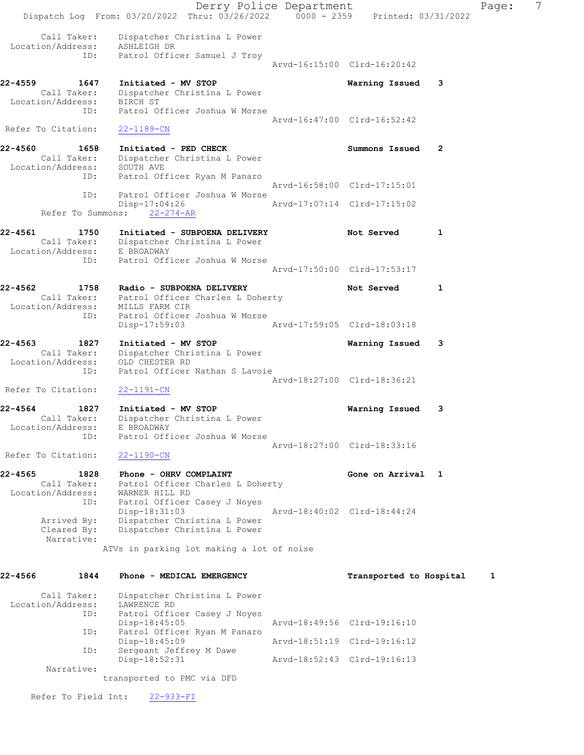```
    Call Taker:    Dispatcher Christina L Power
 Location/Address:    ASHLEIGH DR
            ID:    Patrol Officer Samuel J Troy
                                          Arvd-16:15:00  Clrd-16:20:42

22-4559        1647    Initiated - MV STOP                    Warning Issued    3
    Call Taker:    Dispatcher Christina L Power
 Location/Address:    BIRCH ST
            ID:    Patrol Officer Joshua W Morse
                                          Arvd-16:47:00  Clrd-16:52:42
 Refer To Citation:    22-1189-CN

22-4560        1658    Initiated - PED CHECK                  Summons Issued    2
    Call Taker:    Dispatcher Christina L Power
 Location/Address:    SOUTH AVE
            ID:    Patrol Officer Ryan M Panaro
                                          Arvd-16:58:00  Clrd-17:15:01
            ID:    Patrol Officer Joshua W Morse
                   Disp-17:04:26          Arvd-17:07:14  Clrd-17:15:02
       Refer To Summons:    22-274-AR

22-4561        1750    Initiated - SUBPOENA DELIVERY          Not Served        1
    Call Taker:    Dispatcher Christina L Power
 Location/Address:    E BROADWAY
            ID:    Patrol Officer Joshua W Morse
                                          Arvd-17:50:00  Clrd-17:53:17

22-4562        1758    Radio - SUBPOENA DELIVERY              Not Served        1
    Call Taker:    Patrol Officer Charles L Doherty
 Location/Address:    MILLS FARM CIR
            ID:    Patrol Officer Joshua W Morse
                   Disp-17:59:03          Arvd-17:59:05  Clrd-18:03:18

22-4563        1827    Initiated - MV STOP                    Warning Issued    3
    Call Taker:    Dispatcher Christina L Power
 Location/Address:    OLD CHESTER RD
            ID:    Patrol Officer Nathan S Lavoie
                                          Arvd-18:27:00  Clrd-18:36:21
 Refer To Citation:    22-1191-CN

22-4564        1827    Initiated - MV STOP                    Warning Issued    3
    Call Taker:    Dispatcher Christina L Power
 Location/Address:    E BROADWAY
            ID:    Patrol Officer Joshua W Morse
                                          Arvd-18:27:00  Clrd-18:33:16
 Refer To Citation:    22-1190-CN

22-4565        1828    Phone - OHRV COMPLAINT                 Gone on Arrival   1
    Call Taker:    Patrol Officer Charles L Doherty
 Location/Address:    WARNER HILL RD
            ID:    Patrol Officer Casey J Noyes
                   Disp-18:31:03          Arvd-18:40:02  Clrd-18:44:24
   Arrived By:    Dispatcher Christina L Power
   Cleared By:    Dispatcher Christina L Power
    Narrative:
         ATVs in parking lot making a lot of noise

22-4566        1844    Phone - MEDICAL EMERGENCY              Transported to Hospital    1

    Call Taker:    Dispatcher Christina L Power
 Location/Address:    LAWRENCE RD
            ID:    Patrol Officer Casey J Noyes
                   Disp-18:45:05          Arvd-18:49:56  Clrd-19:16:10
            ID:    Patrol Officer Ryan M Panaro
                   Disp-18:45:09          Arvd-18:51:19  Clrd-19:16:12
            ID:    Sergeant Jeffrey M Dawe
                   Disp-18:52:31          Arvd-18:52:43  Clrd-19:16:13
    Narrative:
         transported to PMC via DFD

   Refer To Field Int:    22-933-FI
```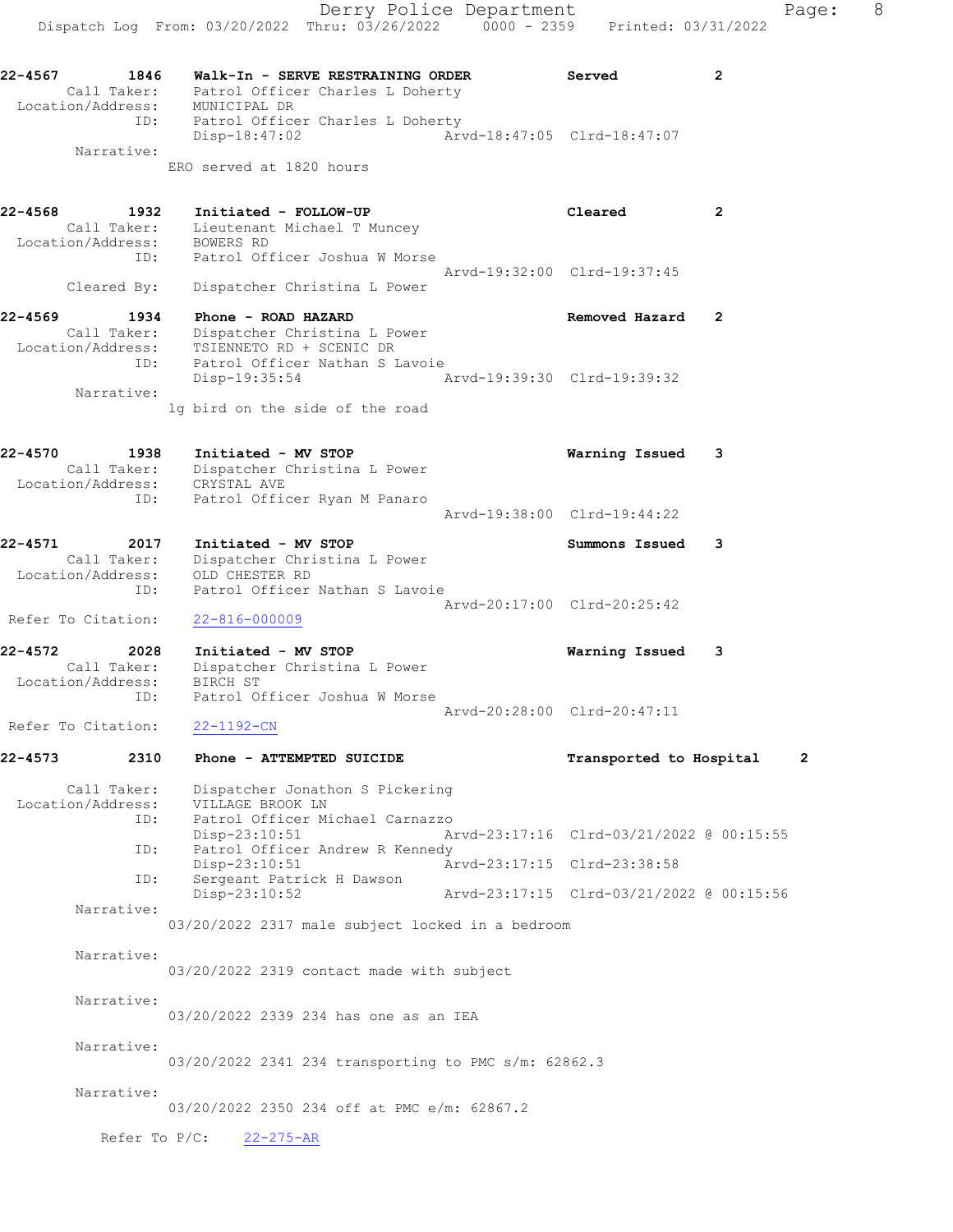22-4567 1846 Walk-In - SERVE RESTRAINING ORDER Served 2
Call Taker: Patrol Officer Charles L Doherty
Location/Address: MUNICIPAL DR
ID: Patrol Officer Charles L Doherty
Disp-18:47:02 Arvd-18:47:05 Clrd-18:47:07
Narrative:
ERO served at 1820 hours

22-4568 1932 Initiated - FOLLOW-UP Cleared 2
Call Taker: Lieutenant Michael T Muncey
Location/Address: BOWERS RD
ID: Patrol Officer Joshua W Morse
Arvd-19:32:00 Clrd-19:37:45
Cleared By: Dispatcher Christina L Power

22-4569 1934 Phone - ROAD HAZARD Removed Hazard 2
Call Taker: Dispatcher Christina L Power
Location/Address: TSIENNETO RD + SCENIC DR
ID: Patrol Officer Nathan S Lavoie
Disp-19:35:54 Arvd-19:39:30 Clrd-19:39:32
Narrative:
lg bird on the side of the road

22-4570 1938 Initiated - MV STOP Warning Issued 3
Call Taker: Dispatcher Christina L Power
Location/Address: CRYSTAL AVE
ID: Patrol Officer Ryan M Panaro
Arvd-19:38:00 Clrd-19:44:22

22-4571 2017 Initiated - MV STOP Summons Issued 3
Call Taker: Dispatcher Christina L Power
Location/Address: OLD CHESTER RD
ID: Patrol Officer Nathan S Lavoie
Arvd-20:17:00 Clrd-20:25:42
Refer To Citation: 22-816-000009

22-4572 2028 Initiated - MV STOP Warning Issued 3
Call Taker: Dispatcher Christina L Power
Location/Address: BIRCH ST
ID: Patrol Officer Joshua W Morse
Arvd-20:28:00 Clrd-20:47:11
Refer To Citation: 22-1192-CN

22-4573 2310 Phone - ATTEMPTED SUICIDE Transported to Hospital 2
Call Taker: Dispatcher Jonathon S Pickering
Location/Address: VILLAGE BROOK LN
ID: Patrol Officer Michael Carnazzo
Disp-23:10:51 Arvd-23:17:16 Clrd-03/21/2022 @ 00:15:55
ID: Patrol Officer Andrew R Kennedy
Disp-23:10:51 Arvd-23:17:15 Clrd-23:38:58
ID: Sergeant Patrick H Dawson
Disp-23:10:52 Arvd-23:17:15 Clrd-03/21/2022 @ 00:15:56
Narrative:
03/20/2022 2317 male subject locked in a bedroom

Narrative:
03/20/2022 2319 contact made with subject

Narrative:
03/20/2022 2339 234 has one as an IEA

Narrative:
03/20/2022 2341 234 transporting to PMC s/m: 62862.3

Narrative:
03/20/2022 2350 234 off at PMC e/m: 62867.2

Refer To P/C: 22-275-AR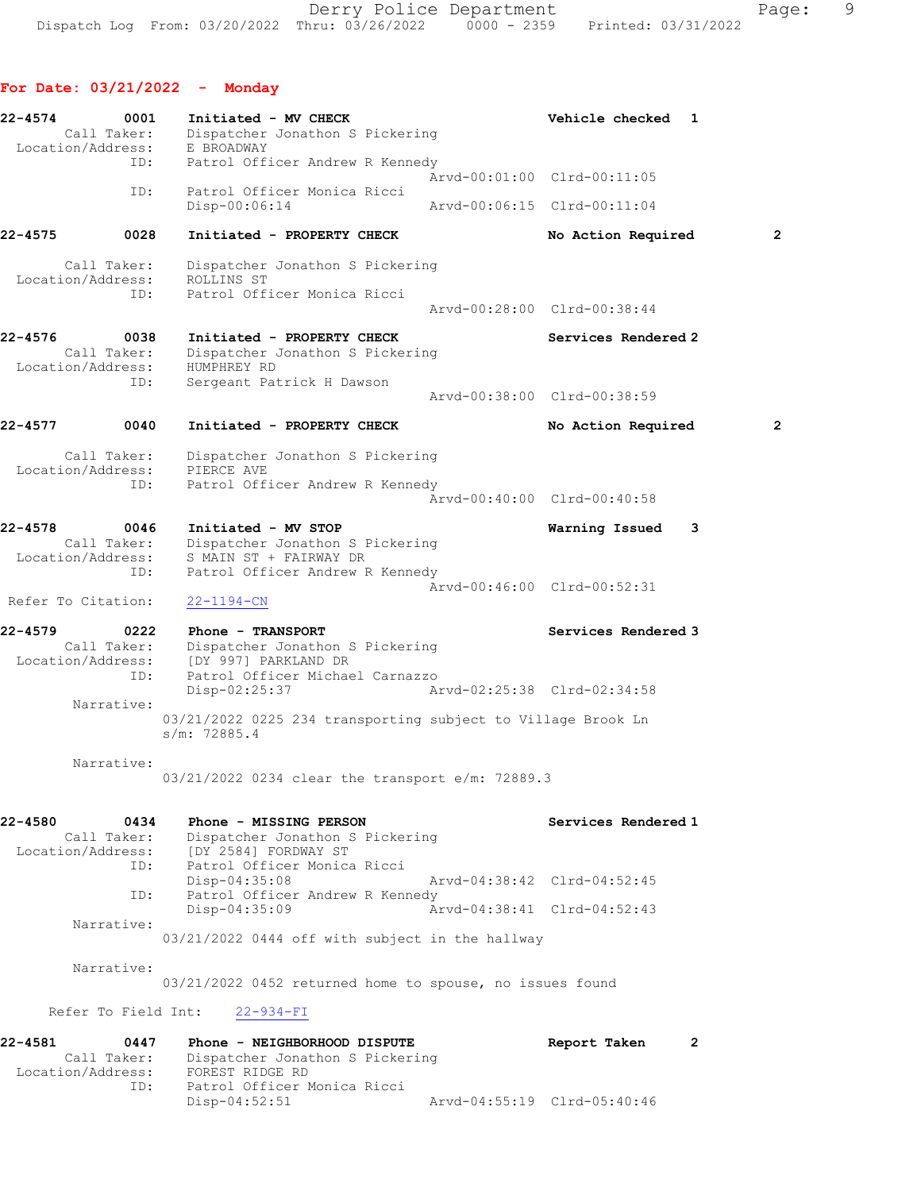## For Date: 03/21/2022 - Monday

**22-4574** 0001 **Initiated - MV CHECK** Vehicle checked 1
Call Taker: Dispatcher Jonathon S Pickering
Location/Address: E BROADWAY
ID: Patrol Officer Andrew R Kennedy
Arvd-00:01:00 Clrd-00:11:05
ID: Patrol Officer Monica Ricci
Disp-00:06:14 Arvd-00:06:15 Clrd-00:11:04

**22-4575** 0028 **Initiated - PROPERTY CHECK** No Action Required 2
Call Taker: Dispatcher Jonathon S Pickering
Location/Address: ROLLINS ST
ID: Patrol Officer Monica Ricci
Arvd-00:28:00 Clrd-00:38:44

**22-4576** 0038 **Initiated - PROPERTY CHECK** Services Rendered 2
Call Taker: Dispatcher Jonathon S Pickering
Location/Address: HUMPHREY RD
ID: Sergeant Patrick H Dawson
Arvd-00:38:00 Clrd-00:38:59

**22-4577** 0040 **Initiated - PROPERTY CHECK** No Action Required 2
Call Taker: Dispatcher Jonathon S Pickering
Location/Address: PIERCE AVE
ID: Patrol Officer Andrew R Kennedy
Arvd-00:40:00 Clrd-00:40:58

**22-4578** 0046 **Initiated - MV STOP** Warning Issued 3
Call Taker: Dispatcher Jonathon S Pickering
Location/Address: S MAIN ST + FAIRWAY DR
ID: Patrol Officer Andrew R Kennedy
Arvd-00:46:00 Clrd-00:52:31
Refer To Citation: 22-1194-CN

**22-4579** 0222 **Phone - TRANSPORT** Services Rendered 3
Call Taker: Dispatcher Jonathon S Pickering
Location/Address: [DY 997] PARKLAND DR
ID: Patrol Officer Michael Carnazzo
Disp-02:25:37 Arvd-02:25:38 Clrd-02:34:58
Narrative:
03/21/2022 0225 234 transporting subject to Village Brook Ln s/m: 72885.4
Narrative:
03/21/2022 0234 clear the transport e/m: 72889.3

**22-4580** 0434 **Phone - MISSING PERSON** Services Rendered 1
Call Taker: Dispatcher Jonathon S Pickering
Location/Address: [DY 2584] FORDWAY ST
ID: Patrol Officer Monica Ricci
Disp-04:35:08 Arvd-04:38:42 Clrd-04:52:45
ID: Patrol Officer Andrew R Kennedy
Disp-04:35:09 Arvd-04:38:41 Clrd-04:52:43
Narrative:
03/21/2022 0444 off with subject in the hallway
Narrative:
03/21/2022 0452 returned home to spouse, no issues found
Refer To Field Int: 22-934-FI

**22-4581** 0447 **Phone - NEIGHBORHOOD DISPUTE** Report Taken 2
Call Taker: Dispatcher Jonathon S Pickering
Location/Address: FOREST RIDGE RD
ID: Patrol Officer Monica Ricci
Disp-04:52:51 Arvd-04:55:19 Clrd-05:40:46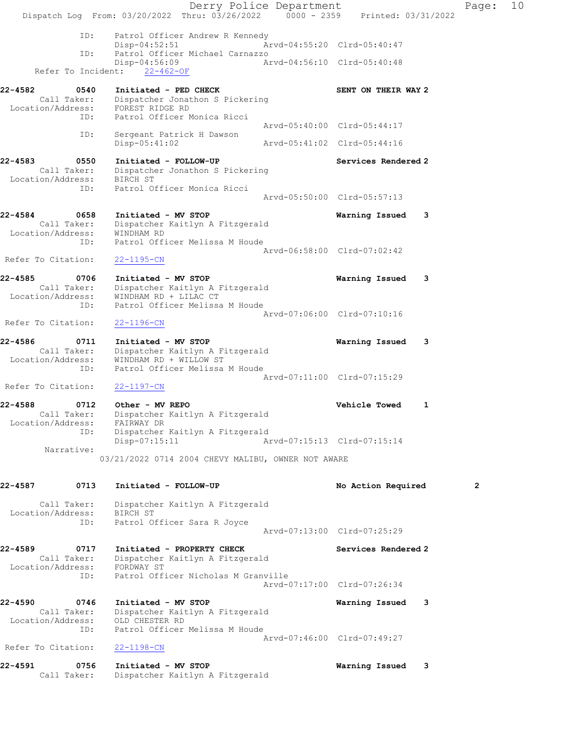```
            ID:     Patrol Officer Andrew R Kennedy
                    Disp-04:52:51               Arvd-04:55:20  Clrd-05:40:47
            ID:     Patrol Officer Michael Carnazzo
                    Disp-04:56:09               Arvd-04:56:10  Clrd-05:40:48
     Refer To Incident:   22-462-OF

22-4582       0540    Initiated - PED CHECK                     SENT ON THEIR WAY 2
        Call Taker:   Dispatcher Jonathon S Pickering
  Location/Address:   FOREST RIDGE RD
               ID:    Patrol Officer Monica Ricci
                                                Arvd-05:40:00  Clrd-05:44:17
               ID:    Sergeant Patrick H Dawson
                      Disp-05:41:02             Arvd-05:41:02  Clrd-05:44:16

22-4583       0550    Initiated - FOLLOW-UP                     Services Rendered 2
        Call Taker:   Dispatcher Jonathon S Pickering
  Location/Address:   BIRCH ST
               ID:    Patrol Officer Monica Ricci
                                                Arvd-05:50:00  Clrd-05:57:13

22-4584       0658    Initiated - MV STOP                       Warning Issued    3
        Call Taker:   Dispatcher Kaitlyn A Fitzgerald
  Location/Address:   WINDHAM RD
               ID:    Patrol Officer Melissa M Houde
                                                Arvd-06:58:00  Clrd-07:02:42
 Refer To Citation:   22-1195-CN

22-4585       0706    Initiated - MV STOP                       Warning Issued    3
        Call Taker:   Dispatcher Kaitlyn A Fitzgerald
  Location/Address:   WINDHAM RD + LILAC CT
               ID:    Patrol Officer Melissa M Houde
                                                Arvd-07:06:00  Clrd-07:10:16
 Refer To Citation:   22-1196-CN

22-4586       0711    Initiated - MV STOP                       Warning Issued    3
        Call Taker:   Dispatcher Kaitlyn A Fitzgerald
  Location/Address:   WINDHAM RD + WILLOW ST
               ID:    Patrol Officer Melissa M Houde
                                                Arvd-07:11:00  Clrd-07:15:29
 Refer To Citation:   22-1197-CN

22-4588       0712    Other - MV REPO                           Vehicle Towed     1
        Call Taker:   Dispatcher Kaitlyn A Fitzgerald
  Location/Address:   FAIRWAY DR
               ID:    Dispatcher Kaitlyn A Fitzgerald
                      Disp-07:15:11             Arvd-07:15:13  Clrd-07:15:14
        Narrative:
                03/21/2022 0714 2004 CHEVY MALIBU, OWNER NOT AWARE

22-4587       0713    Initiated - FOLLOW-UP                     No Action Required        2

        Call Taker:   Dispatcher Kaitlyn A Fitzgerald
  Location/Address:   BIRCH ST
               ID:    Patrol Officer Sara R Joyce
                                                Arvd-07:13:00  Clrd-07:25:29

22-4589       0717    Initiated - PROPERTY CHECK                Services Rendered 2
        Call Taker:   Dispatcher Kaitlyn A Fitzgerald
  Location/Address:   FORDWAY ST
               ID:    Patrol Officer Nicholas M Granville
                                                Arvd-07:17:00  Clrd-07:26:34

22-4590       0746    Initiated - MV STOP                       Warning Issued    3
        Call Taker:   Dispatcher Kaitlyn A Fitzgerald
  Location/Address:   OLD CHESTER RD
               ID:    Patrol Officer Melissa M Houde
                                                Arvd-07:46:00  Clrd-07:49:27
 Refer To Citation:   22-1198-CN

22-4591       0756    Initiated - MV STOP                       Warning Issued    3
        Call Taker:   Dispatcher Kaitlyn A Fitzgerald
```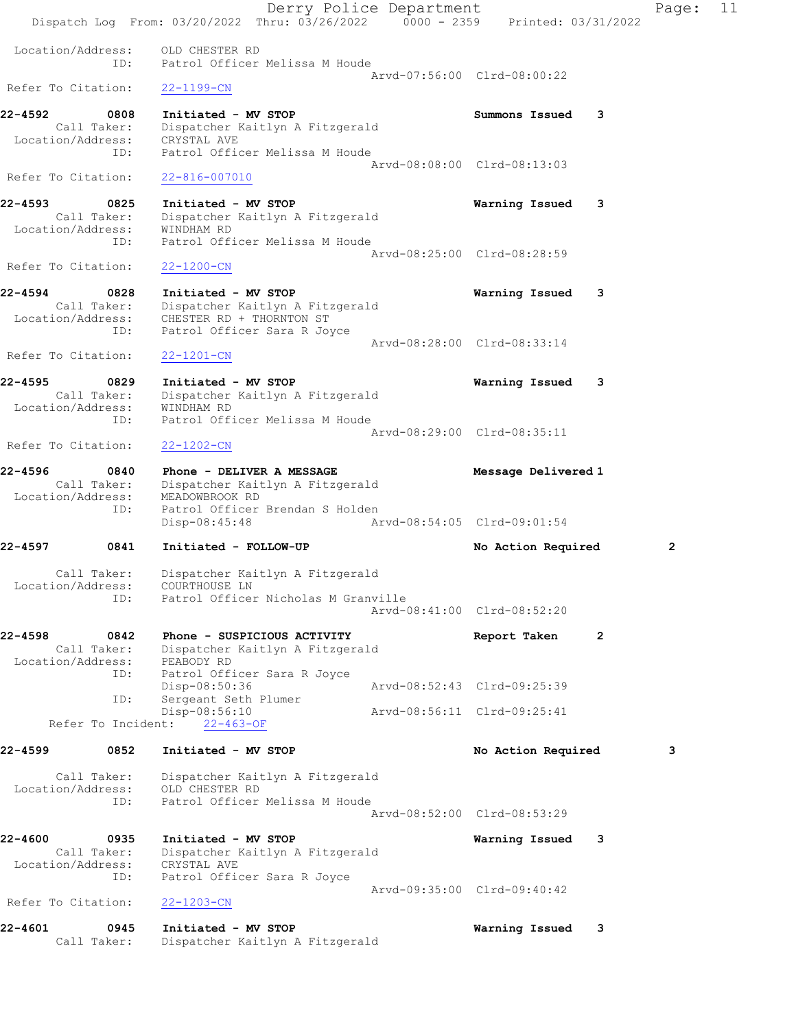Location/Address: OLD CHESTER RD
ID: Patrol Officer Melissa M Houde
Arvd-07:56:00 Clrd-08:00:22
Refer To Citation: 22-1199-CN

**22-4592 0808 Initiated - MV STOP** Summons Issued 3
Call Taker: Dispatcher Kaitlyn A Fitzgerald
Location/Address: CRYSTAL AVE
ID: Patrol Officer Melissa M Houde
Arvd-08:08:00 Clrd-08:13:03
Refer To Citation: 22-816-007010

**22-4593 0825 Initiated - MV STOP** Warning Issued 3
Call Taker: Dispatcher Kaitlyn A Fitzgerald
Location/Address: WINDHAM RD
ID: Patrol Officer Melissa M Houde
Arvd-08:25:00 Clrd-08:28:59
Refer To Citation: 22-1200-CN

**22-4594 0828 Initiated - MV STOP** Warning Issued 3
Call Taker: Dispatcher Kaitlyn A Fitzgerald
Location/Address: CHESTER RD + THORNTON ST
ID: Patrol Officer Sara R Joyce
Arvd-08:28:00 Clrd-08:33:14
Refer To Citation: 22-1201-CN

**22-4595 0829 Initiated - MV STOP** Warning Issued 3
Call Taker: Dispatcher Kaitlyn A Fitzgerald
Location/Address: WINDHAM RD
ID: Patrol Officer Melissa M Houde
Arvd-08:29:00 Clrd-08:35:11
Refer To Citation: 22-1202-CN

**22-4596 0840 Phone - DELIVER A MESSAGE** Message Delivered 1
Call Taker: Dispatcher Kaitlyn A Fitzgerald
Location/Address: MEADOWBROOK RD
ID: Patrol Officer Brendan S Holden
Disp-08:45:48 Arvd-08:54:05 Clrd-09:01:54

**22-4597 0841 Initiated - FOLLOW-UP** No Action Required 2
Call Taker: Dispatcher Kaitlyn A Fitzgerald
Location/Address: COURTHOUSE LN
ID: Patrol Officer Nicholas M Granville
Arvd-08:41:00 Clrd-08:52:20

**22-4598 0842 Phone - SUSPICIOUS ACTIVITY** Report Taken 2
Call Taker: Dispatcher Kaitlyn A Fitzgerald
Location/Address: PEABODY RD
ID: Patrol Officer Sara R Joyce
Disp-08:50:36 Arvd-08:52:43 Clrd-09:25:39
ID: Sergeant Seth Plumer
Disp-08:56:10 Arvd-08:56:11 Clrd-09:25:41
Refer To Incident: 22-463-OF

**22-4599 0852 Initiated - MV STOP** No Action Required 3
Call Taker: Dispatcher Kaitlyn A Fitzgerald
Location/Address: OLD CHESTER RD
ID: Patrol Officer Melissa M Houde
Arvd-08:52:00 Clrd-08:53:29

**22-4600 0935 Initiated - MV STOP** Warning Issued 3
Call Taker: Dispatcher Kaitlyn A Fitzgerald
Location/Address: CRYSTAL AVE
ID: Patrol Officer Sara R Joyce
Arvd-09:35:00 Clrd-09:40:42
Refer To Citation: 22-1203-CN

**22-4601 0945 Initiated - MV STOP** Warning Issued 3
Call Taker: Dispatcher Kaitlyn A Fitzgerald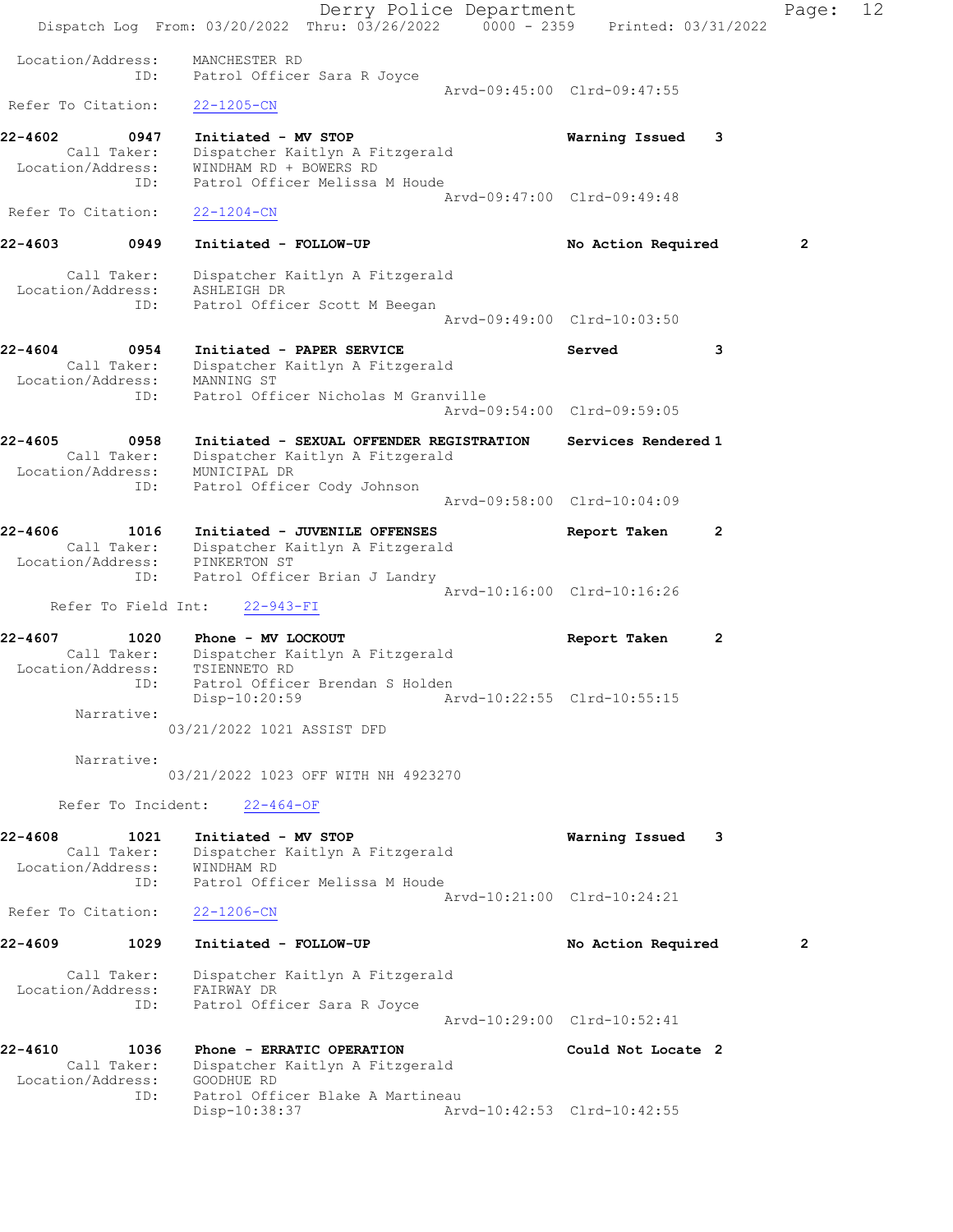Location/Address: MANCHESTER RD
ID: Patrol Officer Sara R Joyce
Arvd-09:45:00 Clrd-09:47:55
Refer To Citation: 22-1205-CN

**22-4602 0947 Initiated - MV STOP** Warning Issued 3
Call Taker: Dispatcher Kaitlyn A Fitzgerald
Location/Address: WINDHAM RD + BOWERS RD
ID: Patrol Officer Melissa M Houde
Arvd-09:47:00 Clrd-09:49:48
Refer To Citation: 22-1204-CN

**22-4603 0949 Initiated - FOLLOW-UP** No Action Required 2
Call Taker: Dispatcher Kaitlyn A Fitzgerald
Location/Address: ASHLEIGH DR
ID: Patrol Officer Scott M Beegan
Arvd-09:49:00 Clrd-10:03:50

**22-4604 0954 Initiated - PAPER SERVICE** Served 3
Call Taker: Dispatcher Kaitlyn A Fitzgerald
Location/Address: MANNING ST
ID: Patrol Officer Nicholas M Granville
Arvd-09:54:00 Clrd-09:59:05

**22-4605 0958 Initiated - SEXUAL OFFENDER REGISTRATION** Services Rendered 1
Call Taker: Dispatcher Kaitlyn A Fitzgerald
Location/Address: MUNICIPAL DR
ID: Patrol Officer Cody Johnson
Arvd-09:58:00 Clrd-10:04:09

**22-4606 1016 Initiated - JUVENILE OFFENSES** Report Taken 2
Call Taker: Dispatcher Kaitlyn A Fitzgerald
Location/Address: PINKERTON ST
ID: Patrol Officer Brian J Landry
Arvd-10:16:00 Clrd-10:16:26
Refer To Field Int: 22-943-FI

**22-4607 1020 Phone - MV LOCKOUT** Report Taken 2
Call Taker: Dispatcher Kaitlyn A Fitzgerald
Location/Address: TSIENNETO RD
ID: Patrol Officer Brendan S Holden
Disp-10:20:59 Arvd-10:22:55 Clrd-10:55:15
Narrative:
03/21/2022 1021 ASSIST DFD

Narrative:
03/21/2022 1023 OFF WITH NH 4923270

Refer To Incident: 22-464-OF

**22-4608 1021 Initiated - MV STOP** Warning Issued 3
Call Taker: Dispatcher Kaitlyn A Fitzgerald
Location/Address: WINDHAM RD
ID: Patrol Officer Melissa M Houde
Arvd-10:21:00 Clrd-10:24:21
Refer To Citation: 22-1206-CN

**22-4609 1029 Initiated - FOLLOW-UP** No Action Required 2
Call Taker: Dispatcher Kaitlyn A Fitzgerald
Location/Address: FAIRWAY DR
ID: Patrol Officer Sara R Joyce
Arvd-10:29:00 Clrd-10:52:41

**22-4610 1036 Phone - ERRATIC OPERATION** Could Not Locate 2
Call Taker: Dispatcher Kaitlyn A Fitzgerald
Location/Address: GOODHUE RD
ID: Patrol Officer Blake A Martineau
Disp-10:38:37 Arvd-10:42:53 Clrd-10:42:55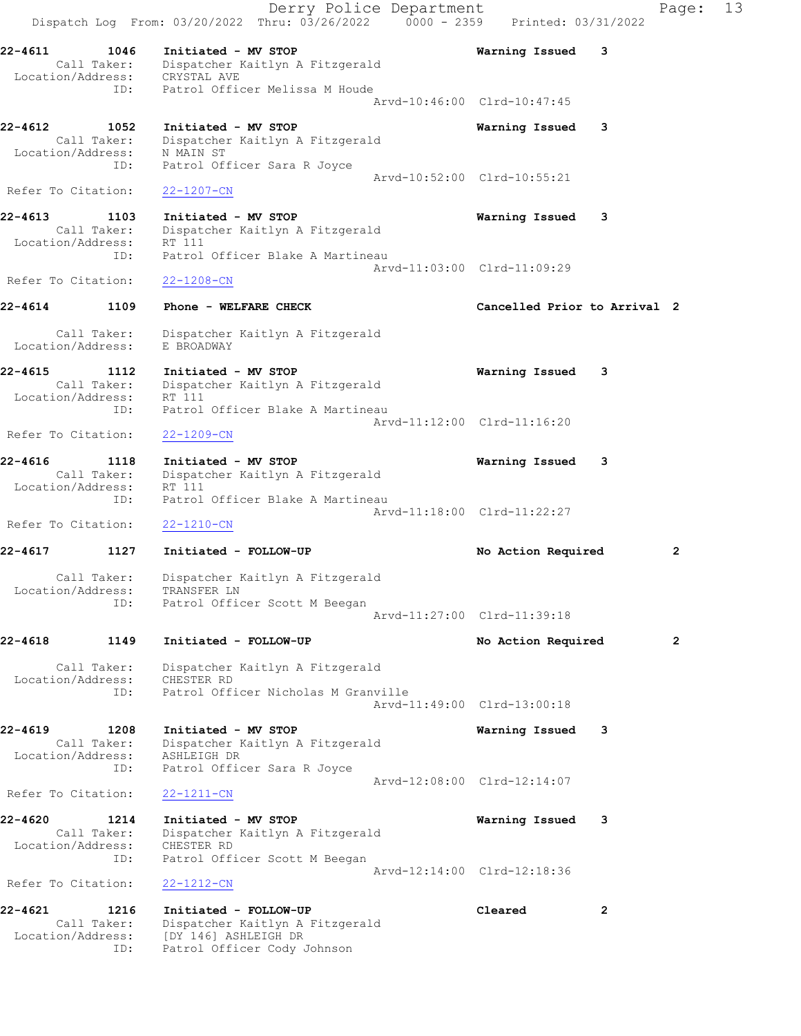22-4611 1046 Initiated - MV STOP Warning Issued 3
Call Taker: Dispatcher Kaitlyn A Fitzgerald
Location/Address: CRYSTAL AVE
ID: Patrol Officer Melissa M Houde
Arvd-10:46:00 Clrd-10:47:45

22-4612 1052 Initiated - MV STOP Warning Issued 3
Call Taker: Dispatcher Kaitlyn A Fitzgerald
Location/Address: N MAIN ST
ID: Patrol Officer Sara R Joyce
Arvd-10:52:00 Clrd-10:55:21
Refer To Citation: 22-1207-CN

22-4613 1103 Initiated - MV STOP Warning Issued 3
Call Taker: Dispatcher Kaitlyn A Fitzgerald
Location/Address: RT 111
ID: Patrol Officer Blake A Martineau
Arvd-11:03:00 Clrd-11:09:29
Refer To Citation: 22-1208-CN

22-4614 1109 Phone - WELFARE CHECK Cancelled Prior to Arrival 2
Call Taker: Dispatcher Kaitlyn A Fitzgerald
Location/Address: E BROADWAY

22-4615 1112 Initiated - MV STOP Warning Issued 3
Call Taker: Dispatcher Kaitlyn A Fitzgerald
Location/Address: RT 111
ID: Patrol Officer Blake A Martineau
Arvd-11:12:00 Clrd-11:16:20
Refer To Citation: 22-1209-CN

22-4616 1118 Initiated - MV STOP Warning Issued 3
Call Taker: Dispatcher Kaitlyn A Fitzgerald
Location/Address: RT 111
ID: Patrol Officer Blake A Martineau
Arvd-11:18:00 Clrd-11:22:27
Refer To Citation: 22-1210-CN

22-4617 1127 Initiated - FOLLOW-UP No Action Required 2
Call Taker: Dispatcher Kaitlyn A Fitzgerald
Location/Address: TRANSFER LN
ID: Patrol Officer Scott M Beegan
Arvd-11:27:00 Clrd-11:39:18

22-4618 1149 Initiated - FOLLOW-UP No Action Required 2
Call Taker: Dispatcher Kaitlyn A Fitzgerald
Location/Address: CHESTER RD
ID: Patrol Officer Nicholas M Granville
Arvd-11:49:00 Clrd-13:00:18

22-4619 1208 Initiated - MV STOP Warning Issued 3
Call Taker: Dispatcher Kaitlyn A Fitzgerald
Location/Address: ASHLEIGH DR
ID: Patrol Officer Sara R Joyce
Arvd-12:08:00 Clrd-12:14:07
Refer To Citation: 22-1211-CN

22-4620 1214 Initiated - MV STOP Warning Issued 3
Call Taker: Dispatcher Kaitlyn A Fitzgerald
Location/Address: CHESTER RD
ID: Patrol Officer Scott M Beegan
Arvd-12:14:00 Clrd-12:18:36
Refer To Citation: 22-1212-CN

22-4621 1216 Initiated - FOLLOW-UP Cleared 2
Call Taker: Dispatcher Kaitlyn A Fitzgerald
Location/Address: [DY 146] ASHLEIGH DR
ID: Patrol Officer Cody Johnson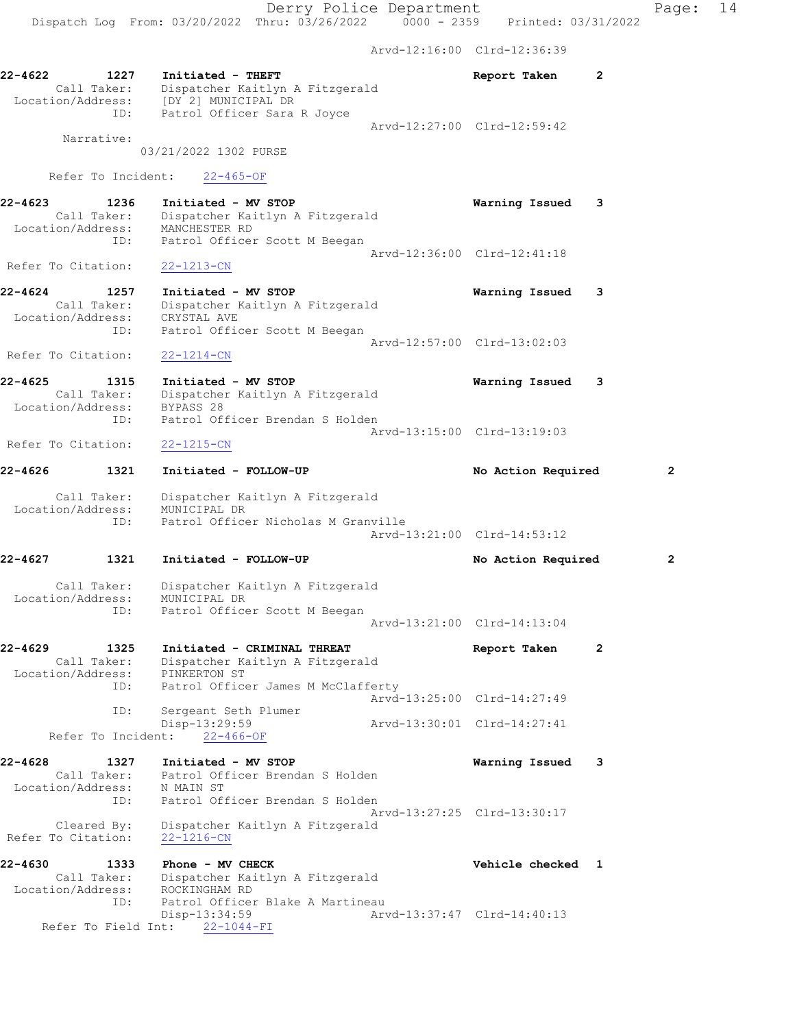Arvd-12:16:00 Clrd-12:36:39

**22-4622 1227 Initiated - THEFT** Report Taken 2
Call Taker: Dispatcher Kaitlyn A Fitzgerald
Location/Address: [DY 2] MUNICIPAL DR
ID: Patrol Officer Sara R Joyce
Arvd-12:27:00 Clrd-12:59:42
Narrative:
03/21/2022 1302 PURSE

Refer To Incident: 22-465-OF

**22-4623 1236 Initiated - MV STOP** Warning Issued 3
Call Taker: Dispatcher Kaitlyn A Fitzgerald
Location/Address: MANCHESTER RD
ID: Patrol Officer Scott M Beegan
Arvd-12:36:00 Clrd-12:41:18
Refer To Citation: 22-1213-CN

**22-4624 1257 Initiated - MV STOP** Warning Issued 3
Call Taker: Dispatcher Kaitlyn A Fitzgerald
Location/Address: CRYSTAL AVE
ID: Patrol Officer Scott M Beegan
Arvd-12:57:00 Clrd-13:02:03
Refer To Citation: 22-1214-CN

**22-4625 1315 Initiated - MV STOP** Warning Issued 3
Call Taker: Dispatcher Kaitlyn A Fitzgerald
Location/Address: BYPASS 28
ID: Patrol Officer Brendan S Holden
Arvd-13:15:00 Clrd-13:19:03
Refer To Citation: 22-1215-CN

**22-4626 1321 Initiated - FOLLOW-UP** No Action Required 2
Call Taker: Dispatcher Kaitlyn A Fitzgerald
Location/Address: MUNICIPAL DR
ID: Patrol Officer Nicholas M Granville
Arvd-13:21:00 Clrd-14:53:12

**22-4627 1321 Initiated - FOLLOW-UP** No Action Required 2
Call Taker: Dispatcher Kaitlyn A Fitzgerald
Location/Address: MUNICIPAL DR
ID: Patrol Officer Scott M Beegan
Arvd-13:21:00 Clrd-14:13:04

**22-4629 1325 Initiated - CRIMINAL THREAT** Report Taken 2
Call Taker: Dispatcher Kaitlyn A Fitzgerald
Location/Address: PINKERTON ST
ID: Patrol Officer James M McClafferty
Arvd-13:25:00 Clrd-14:27:49
ID: Sergeant Seth Plumer
Disp-13:29:59 Arvd-13:30:01 Clrd-14:27:41
Refer To Incident: 22-466-OF

**22-4628 1327 Initiated - MV STOP** Warning Issued 3
Call Taker: Patrol Officer Brendan S Holden
Location/Address: N MAIN ST
ID: Patrol Officer Brendan S Holden
Arvd-13:27:25 Clrd-13:30:17
Cleared By: Dispatcher Kaitlyn A Fitzgerald
Refer To Citation: 22-1216-CN

**22-4630 1333 Phone - MV CHECK** Vehicle checked 1
Call Taker: Dispatcher Kaitlyn A Fitzgerald
Location/Address: ROCKINGHAM RD
ID: Patrol Officer Blake A Martineau
Disp-13:34:59 Arvd-13:37:47 Clrd-14:40:13
Refer To Field Int: 22-1044-FI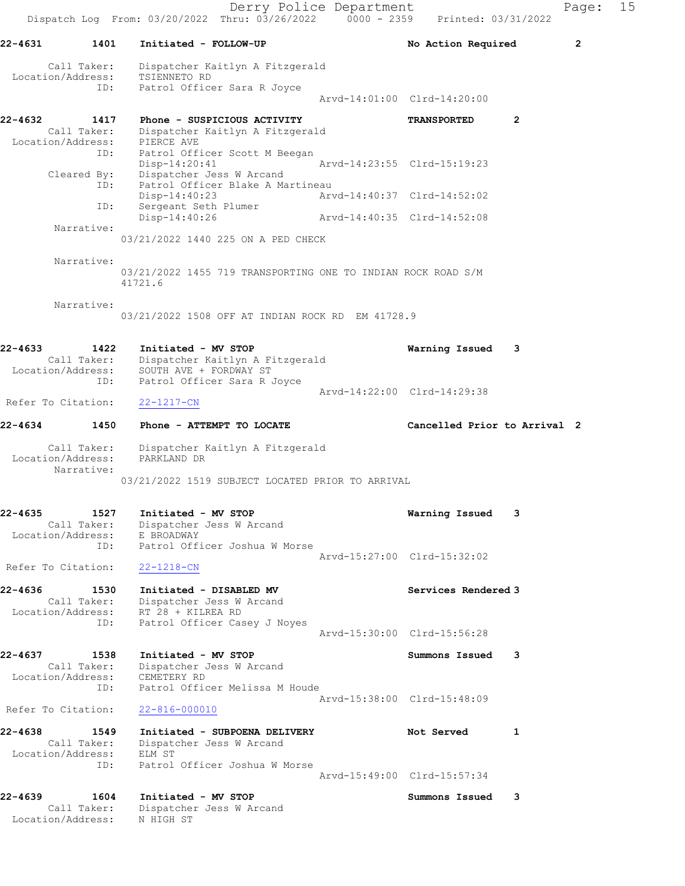**22-4631** 1401 **Initiated - FOLLOW-UP** **No Action Required** **2**

Call Taker: Dispatcher Kaitlyn A Fitzgerald
Location/Address: TSIENNETO RD
ID: Patrol Officer Sara R Joyce
Arvd-14:01:00 Clrd-14:20:00

**22-4632** 1417 **Phone - SUSPICIOUS ACTIVITY** **TRANSPORTED** **2**

Call Taker: Dispatcher Kaitlyn A Fitzgerald
Location/Address: PIERCE AVE
ID: Patrol Officer Scott M Beegan
Disp-14:20:41 Arvd-14:23:55 Clrd-15:19:23
Cleared By: Dispatcher Jess W Arcand
ID: Patrol Officer Blake A Martineau
Disp-14:40:23 Arvd-14:40:37 Clrd-14:52:02
ID: Sergeant Seth Plumer
Disp-14:40:26 Arvd-14:40:35 Clrd-14:52:08

Narrative:
03/21/2022 1440 225 ON A PED CHECK

Narrative:
03/21/2022 1455 719 TRANSPORTING ONE TO INDIAN ROCK ROAD S/M 41721.6

Narrative:
03/21/2022 1508 OFF AT INDIAN ROCK RD EM 41728.9

**22-4633** 1422 **Initiated - MV STOP** **Warning Issued** **3**

Call Taker: Dispatcher Kaitlyn A Fitzgerald
Location/Address: SOUTH AVE + FORDWAY ST
ID: Patrol Officer Sara R Joyce
Arvd-14:22:00 Clrd-14:29:38
Refer To Citation: 22-1217-CN

**22-4634** 1450 **Phone - ATTEMPT TO LOCATE** **Cancelled Prior to Arrival** **2**

Call Taker: Dispatcher Kaitlyn A Fitzgerald
Location/Address: PARKLAND DR
Narrative:
03/21/2022 1519 SUBJECT LOCATED PRIOR TO ARRIVAL

**22-4635** 1527 **Initiated - MV STOP** **Warning Issued** **3**

Call Taker: Dispatcher Jess W Arcand
Location/Address: E BROADWAY
ID: Patrol Officer Joshua W Morse
Arvd-15:27:00 Clrd-15:32:02
Refer To Citation: 22-1218-CN

**22-4636** 1530 **Initiated - DISABLED MV** **Services Rendered** **3**

Call Taker: Dispatcher Jess W Arcand
Location/Address: RT 28 + KILREA RD
ID: Patrol Officer Casey J Noyes
Arvd-15:30:00 Clrd-15:56:28

**22-4637** 1538 **Initiated - MV STOP** **Summons Issued** **3**

Call Taker: Dispatcher Jess W Arcand
Location/Address: CEMETERY RD
ID: Patrol Officer Melissa M Houde
Arvd-15:38:00 Clrd-15:48:09
Refer To Citation: 22-816-000010

**22-4638** 1549 **Initiated - SUBPOENA DELIVERY** **Not Served** **1**

Call Taker: Dispatcher Jess W Arcand
Location/Address: ELM ST
ID: Patrol Officer Joshua W Morse
Arvd-15:49:00 Clrd-15:57:34

**22-4639** 1604 **Initiated - MV STOP** **Summons Issued** **3**

Call Taker: Dispatcher Jess W Arcand
Location/Address: N HIGH ST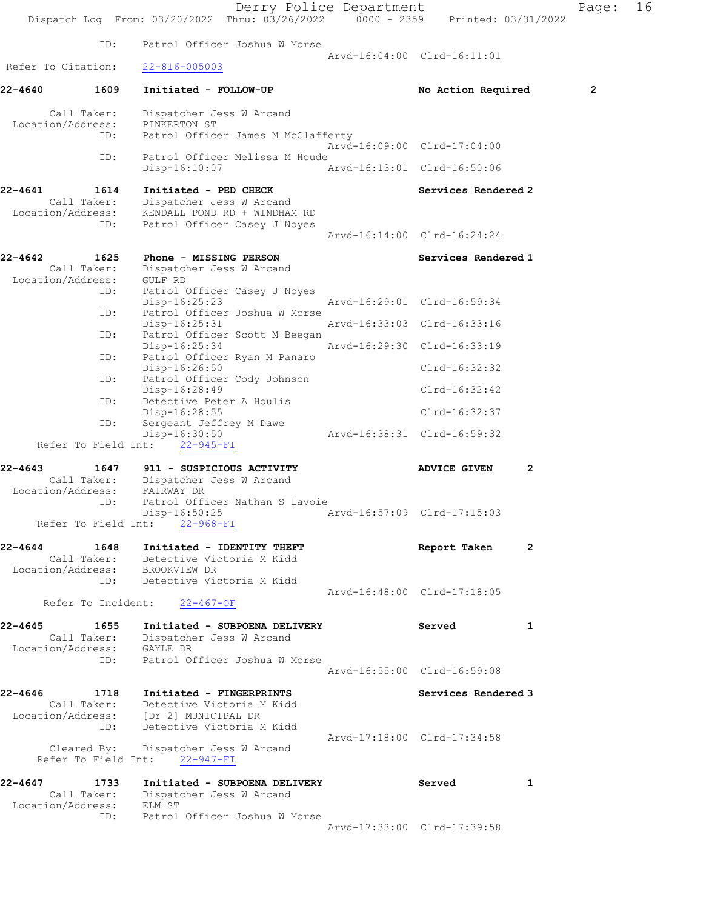```
            ID:      Patrol Officer Joshua W Morse
                                                  Arvd-16:04:00  Clrd-16:11:01
 Refer To Citation:   22-816-005003

22-4640        1609    Initiated - FOLLOW-UP                       No Action Required        2

       Call Taker:    Dispatcher Jess W Arcand
  Location/Address:   PINKERTON ST
               ID:    Patrol Officer James M McClafferty
                                                  Arvd-16:09:00  Clrd-17:04:00
               ID:    Patrol Officer Melissa M Houde
                      Disp-16:10:07               Arvd-16:13:01  Clrd-16:50:06

22-4641        1614    Initiated - PED CHECK                       Services Rendered 2
       Call Taker:    Dispatcher Jess W Arcand
  Location/Address:   KENDALL POND RD + WINDHAM RD
               ID:    Patrol Officer Casey J Noyes
                                                  Arvd-16:14:00  Clrd-16:24:24

22-4642        1625    Phone - MISSING PERSON                      Services Rendered 1
       Call Taker:    Dispatcher Jess W Arcand
  Location/Address:   GULF RD
               ID:    Patrol Officer Casey J Noyes
                      Disp-16:25:23               Arvd-16:29:01  Clrd-16:59:34
               ID:    Patrol Officer Joshua W Morse
                      Disp-16:25:31               Arvd-16:33:03  Clrd-16:33:16
               ID:    Patrol Officer Scott M Beegan
                      Disp-16:25:34               Arvd-16:29:30  Clrd-16:33:19
               ID:    Patrol Officer Ryan M Panaro
                      Disp-16:26:50                              Clrd-16:32:32
               ID:    Patrol Officer Cody Johnson
                      Disp-16:28:49                              Clrd-16:32:42
               ID:    Detective Peter A Houlis
                      Disp-16:28:55                              Clrd-16:32:37
               ID:    Sergeant Jeffrey M Dawe
                      Disp-16:30:50               Arvd-16:38:31  Clrd-16:59:32
     Refer To Field Int:    22-945-FI

22-4643        1647    911 - SUSPICIOUS ACTIVITY                   ADVICE GIVEN        2
       Call Taker:    Dispatcher Jess W Arcand
  Location/Address:   FAIRWAY DR
               ID:    Patrol Officer Nathan S Lavoie
                      Disp-16:50:25               Arvd-16:57:09  Clrd-17:15:03
     Refer To Field Int:    22-968-FI

22-4644        1648    Initiated - IDENTITY THEFT                  Report Taken        2
       Call Taker:    Detective Victoria M Kidd
  Location/Address:   BROOKVIEW DR
               ID:    Detective Victoria M Kidd
                                                  Arvd-16:48:00  Clrd-17:18:05
      Refer To Incident:    22-467-OF

22-4645        1655    Initiated - SUBPOENA DELIVERY               Served              1
       Call Taker:    Dispatcher Jess W Arcand
  Location/Address:   GAYLE DR
               ID:    Patrol Officer Joshua W Morse
                                                  Arvd-16:55:00  Clrd-16:59:08

22-4646        1718    Initiated - FINGERPRINTS                    Services Rendered 3
       Call Taker:    Detective Victoria M Kidd
  Location/Address:   [DY 2] MUNICIPAL DR
               ID:    Detective Victoria M Kidd
                                                  Arvd-17:18:00  Clrd-17:34:58
       Cleared By:    Dispatcher Jess W Arcand
     Refer To Field Int:    22-947-FI

22-4647        1733    Initiated - SUBPOENA DELIVERY               Served              1
       Call Taker:    Dispatcher Jess W Arcand
  Location/Address:   ELM ST
               ID:    Patrol Officer Joshua W Morse
                                                  Arvd-17:33:00  Clrd-17:39:58
```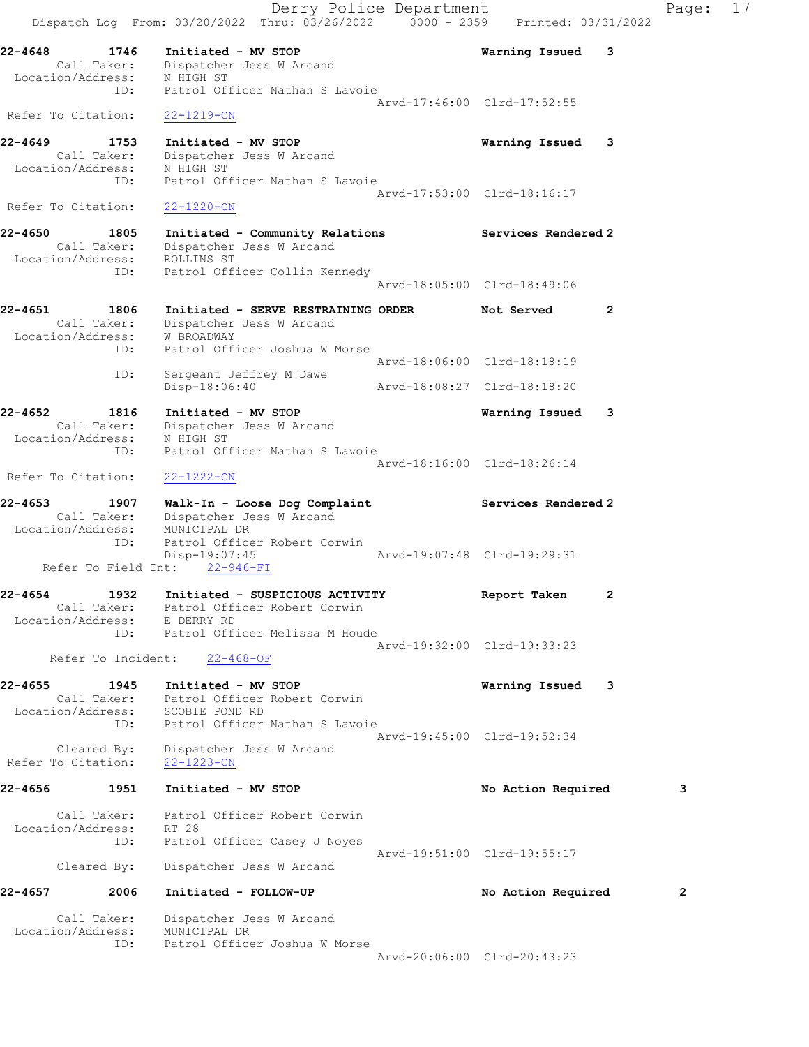22-4648 1746 Initiated - MV STOP Warning Issued 3
Call Taker: Dispatcher Jess W Arcand
Location/Address: N HIGH ST
ID: Patrol Officer Nathan S Lavoie
Arvd-17:46:00 Clrd-17:52:55
Refer To Citation: 22-1219-CN

22-4649 1753 Initiated - MV STOP Warning Issued 3
Call Taker: Dispatcher Jess W Arcand
Location/Address: N HIGH ST
ID: Patrol Officer Nathan S Lavoie
Arvd-17:53:00 Clrd-18:16:17
Refer To Citation: 22-1220-CN

22-4650 1805 Initiated - Community Relations Services Rendered 2
Call Taker: Dispatcher Jess W Arcand
Location/Address: ROLLINS ST
ID: Patrol Officer Collin Kennedy
Arvd-18:05:00 Clrd-18:49:06

22-4651 1806 Initiated - SERVE RESTRAINING ORDER Not Served 2
Call Taker: Dispatcher Jess W Arcand
Location/Address: W BROADWAY
ID: Patrol Officer Joshua W Morse
Arvd-18:06:00 Clrd-18:18:19
ID: Sergeant Jeffrey M Dawe
Disp-18:06:40 Arvd-18:08:27 Clrd-18:18:20

22-4652 1816 Initiated - MV STOP Warning Issued 3
Call Taker: Dispatcher Jess W Arcand
Location/Address: N HIGH ST
ID: Patrol Officer Nathan S Lavoie
Arvd-18:16:00 Clrd-18:26:14
Refer To Citation: 22-1222-CN

22-4653 1907 Walk-In - Loose Dog Complaint Services Rendered 2
Call Taker: Dispatcher Jess W Arcand
Location/Address: MUNICIPAL DR
ID: Patrol Officer Robert Corwin
Disp-19:07:45 Arvd-19:07:48 Clrd-19:29:31
Refer To Field Int: 22-946-FI

22-4654 1932 Initiated - SUSPICIOUS ACTIVITY Report Taken 2
Call Taker: Patrol Officer Robert Corwin
Location/Address: E DERRY RD
ID: Patrol Officer Melissa M Houde
Arvd-19:32:00 Clrd-19:33:23
Refer To Incident: 22-468-OF

22-4655 1945 Initiated - MV STOP Warning Issued 3
Call Taker: Patrol Officer Robert Corwin
Location/Address: SCOBIE POND RD
ID: Patrol Officer Nathan S Lavoie
Arvd-19:45:00 Clrd-19:52:34
Cleared By: Dispatcher Jess W Arcand
Refer To Citation: 22-1223-CN

22-4656 1951 Initiated - MV STOP No Action Required 3
Call Taker: Patrol Officer Robert Corwin
Location/Address: RT 28
ID: Patrol Officer Casey J Noyes
Arvd-19:51:00 Clrd-19:55:17
Cleared By: Dispatcher Jess W Arcand

22-4657 2006 Initiated - FOLLOW-UP No Action Required 2
Call Taker: Dispatcher Jess W Arcand
Location/Address: MUNICIPAL DR
ID: Patrol Officer Joshua W Morse
Arvd-20:06:00 Clrd-20:43:23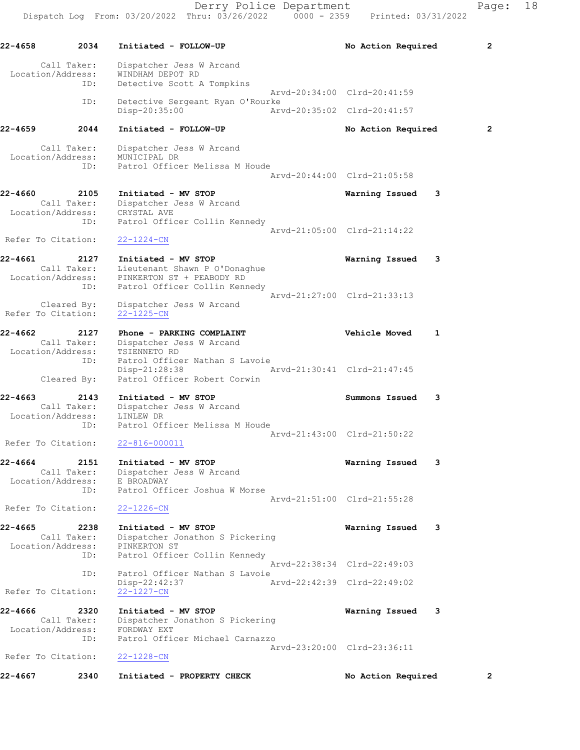22-4658 2034 Initiated - FOLLOW-UP No Action Required 2

Call Taker: Dispatcher Jess W Arcand
Location/Address: WINDHAM DEPOT RD
ID: Detective Scott A Tompkins
Arvd-20:34:00 Clrd-20:41:59
ID: Detective Sergeant Ryan O'Rourke
Disp-20:35:00 Arvd-20:35:02 Clrd-20:41:57

22-4659 2044 Initiated - FOLLOW-UP No Action Required 2

Call Taker: Dispatcher Jess W Arcand
Location/Address: MUNICIPAL DR
ID: Patrol Officer Melissa M Houde
Arvd-20:44:00 Clrd-21:05:58

22-4660 2105 Initiated - MV STOP Warning Issued 3
Call Taker: Dispatcher Jess W Arcand
Location/Address: CRYSTAL AVE
ID: Patrol Officer Collin Kennedy
Arvd-21:05:00 Clrd-21:14:22
Refer To Citation: 22-1224-CN

22-4661 2127 Initiated - MV STOP Warning Issued 3
Call Taker: Lieutenant Shawn P O'Donaghue
Location/Address: PINKERTON ST + PEABODY RD
ID: Patrol Officer Collin Kennedy
Arvd-21:27:00 Clrd-21:33:13
Cleared By: Dispatcher Jess W Arcand
Refer To Citation: 22-1225-CN

22-4662 2127 Phone - PARKING COMPLAINT Vehicle Moved 1
Call Taker: Dispatcher Jess W Arcand
Location/Address: TSIENNETO RD
ID: Patrol Officer Nathan S Lavoie
Disp-21:28:38 Arvd-21:30:41 Clrd-21:47:45
Cleared By: Patrol Officer Robert Corwin

22-4663 2143 Initiated - MV STOP Summons Issued 3
Call Taker: Dispatcher Jess W Arcand
Location/Address: LINLEW DR
ID: Patrol Officer Melissa M Houde
Arvd-21:43:00 Clrd-21:50:22
Refer To Citation: 22-816-000011

22-4664 2151 Initiated - MV STOP Warning Issued 3
Call Taker: Dispatcher Jess W Arcand
Location/Address: E BROADWAY
ID: Patrol Officer Joshua W Morse
Arvd-21:51:00 Clrd-21:55:28
Refer To Citation: 22-1226-CN

22-4665 2238 Initiated - MV STOP Warning Issued 3
Call Taker: Dispatcher Jonathon S Pickering
Location/Address: PINKERTON ST
ID: Patrol Officer Collin Kennedy
Arvd-22:38:34 Clrd-22:49:03
ID: Patrol Officer Nathan S Lavoie
Disp-22:42:37 Arvd-22:42:39 Clrd-22:49:02
Refer To Citation: 22-1227-CN

22-4666 2320 Initiated - MV STOP Warning Issued 3
Call Taker: Dispatcher Jonathon S Pickering
Location/Address: FORDWAY EXT
ID: Patrol Officer Michael Carnazzo
Arvd-23:20:00 Clrd-23:36:11
Refer To Citation: 22-1228-CN

22-4667 2340 Initiated - PROPERTY CHECK No Action Required 2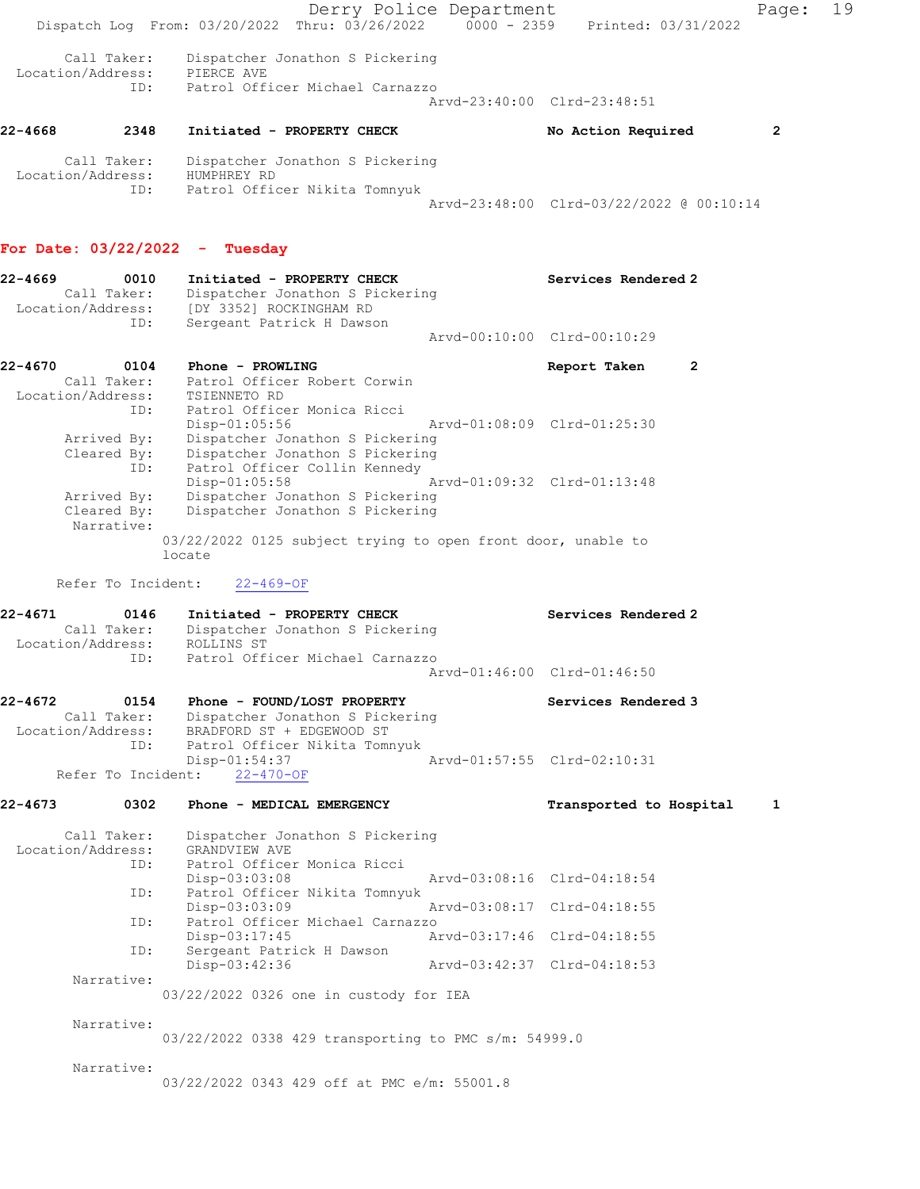Call Taker: Dispatcher Jonathon S Pickering
Location/Address: PIERCE AVE
ID: Patrol Officer Michael Carnazzo
Arvd-23:40:00 Clrd-23:48:51

**22-4668** 2348 Initiated - PROPERTY CHECK No Action Required 2

Call Taker: Dispatcher Jonathon S Pickering
Location/Address: HUMPHREY RD
ID: Patrol Officer Nikita Tomnyuk
Arvd-23:48:00 Clrd-03/22/2022 @ 00:10:14

## For Date: 03/22/2022 - Tuesday

**22-4669** 0010 Initiated - PROPERTY CHECK Services Rendered 2
Call Taker: Dispatcher Jonathon S Pickering
Location/Address: [DY 3352] ROCKINGHAM RD
ID: Sergeant Patrick H Dawson
Arvd-00:10:00 Clrd-00:10:29

**22-4670** 0104 Phone - PROWLING Report Taken 2
Call Taker: Patrol Officer Robert Corwin
Location/Address: TSIENNETO RD
ID: Patrol Officer Monica Ricci
Disp-01:05:56 Arvd-01:08:09 Clrd-01:25:30
Arrived By: Dispatcher Jonathon S Pickering
Cleared By: Dispatcher Jonathon S Pickering
ID: Patrol Officer Collin Kennedy
Disp-01:05:58 Arvd-01:09:32 Clrd-01:13:48
Arrived By: Dispatcher Jonathon S Pickering
Cleared By: Dispatcher Jonathon S Pickering
Narrative:
03/22/2022 0125 subject trying to open front door, unable to locate

Refer To Incident: 22-469-OF

**22-4671** 0146 Initiated - PROPERTY CHECK Services Rendered 2
Call Taker: Dispatcher Jonathon S Pickering
Location/Address: ROLLINS ST
ID: Patrol Officer Michael Carnazzo
Arvd-01:46:00 Clrd-01:46:50

**22-4672** 0154 Phone - FOUND/LOST PROPERTY Services Rendered 3
Call Taker: Dispatcher Jonathon S Pickering
Location/Address: BRADFORD ST + EDGEWOOD ST
ID: Patrol Officer Nikita Tomnyuk
Disp-01:54:37 Arvd-01:57:55 Clrd-02:10:31
Refer To Incident: 22-470-OF

**22-4673** 0302 Phone - MEDICAL EMERGENCY Transported to Hospital 1

Call Taker: Dispatcher Jonathon S Pickering
Location/Address: GRANDVIEW AVE
ID: Patrol Officer Monica Ricci
Disp-03:03:08 Arvd-03:08:16 Clrd-04:18:54
ID: Patrol Officer Nikita Tomnyuk
Disp-03:03:09 Arvd-03:08:17 Clrd-04:18:55
ID: Patrol Officer Michael Carnazzo
Disp-03:17:45 Arvd-03:17:46 Clrd-04:18:55
ID: Sergeant Patrick H Dawson
Disp-03:42:36 Arvd-03:42:37 Clrd-04:18:53
Narrative:
03/22/2022 0326 one in custody for IEA

Narrative:
03/22/2022 0338 429 transporting to PMC s/m: 54999.0

Narrative:
03/22/2022 0343 429 off at PMC e/m: 55001.8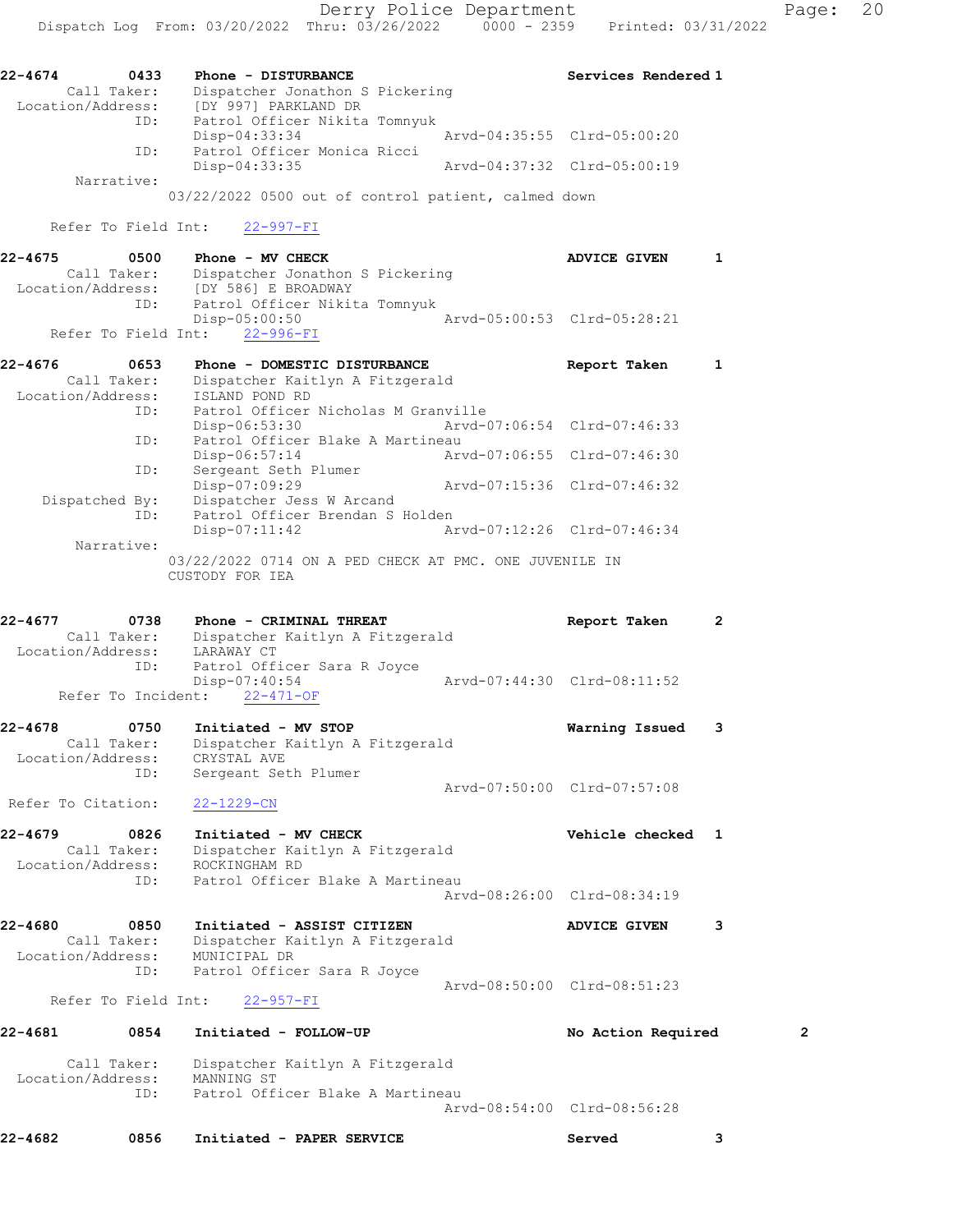**22-4674** 0433 Phone - DISTURBANCE — Services Rendered 1
Call Taker: Dispatcher Jonathon S Pickering
Location/Address: [DY 997] PARKLAND DR
ID: Patrol Officer Nikita Tomnyuk
Disp-04:33:34 Arvd-04:35:55 Clrd-05:00:20
ID: Patrol Officer Monica Ricci
Disp-04:33:35 Arvd-04:37:32 Clrd-05:00:19
Narrative:
03/22/2022 0500 out of control patient, calmed down

Refer To Field Int: 22-997-FI

**22-4675** 0500 Phone - MV CHECK — ADVICE GIVEN 1
Call Taker: Dispatcher Jonathon S Pickering
Location/Address: [DY 586] E BROADWAY
ID: Patrol Officer Nikita Tomnyuk
Disp-05:00:50 Arvd-05:00:53 Clrd-05:28:21
Refer To Field Int: 22-996-FI

**22-4676** 0653 Phone - DOMESTIC DISTURBANCE — Report Taken 1
Call Taker: Dispatcher Kaitlyn A Fitzgerald
Location/Address: ISLAND POND RD
ID: Patrol Officer Nicholas M Granville
Disp-06:53:30 Arvd-07:06:54 Clrd-07:46:33
ID: Patrol Officer Blake A Martineau
Disp-06:57:14 Arvd-07:06:55 Clrd-07:46:30
ID: Sergeant Seth Plumer
Disp-07:09:29 Arvd-07:15:36 Clrd-07:46:32
Dispatched By: Dispatcher Jess W Arcand
ID: Patrol Officer Brendan S Holden
Disp-07:11:42 Arvd-07:12:26 Clrd-07:46:34
Narrative:
03/22/2022 0714 ON A PED CHECK AT PMC. ONE JUVENILE IN CUSTODY FOR IEA

**22-4677** 0738 Phone - CRIMINAL THREAT — Report Taken 2
Call Taker: Dispatcher Kaitlyn A Fitzgerald
Location/Address: LARAWAY CT
ID: Patrol Officer Sara R Joyce
Disp-07:40:54 Arvd-07:44:30 Clrd-08:11:52
Refer To Incident: 22-471-OF

**22-4678** 0750 Initiated - MV STOP — Warning Issued 3
Call Taker: Dispatcher Kaitlyn A Fitzgerald
Location/Address: CRYSTAL AVE
ID: Sergeant Seth Plumer
Arvd-07:50:00 Clrd-07:57:08
Refer To Citation: 22-1229-CN

**22-4679** 0826 Initiated - MV CHECK — Vehicle checked 1
Call Taker: Dispatcher Kaitlyn A Fitzgerald
Location/Address: ROCKINGHAM RD
ID: Patrol Officer Blake A Martineau
Arvd-08:26:00 Clrd-08:34:19

**22-4680** 0850 Initiated - ASSIST CITIZEN — ADVICE GIVEN 3
Call Taker: Dispatcher Kaitlyn A Fitzgerald
Location/Address: MUNICIPAL DR
ID: Patrol Officer Sara R Joyce
Arvd-08:50:00 Clrd-08:51:23
Refer To Field Int: 22-957-FI

**22-4681** 0854 Initiated - FOLLOW-UP — No Action Required 2
Call Taker: Dispatcher Kaitlyn A Fitzgerald
Location/Address: MANNING ST
ID: Patrol Officer Blake A Martineau
Arvd-08:54:00 Clrd-08:56:28

**22-4682** 0856 Initiated - PAPER SERVICE — Served 3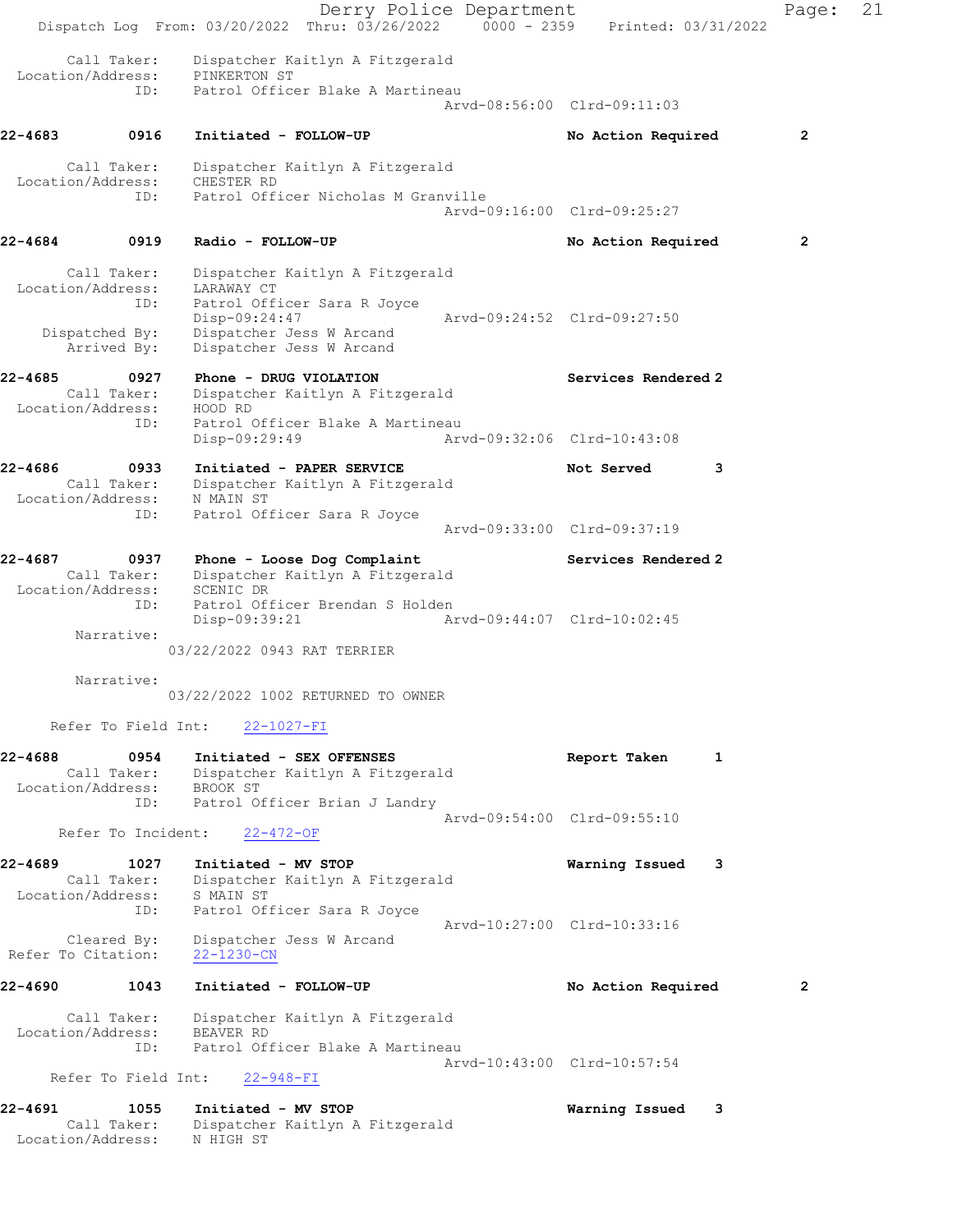Call Taker: Dispatcher Kaitlyn A Fitzgerald
Location/Address: PINKERTON ST
ID: Patrol Officer Blake A Martineau
Arvd-08:56:00 Clrd-09:11:03

**22-4683 0916 Initiated - FOLLOW-UP** No Action Required 2

Call Taker: Dispatcher Kaitlyn A Fitzgerald
Location/Address: CHESTER RD
ID: Patrol Officer Nicholas M Granville
Arvd-09:16:00 Clrd-09:25:27

**22-4684 0919 Radio - FOLLOW-UP** No Action Required 2

Call Taker: Dispatcher Kaitlyn A Fitzgerald
Location/Address: LARAWAY CT
ID: Patrol Officer Sara R Joyce
Disp-09:24:47 Arvd-09:24:52 Clrd-09:27:50
Dispatched By: Dispatcher Jess W Arcand
Arrived By: Dispatcher Jess W Arcand

**22-4685 0927 Phone - DRUG VIOLATION** Services Rendered 2

Call Taker: Dispatcher Kaitlyn A Fitzgerald
Location/Address: HOOD RD
ID: Patrol Officer Blake A Martineau
Disp-09:29:49 Arvd-09:32:06 Clrd-10:43:08

**22-4686 0933 Initiated - PAPER SERVICE** Not Served 3

Call Taker: Dispatcher Kaitlyn A Fitzgerald
Location/Address: N MAIN ST
ID: Patrol Officer Sara R Joyce
Arvd-09:33:00 Clrd-09:37:19

**22-4687 0937 Phone - Loose Dog Complaint** Services Rendered 2

Call Taker: Dispatcher Kaitlyn A Fitzgerald
Location/Address: SCENIC DR
ID: Patrol Officer Brendan S Holden
Disp-09:39:21 Arvd-09:44:07 Clrd-10:02:45

Narrative:
03/22/2022 0943 RAT TERRIER

Narrative:
03/22/2022 1002 RETURNED TO OWNER

Refer To Field Int: 22-1027-FI

**22-4688 0954 Initiated - SEX OFFENSES** Report Taken 1

Call Taker: Dispatcher Kaitlyn A Fitzgerald
Location/Address: BROOK ST
ID: Patrol Officer Brian J Landry
Arvd-09:54:00 Clrd-09:55:10

Refer To Incident: 22-472-OF

**22-4689 1027 Initiated - MV STOP** Warning Issued 3

Call Taker: Dispatcher Kaitlyn A Fitzgerald
Location/Address: S MAIN ST
ID: Patrol Officer Sara R Joyce
Arvd-10:27:00 Clrd-10:33:16
Cleared By: Dispatcher Jess W Arcand
Refer To Citation: 22-1230-CN

**22-4690 1043 Initiated - FOLLOW-UP** No Action Required 2

Call Taker: Dispatcher Kaitlyn A Fitzgerald
Location/Address: BEAVER RD
ID: Patrol Officer Blake A Martineau
Arvd-10:43:00 Clrd-10:57:54

Refer To Field Int: 22-948-FI

**22-4691 1055 Initiated - MV STOP** Warning Issued 3

Call Taker: Dispatcher Kaitlyn A Fitzgerald
Location/Address: N HIGH ST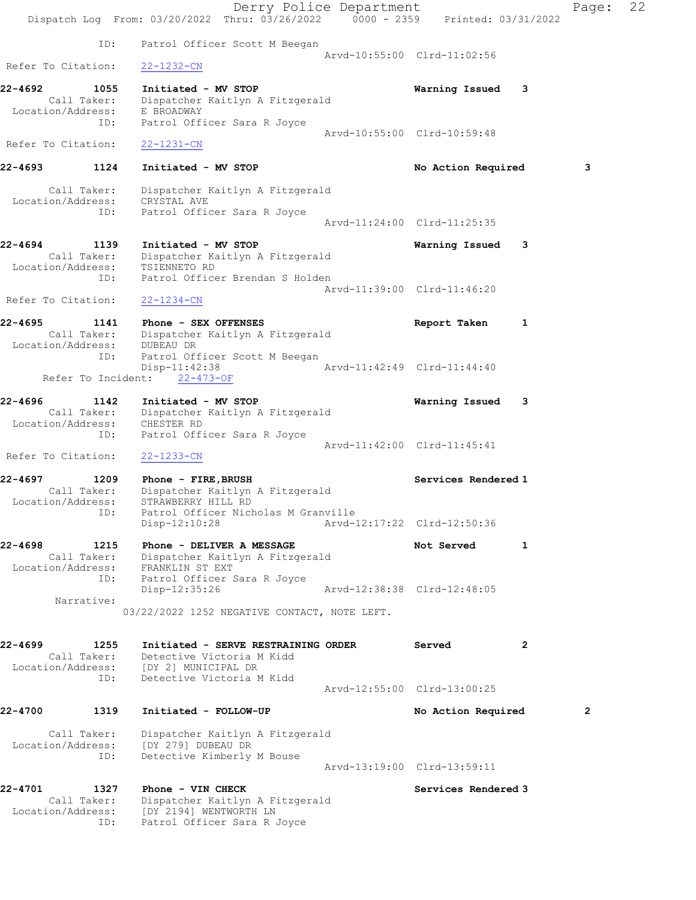ID: Patrol Officer Scott M Beegan
Arvd-10:55:00 Clrd-11:02:56
Refer To Citation: 22-1232-CN

**22-4692 1055 Initiated - MV STOP** — Warning Issued 3
Call Taker: Dispatcher Kaitlyn A Fitzgerald
Location/Address: E BROADWAY
ID: Patrol Officer Sara R Joyce
Arvd-10:55:00 Clrd-10:59:48
Refer To Citation: 22-1231-CN

**22-4693 1124 Initiated - MV STOP** — No Action Required 3
Call Taker: Dispatcher Kaitlyn A Fitzgerald
Location/Address: CRYSTAL AVE
ID: Patrol Officer Sara R Joyce
Arvd-11:24:00 Clrd-11:25:35

**22-4694 1139 Initiated - MV STOP** — Warning Issued 3
Call Taker: Dispatcher Kaitlyn A Fitzgerald
Location/Address: TSIENNETO RD
ID: Patrol Officer Brendan S Holden
Arvd-11:39:00 Clrd-11:46:20
Refer To Citation: 22-1234-CN

**22-4695 1141 Phone - SEX OFFENSES** — Report Taken 1
Call Taker: Dispatcher Kaitlyn A Fitzgerald
Location/Address: DUBEAU DR
ID: Patrol Officer Scott M Beegan
Disp-11:42:38 Arvd-11:42:49 Clrd-11:44:40
Refer To Incident: 22-473-OF

**22-4696 1142 Initiated - MV STOP** — Warning Issued 3
Call Taker: Dispatcher Kaitlyn A Fitzgerald
Location/Address: CHESTER RD
ID: Patrol Officer Sara R Joyce
Arvd-11:42:00 Clrd-11:45:41
Refer To Citation: 22-1233-CN

**22-4697 1209 Phone - FIRE,BRUSH** — Services Rendered 1
Call Taker: Dispatcher Kaitlyn A Fitzgerald
Location/Address: STRAWBERRY HILL RD
ID: Patrol Officer Nicholas M Granville
Disp-12:10:28 Arvd-12:17:22 Clrd-12:50:36

**22-4698 1215 Phone - DELIVER A MESSAGE** — Not Served 1
Call Taker: Dispatcher Kaitlyn A Fitzgerald
Location/Address: FRANKLIN ST EXT
ID: Patrol Officer Sara R Joyce
Disp-12:35:26 Arvd-12:38:38 Clrd-12:48:05
Narrative:
03/22/2022 1252 NEGATIVE CONTACT, NOTE LEFT.

**22-4699 1255 Initiated - SERVE RESTRAINING ORDER** — Served 2
Call Taker: Detective Victoria M Kidd
Location/Address: [DY 2] MUNICIPAL DR
ID: Detective Victoria M Kidd
Arvd-12:55:00 Clrd-13:00:25

**22-4700 1319 Initiated - FOLLOW-UP** — No Action Required 2
Call Taker: Dispatcher Kaitlyn A Fitzgerald
Location/Address: [DY 279] DUBEAU DR
ID: Detective Kimberly M Bouse
Arvd-13:19:00 Clrd-13:59:11

**22-4701 1327 Phone - VIN CHECK** — Services Rendered 3
Call Taker: Dispatcher Kaitlyn A Fitzgerald
Location/Address: [DY 2194] WENTWORTH LN
ID: Patrol Officer Sara R Joyce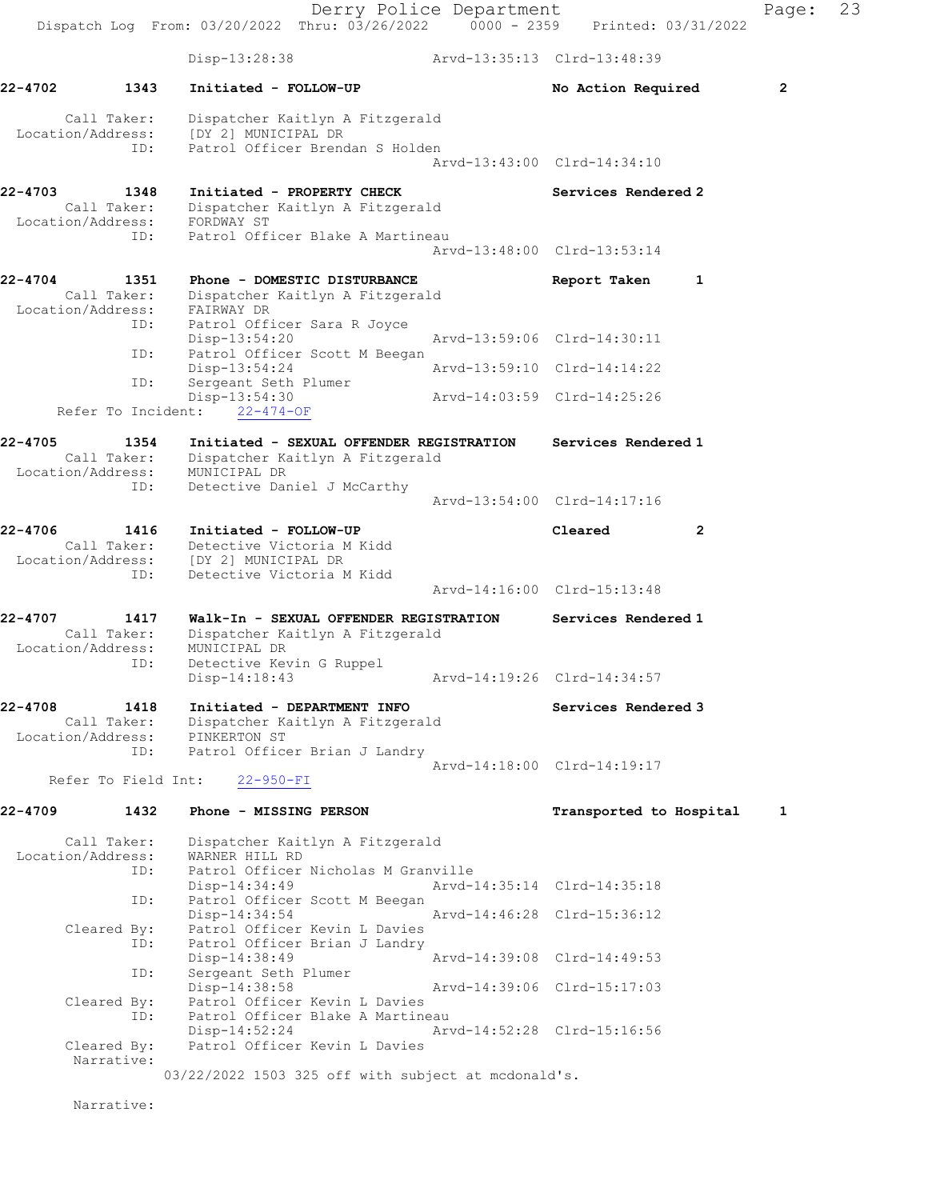Disp-13:28:38 Arvd-13:35:13 Clrd-13:48:39

**22-4702** 1343 **Initiated - FOLLOW-UP** **No Action Required** **2**

Call Taker: Dispatcher Kaitlyn A Fitzgerald
Location/Address: [DY 2] MUNICIPAL DR
ID: Patrol Officer Brendan S Holden
Arvd-13:43:00 Clrd-14:34:10

**22-4703** 1348 **Initiated - PROPERTY CHECK** **Services Rendered 2**

Call Taker: Dispatcher Kaitlyn A Fitzgerald
Location/Address: FORDWAY ST
ID: Patrol Officer Blake A Martineau
Arvd-13:48:00 Clrd-13:53:14

**22-4704** 1351 **Phone - DOMESTIC DISTURBANCE** **Report Taken 1**

Call Taker: Dispatcher Kaitlyn A Fitzgerald
Location/Address: FAIRWAY DR
ID: Patrol Officer Sara R Joyce
Disp-13:54:20 Arvd-13:59:06 Clrd-14:30:11
ID: Patrol Officer Scott M Beegan
Disp-13:54:24 Arvd-13:59:10 Clrd-14:14:22
ID: Sergeant Seth Plumer
Disp-13:54:30 Arvd-14:03:59 Clrd-14:25:26
Refer To Incident: 22-474-OF

**22-4705** 1354 **Initiated - SEXUAL OFFENDER REGISTRATION** **Services Rendered 1**

Call Taker: Dispatcher Kaitlyn A Fitzgerald
Location/Address: MUNICIPAL DR
ID: Detective Daniel J McCarthy
Arvd-13:54:00 Clrd-14:17:16

**22-4706** 1416 **Initiated - FOLLOW-UP** **Cleared 2**

Call Taker: Detective Victoria M Kidd
Location/Address: [DY 2] MUNICIPAL DR
ID: Detective Victoria M Kidd
Arvd-14:16:00 Clrd-15:13:48

**22-4707** 1417 **Walk-In - SEXUAL OFFENDER REGISTRATION** **Services Rendered 1**

Call Taker: Dispatcher Kaitlyn A Fitzgerald
Location/Address: MUNICIPAL DR
ID: Detective Kevin G Ruppel
Disp-14:18:43 Arvd-14:19:26 Clrd-14:34:57

**22-4708** 1418 **Initiated - DEPARTMENT INFO** **Services Rendered 3**

Call Taker: Dispatcher Kaitlyn A Fitzgerald
Location/Address: PINKERTON ST
ID: Patrol Officer Brian J Landry
Arvd-14:18:00 Clrd-14:19:17
Refer To Field Int: 22-950-FI

**22-4709** 1432 **Phone - MISSING PERSON** **Transported to Hospital 1**

Call Taker: Dispatcher Kaitlyn A Fitzgerald
Location/Address: WARNER HILL RD
ID: Patrol Officer Nicholas M Granville
Disp-14:34:49 Arvd-14:35:14 Clrd-14:35:18
ID: Patrol Officer Scott M Beegan
Disp-14:34:54 Arvd-14:46:28 Clrd-15:36:12
Cleared By: Patrol Officer Kevin L Davies
ID: Patrol Officer Brian J Landry
Disp-14:38:49 Arvd-14:39:08 Clrd-14:49:53
ID: Sergeant Seth Plumer
Disp-14:38:58 Arvd-14:39:06 Clrd-15:17:03
Cleared By: Patrol Officer Kevin L Davies
ID: Patrol Officer Blake A Martineau
Disp-14:52:24 Arvd-14:52:28 Clrd-15:16:56
Cleared By: Patrol Officer Kevin L Davies
Narrative:
03/22/2022 1503 325 off with subject at mcdonald's.

Narrative: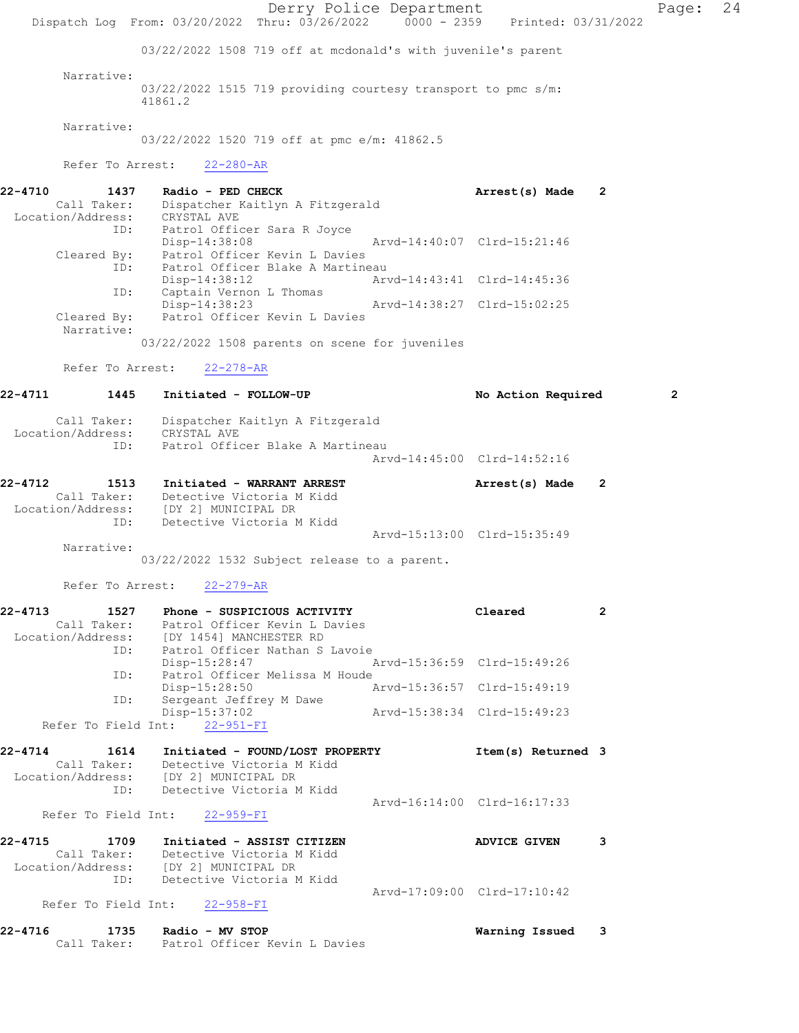03/22/2022 1508 719 off at mcdonald's with juvenile's parent

Narrative:
03/22/2022 1515 719 providing courtesy transport to pmc s/m: 41861.2

Narrative:
03/22/2022 1520 719 off at pmc e/m: 41862.5

Refer To Arrest: 22-280-AR

**22-4710 1437 Radio - PED CHECK** Arrest(s) Made 2
Call Taker: Dispatcher Kaitlyn A Fitzgerald
Location/Address: CRYSTAL AVE
ID: Patrol Officer Sara R Joyce
Disp-14:38:08 Arvd-14:40:07 Clrd-15:21:46
Cleared By: Patrol Officer Kevin L Davies
ID: Patrol Officer Blake A Martineau
Disp-14:38:12 Arvd-14:43:41 Clrd-14:45:36
ID: Captain Vernon L Thomas
Disp-14:38:23 Arvd-14:38:27 Clrd-15:02:25
Cleared By: Patrol Officer Kevin L Davies
Narrative:
03/22/2022 1508 parents on scene for juveniles

Refer To Arrest: 22-278-AR

**22-4711 1445 Initiated - FOLLOW-UP** No Action Required 2
Call Taker: Dispatcher Kaitlyn A Fitzgerald
Location/Address: CRYSTAL AVE
ID: Patrol Officer Blake A Martineau
Arvd-14:45:00 Clrd-14:52:16

**22-4712 1513 Initiated - WARRANT ARREST** Arrest(s) Made 2
Call Taker: Detective Victoria M Kidd
Location/Address: [DY 2] MUNICIPAL DR
ID: Detective Victoria M Kidd
Arvd-15:13:00 Clrd-15:35:49
Narrative:
03/22/2022 1532 Subject release to a parent.

Refer To Arrest: 22-279-AR

**22-4713 1527 Phone - SUSPICIOUS ACTIVITY** Cleared 2
Call Taker: Patrol Officer Kevin L Davies
Location/Address: [DY 1454] MANCHESTER RD
ID: Patrol Officer Nathan S Lavoie
Disp-15:28:47 Arvd-15:36:59 Clrd-15:49:26
ID: Patrol Officer Melissa M Houde
Disp-15:28:50 Arvd-15:36:57 Clrd-15:49:19
ID: Sergeant Jeffrey M Dawe
Disp-15:37:02 Arvd-15:38:34 Clrd-15:49:23
Refer To Field Int: 22-951-FI

**22-4714 1614 Initiated - FOUND/LOST PROPERTY** Item(s) Returned 3
Call Taker: Detective Victoria M Kidd
Location/Address: [DY 2] MUNICIPAL DR
ID: Detective Victoria M Kidd
Arvd-16:14:00 Clrd-16:17:33
Refer To Field Int: 22-959-FI

**22-4715 1709 Initiated - ASSIST CITIZEN** ADVICE GIVEN 3
Call Taker: Detective Victoria M Kidd
Location/Address: [DY 2] MUNICIPAL DR
ID: Detective Victoria M Kidd
Arvd-17:09:00 Clrd-17:10:42
Refer To Field Int: 22-958-FI

**22-4716 1735 Radio - MV STOP** Warning Issued 3
Call Taker: Patrol Officer Kevin L Davies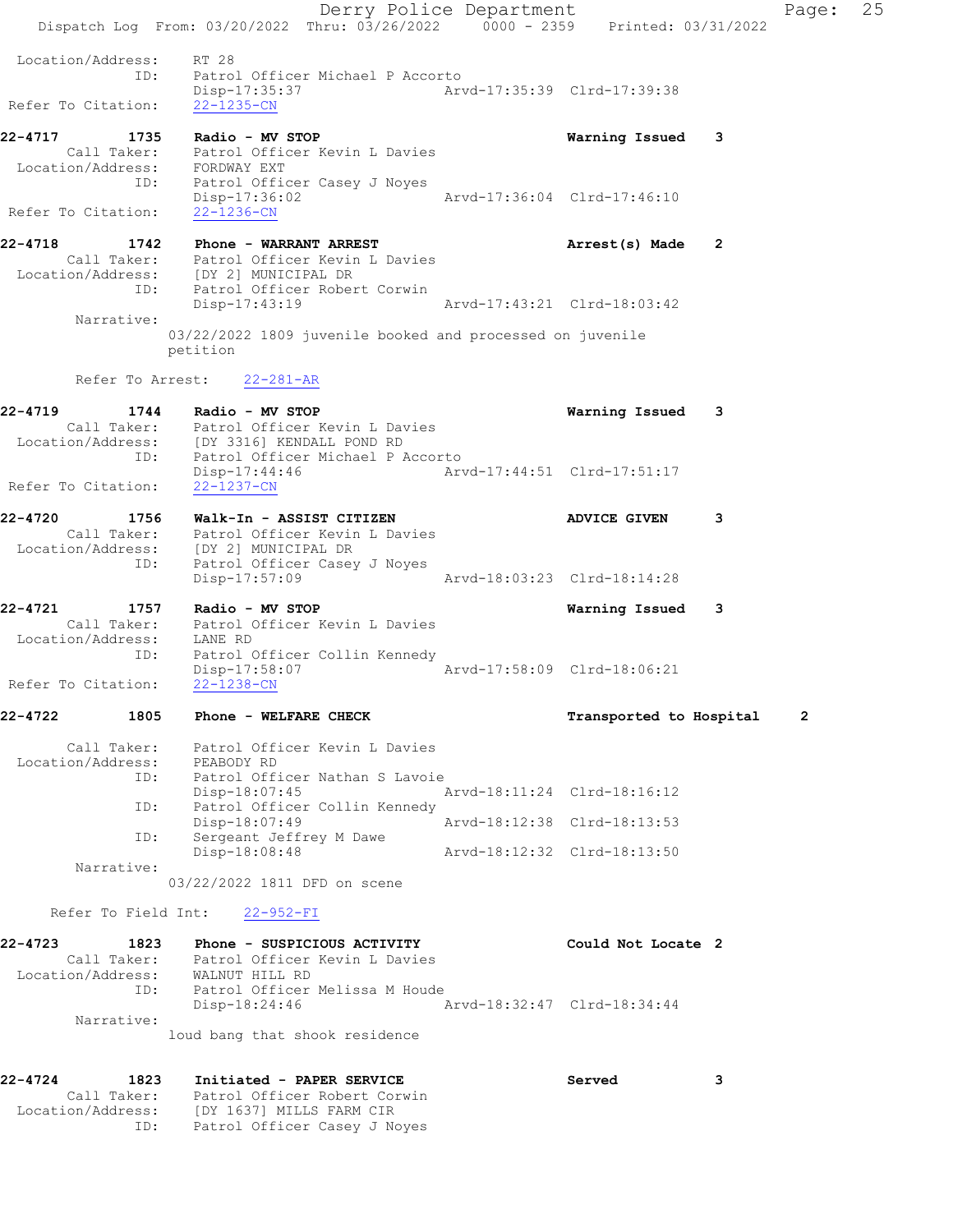Location/Address: RT 28
ID: Patrol Officer Michael P Accorto
Disp-17:35:37 Arvd-17:35:39 Clrd-17:39:38
Refer To Citation: 22-1235-CN

**22-4717 1735 Radio - MV STOP** Warning Issued 3
Call Taker: Patrol Officer Kevin L Davies
Location/Address: FORDWAY EXT
ID: Patrol Officer Casey J Noyes
Disp-17:36:02 Arvd-17:36:04 Clrd-17:46:10
Refer To Citation: 22-1236-CN

**22-4718 1742 Phone - WARRANT ARREST** Arrest(s) Made 2
Call Taker: Patrol Officer Kevin L Davies
Location/Address: [DY 2] MUNICIPAL DR
ID: Patrol Officer Robert Corwin
Disp-17:43:19 Arvd-17:43:21 Clrd-18:03:42
Narrative:
03/22/2022 1809 juvenile booked and processed on juvenile petition

Refer To Arrest: 22-281-AR

**22-4719 1744 Radio - MV STOP** Warning Issued 3
Call Taker: Patrol Officer Kevin L Davies
Location/Address: [DY 3316] KENDALL POND RD
ID: Patrol Officer Michael P Accorto
Disp-17:44:46 Arvd-17:44:51 Clrd-17:51:17
Refer To Citation: 22-1237-CN

**22-4720 1756 Walk-In - ASSIST CITIZEN** ADVICE GIVEN 3
Call Taker: Patrol Officer Kevin L Davies
Location/Address: [DY 2] MUNICIPAL DR
ID: Patrol Officer Casey J Noyes
Disp-17:57:09 Arvd-18:03:23 Clrd-18:14:28

**22-4721 1757 Radio - MV STOP** Warning Issued 3
Call Taker: Patrol Officer Kevin L Davies
Location/Address: LANE RD
ID: Patrol Officer Collin Kennedy
Disp-17:58:07 Arvd-17:58:09 Clrd-18:06:21
Refer To Citation: 22-1238-CN

**22-4722 1805 Phone - WELFARE CHECK** Transported to Hospital 2
Call Taker: Patrol Officer Kevin L Davies
Location/Address: PEABODY RD
ID: Patrol Officer Nathan S Lavoie
Disp-18:07:45 Arvd-18:11:24 Clrd-18:16:12
ID: Patrol Officer Collin Kennedy
Disp-18:07:49 Arvd-18:12:38 Clrd-18:13:53
ID: Sergeant Jeffrey M Dawe
Disp-18:08:48 Arvd-18:12:32 Clrd-18:13:50
Narrative:
03/22/2022 1811 DFD on scene

Refer To Field Int: 22-952-FI

**22-4723 1823 Phone - SUSPICIOUS ACTIVITY** Could Not Locate 2
Call Taker: Patrol Officer Kevin L Davies
Location/Address: WALNUT HILL RD
ID: Patrol Officer Melissa M Houde
Disp-18:24:46 Arvd-18:32:47 Clrd-18:34:44
Narrative:
loud bang that shook residence

**22-4724 1823 Initiated - PAPER SERVICE** Served 3
Call Taker: Patrol Officer Robert Corwin
Location/Address: [DY 1637] MILLS FARM CIR
ID: Patrol Officer Casey J Noyes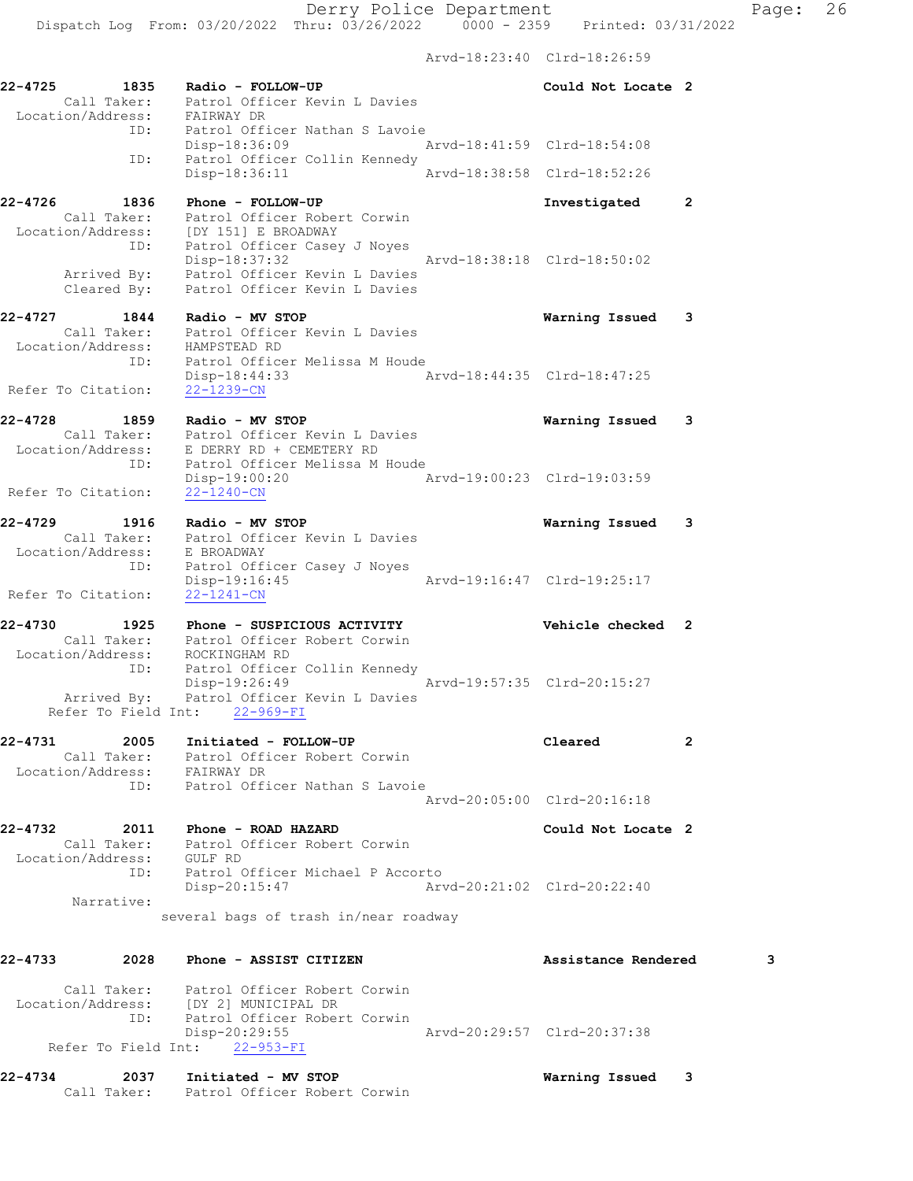Arvd-18:23:40 Clrd-18:26:59

```
22-4725        1835    Radio - FOLLOW-UP                          Could Not Locate 2
        Call Taker:    Patrol Officer Kevin L Davies
  Location/Address:    FAIRWAY DR
                ID:    Patrol Officer Nathan S Lavoie
                       Disp-18:36:09               Arvd-18:41:59  Clrd-18:54:08
                ID:    Patrol Officer Collin Kennedy
                       Disp-18:36:11               Arvd-18:38:58  Clrd-18:52:26

22-4726        1836    Phone - FOLLOW-UP                          Investigated     2
        Call Taker:    Patrol Officer Robert Corwin
  Location/Address:    [DY 151] E BROADWAY
                ID:    Patrol Officer Casey J Noyes
                       Disp-18:37:32               Arvd-18:38:18  Clrd-18:50:02
        Arrived By:    Patrol Officer Kevin L Davies
        Cleared By:    Patrol Officer Kevin L Davies

22-4727        1844    Radio - MV STOP                            Warning Issued   3
        Call Taker:    Patrol Officer Kevin L Davies
  Location/Address:    HAMPSTEAD RD
                ID:    Patrol Officer Melissa M Houde
                       Disp-18:44:33               Arvd-18:44:35  Clrd-18:47:25
 Refer To Citation:    22-1239-CN

22-4728        1859    Radio - MV STOP                            Warning Issued   3
        Call Taker:    Patrol Officer Kevin L Davies
  Location/Address:    E DERRY RD + CEMETERY RD
                ID:    Patrol Officer Melissa M Houde
                       Disp-19:00:20               Arvd-19:00:23  Clrd-19:03:59
 Refer To Citation:    22-1240-CN

22-4729        1916    Radio - MV STOP                            Warning Issued   3
        Call Taker:    Patrol Officer Kevin L Davies
  Location/Address:    E BROADWAY
                ID:    Patrol Officer Casey J Noyes
                       Disp-19:16:45               Arvd-19:16:47  Clrd-19:25:17
 Refer To Citation:    22-1241-CN

22-4730        1925    Phone - SUSPICIOUS ACTIVITY                Vehicle checked  2
        Call Taker:    Patrol Officer Robert Corwin
  Location/Address:    ROCKINGHAM RD
                ID:    Patrol Officer Collin Kennedy
                       Disp-19:26:49               Arvd-19:57:35  Clrd-20:15:27
        Arrived By:    Patrol Officer Kevin L Davies
    Refer To Field Int:    22-969-FI

22-4731        2005    Initiated - FOLLOW-UP                      Cleared          2
        Call Taker:    Patrol Officer Robert Corwin
  Location/Address:    FAIRWAY DR
                ID:    Patrol Officer Nathan S Lavoie
                                                   Arvd-20:05:00  Clrd-20:16:18

22-4732        2011    Phone - ROAD HAZARD                        Could Not Locate 2
        Call Taker:    Patrol Officer Robert Corwin
  Location/Address:    GULF RD
                ID:    Patrol Officer Michael P Accorto
                       Disp-20:15:47               Arvd-20:21:02  Clrd-20:22:40
         Narrative:
                     several bags of trash in/near roadway

22-4733        2028    Phone - ASSIST CITIZEN                     Assistance Rendered        3

        Call Taker:    Patrol Officer Robert Corwin
  Location/Address:    [DY 2] MUNICIPAL DR
                ID:    Patrol Officer Robert Corwin
                       Disp-20:29:55               Arvd-20:29:57  Clrd-20:37:38
    Refer To Field Int:    22-953-FI

22-4734        2037    Initiated - MV STOP                        Warning Issued   3
        Call Taker:    Patrol Officer Robert Corwin
```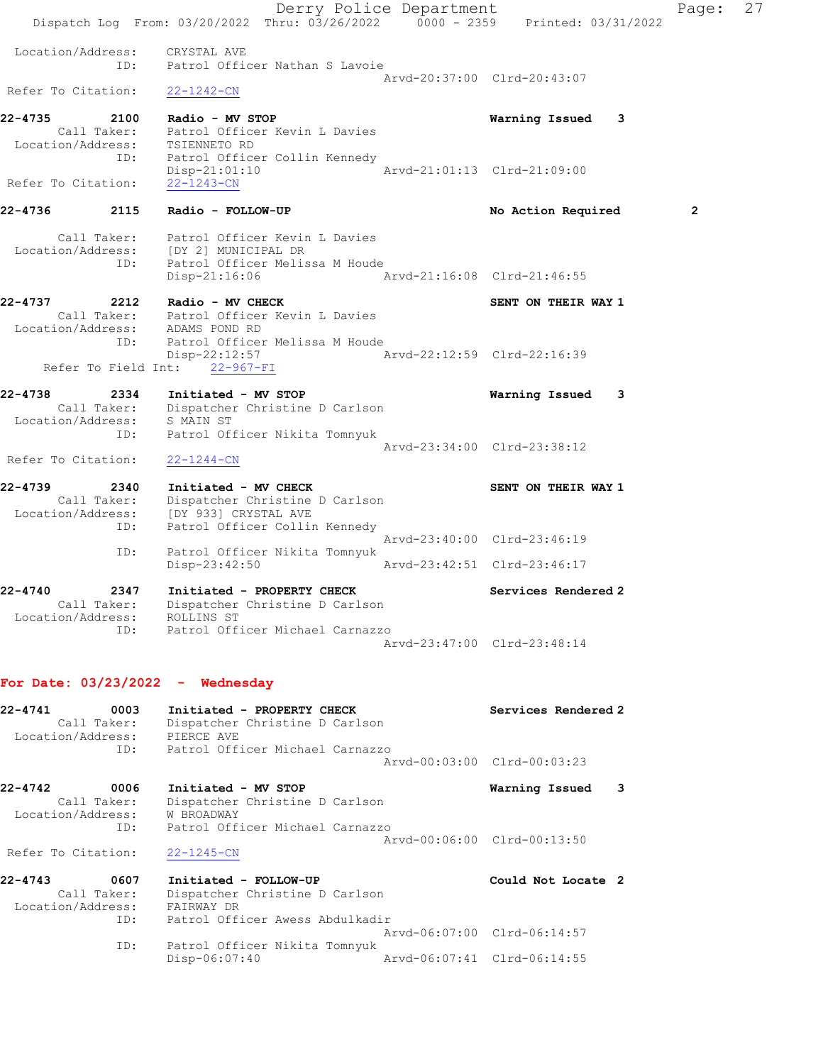Location/Address: CRYSTAL AVE
ID: Patrol Officer Nathan S Lavoie
Arvd-20:37:00 Clrd-20:43:07
Refer To Citation: 22-1242-CN

**22-4735 2100 Radio - MV STOP** Warning Issued 3
Call Taker: Patrol Officer Kevin L Davies
Location/Address: TSIENNETO RD
ID: Patrol Officer Collin Kennedy
Disp-21:01:10 Arvd-21:01:13 Clrd-21:09:00
Refer To Citation: 22-1243-CN

**22-4736 2115 Radio - FOLLOW-UP** No Action Required 2
Call Taker: Patrol Officer Kevin L Davies
Location/Address: [DY 2] MUNICIPAL DR
ID: Patrol Officer Melissa M Houde
Disp-21:16:06 Arvd-21:16:08 Clrd-21:46:55

**22-4737 2212 Radio - MV CHECK** SENT ON THEIR WAY 1
Call Taker: Patrol Officer Kevin L Davies
Location/Address: ADAMS POND RD
ID: Patrol Officer Melissa M Houde
Disp-22:12:57 Arvd-22:12:59 Clrd-22:16:39
Refer To Field Int: 22-967-FI

**22-4738 2334 Initiated - MV STOP** Warning Issued 3
Call Taker: Dispatcher Christine D Carlson
Location/Address: S MAIN ST
ID: Patrol Officer Nikita Tomnyuk
Arvd-23:34:00 Clrd-23:38:12
Refer To Citation: 22-1244-CN

**22-4739 2340 Initiated - MV CHECK** SENT ON THEIR WAY 1
Call Taker: Dispatcher Christine D Carlson
Location/Address: [DY 933] CRYSTAL AVE
ID: Patrol Officer Collin Kennedy
Arvd-23:40:00 Clrd-23:46:19
ID: Patrol Officer Nikita Tomnyuk
Disp-23:42:50 Arvd-23:42:51 Clrd-23:46:17

**22-4740 2347 Initiated - PROPERTY CHECK** Services Rendered 2
Call Taker: Dispatcher Christine D Carlson
Location/Address: ROLLINS ST
ID: Patrol Officer Michael Carnazzo
Arvd-23:47:00 Clrd-23:48:14

## For Date: 03/23/2022 - Wednesday

**22-4741 0003 Initiated - PROPERTY CHECK** Services Rendered 2
Call Taker: Dispatcher Christine D Carlson
Location/Address: PIERCE AVE
ID: Patrol Officer Michael Carnazzo
Arvd-00:03:00 Clrd-00:03:23

**22-4742 0006 Initiated - MV STOP** Warning Issued 3
Call Taker: Dispatcher Christine D Carlson
Location/Address: W BROADWAY
ID: Patrol Officer Michael Carnazzo
Arvd-00:06:00 Clrd-00:13:50
Refer To Citation: 22-1245-CN

**22-4743 0607 Initiated - FOLLOW-UP** Could Not Locate 2
Call Taker: Dispatcher Christine D Carlson
Location/Address: FAIRWAY DR
ID: Patrol Officer Awess Abdulkadir
Arvd-06:07:00 Clrd-06:14:57
ID: Patrol Officer Nikita Tomnyuk
Disp-06:07:40 Arvd-06:07:41 Clrd-06:14:55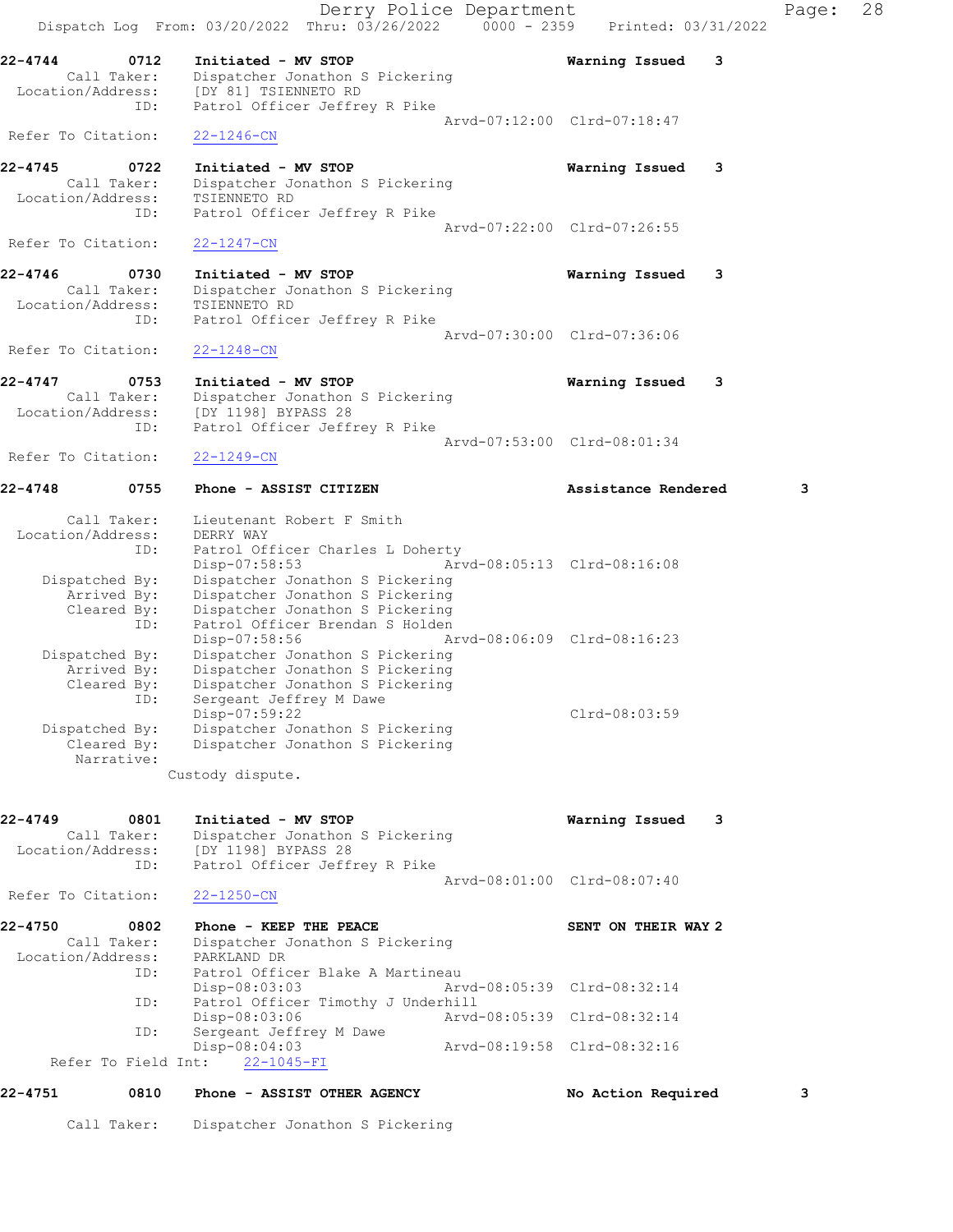22-4744 0712 Initiated - MV STOP Warning Issued 3
Call Taker: Dispatcher Jonathon S Pickering
Location/Address: [DY 81] TSIENNETO RD
ID: Patrol Officer Jeffrey R Pike
Arvd-07:12:00 Clrd-07:18:47
Refer To Citation: 22-1246-CN

22-4745 0722 Initiated - MV STOP Warning Issued 3
Call Taker: Dispatcher Jonathon S Pickering
Location/Address: TSIENNETO RD
ID: Patrol Officer Jeffrey R Pike
Arvd-07:22:00 Clrd-07:26:55
Refer To Citation: 22-1247-CN

22-4746 0730 Initiated - MV STOP Warning Issued 3
Call Taker: Dispatcher Jonathon S Pickering
Location/Address: TSIENNETO RD
ID: Patrol Officer Jeffrey R Pike
Arvd-07:30:00 Clrd-07:36:06
Refer To Citation: 22-1248-CN

22-4747 0753 Initiated - MV STOP Warning Issued 3
Call Taker: Dispatcher Jonathon S Pickering
Location/Address: [DY 1198] BYPASS 28
ID: Patrol Officer Jeffrey R Pike
Arvd-07:53:00 Clrd-08:01:34
Refer To Citation: 22-1249-CN

22-4748 0755 Phone - ASSIST CITIZEN Assistance Rendered 3
Call Taker: Lieutenant Robert F Smith
Location/Address: DERRY WAY
ID: Patrol Officer Charles L Doherty
Disp-07:58:53 Arvd-08:05:13 Clrd-08:16:08
Dispatched By: Dispatcher Jonathon S Pickering
Arrived By: Dispatcher Jonathon S Pickering
Cleared By: Dispatcher Jonathon S Pickering
ID: Patrol Officer Brendan S Holden
Disp-07:58:56 Arvd-08:06:09 Clrd-08:16:23
Dispatched By: Dispatcher Jonathon S Pickering
Arrived By: Dispatcher Jonathon S Pickering
Cleared By: Dispatcher Jonathon S Pickering
ID: Sergeant Jeffrey M Dawe
Disp-07:59:22 Clrd-08:03:59
Dispatched By: Dispatcher Jonathon S Pickering
Cleared By: Dispatcher Jonathon S Pickering
Narrative:
Custody dispute.

22-4749 0801 Initiated - MV STOP Warning Issued 3
Call Taker: Dispatcher Jonathon S Pickering
Location/Address: [DY 1198] BYPASS 28
ID: Patrol Officer Jeffrey R Pike
Arvd-08:01:00 Clrd-08:07:40
Refer To Citation: 22-1250-CN

22-4750 0802 Phone - KEEP THE PEACE SENT ON THEIR WAY 2
Call Taker: Dispatcher Jonathon S Pickering
Location/Address: PARKLAND DR
ID: Patrol Officer Blake A Martineau
Disp-08:03:03 Arvd-08:05:39 Clrd-08:32:14
ID: Patrol Officer Timothy J Underhill
Disp-08:03:06 Arvd-08:05:39 Clrd-08:32:14
ID: Sergeant Jeffrey M Dawe
Disp-08:04:03 Arvd-08:19:58 Clrd-08:32:16
Refer To Field Int: 22-1045-FI

22-4751 0810 Phone - ASSIST OTHER AGENCY No Action Required 3
Call Taker: Dispatcher Jonathon S Pickering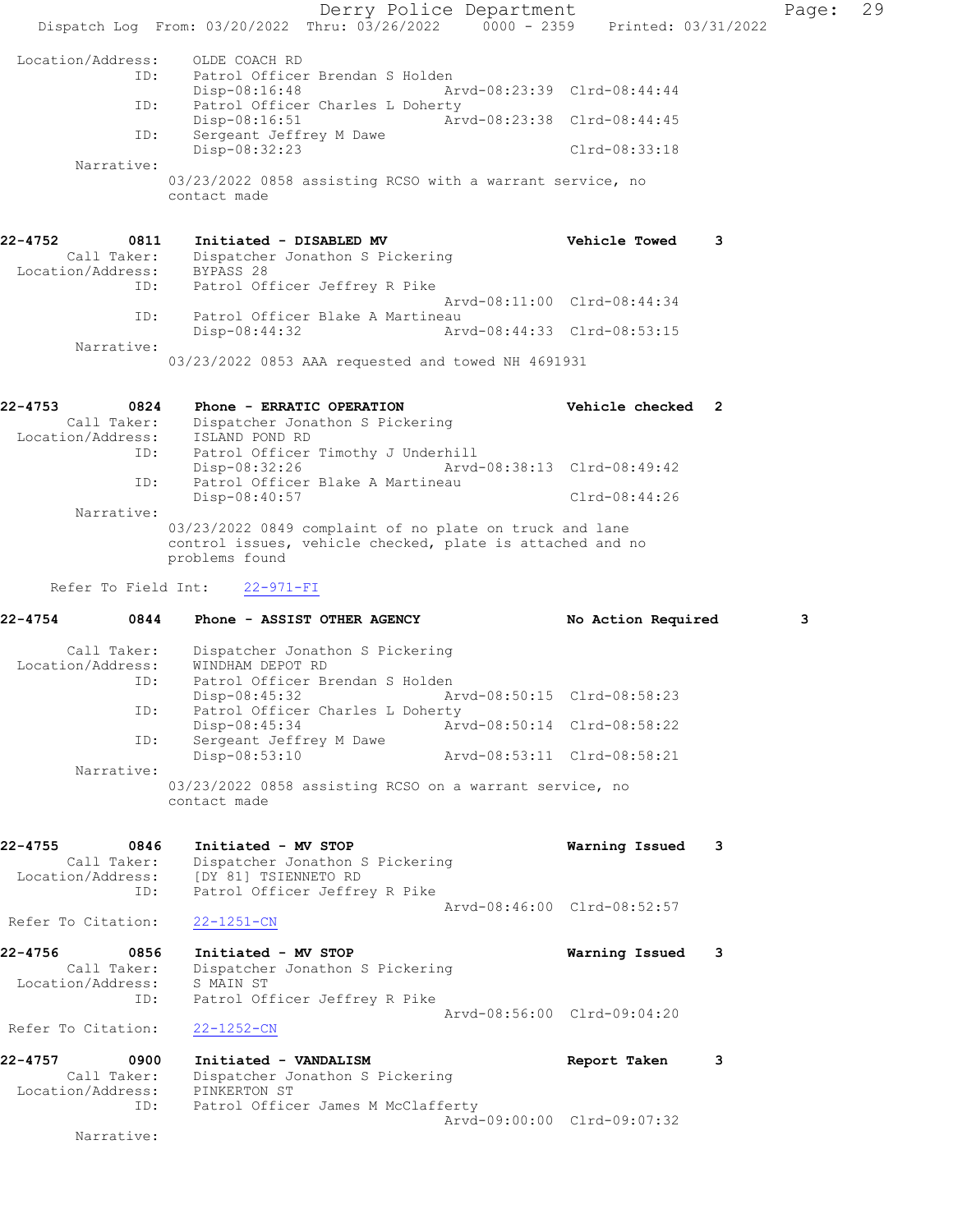Location/Address: OLDE COACH RD
ID: Patrol Officer Brendan S Holden
Disp-08:16:48 Arvd-08:23:39 Clrd-08:44:44
ID: Patrol Officer Charles L Doherty
Disp-08:16:51 Arvd-08:23:38 Clrd-08:44:45
ID: Sergeant Jeffrey M Dawe
Disp-08:32:23 Clrd-08:33:18
Narrative:
03/23/2022 0858 assisting RCSO with a warrant service, no contact made

**22-4752 0811 Initiated - DISABLED MV Vehicle Towed 3**
Call Taker: Dispatcher Jonathon S Pickering
Location/Address: BYPASS 28
ID: Patrol Officer Jeffrey R Pike
Arvd-08:11:00 Clrd-08:44:34
ID: Patrol Officer Blake A Martineau
Disp-08:44:32 Arvd-08:44:33 Clrd-08:53:15
Narrative:
03/23/2022 0853 AAA requested and towed NH 4691931

**22-4753 0824 Phone - ERRATIC OPERATION Vehicle checked 2**
Call Taker: Dispatcher Jonathon S Pickering
Location/Address: ISLAND POND RD
ID: Patrol Officer Timothy J Underhill
Disp-08:32:26 Arvd-08:38:13 Clrd-08:49:42
ID: Patrol Officer Blake A Martineau
Disp-08:40:57 Clrd-08:44:26
Narrative:
03/23/2022 0849 complaint of no plate on truck and lane control issues, vehicle checked, plate is attached and no problems found

Refer To Field Int: 22-971-FI

**22-4754 0844 Phone - ASSIST OTHER AGENCY No Action Required 3**
Call Taker: Dispatcher Jonathon S Pickering
Location/Address: WINDHAM DEPOT RD
ID: Patrol Officer Brendan S Holden
Disp-08:45:32 Arvd-08:50:15 Clrd-08:58:23
ID: Patrol Officer Charles L Doherty
Disp-08:45:34 Arvd-08:50:14 Clrd-08:58:22
ID: Sergeant Jeffrey M Dawe
Disp-08:53:10 Arvd-08:53:11 Clrd-08:58:21
Narrative:
03/23/2022 0858 assisting RCSO on a warrant service, no contact made

**22-4755 0846 Initiated - MV STOP Warning Issued 3**
Call Taker: Dispatcher Jonathon S Pickering
Location/Address: [DY 81] TSIENNETO RD
ID: Patrol Officer Jeffrey R Pike
Arvd-08:46:00 Clrd-08:52:57
Refer To Citation: 22-1251-CN

**22-4756 0856 Initiated - MV STOP Warning Issued 3**
Call Taker: Dispatcher Jonathon S Pickering
Location/Address: S MAIN ST
ID: Patrol Officer Jeffrey R Pike
Arvd-08:56:00 Clrd-09:04:20
Refer To Citation: 22-1252-CN

**22-4757 0900 Initiated - VANDALISM Report Taken 3**
Call Taker: Dispatcher Jonathon S Pickering
Location/Address: PINKERTON ST
ID: Patrol Officer James M McClafferty
Arvd-09:00:00 Clrd-09:07:32
Narrative: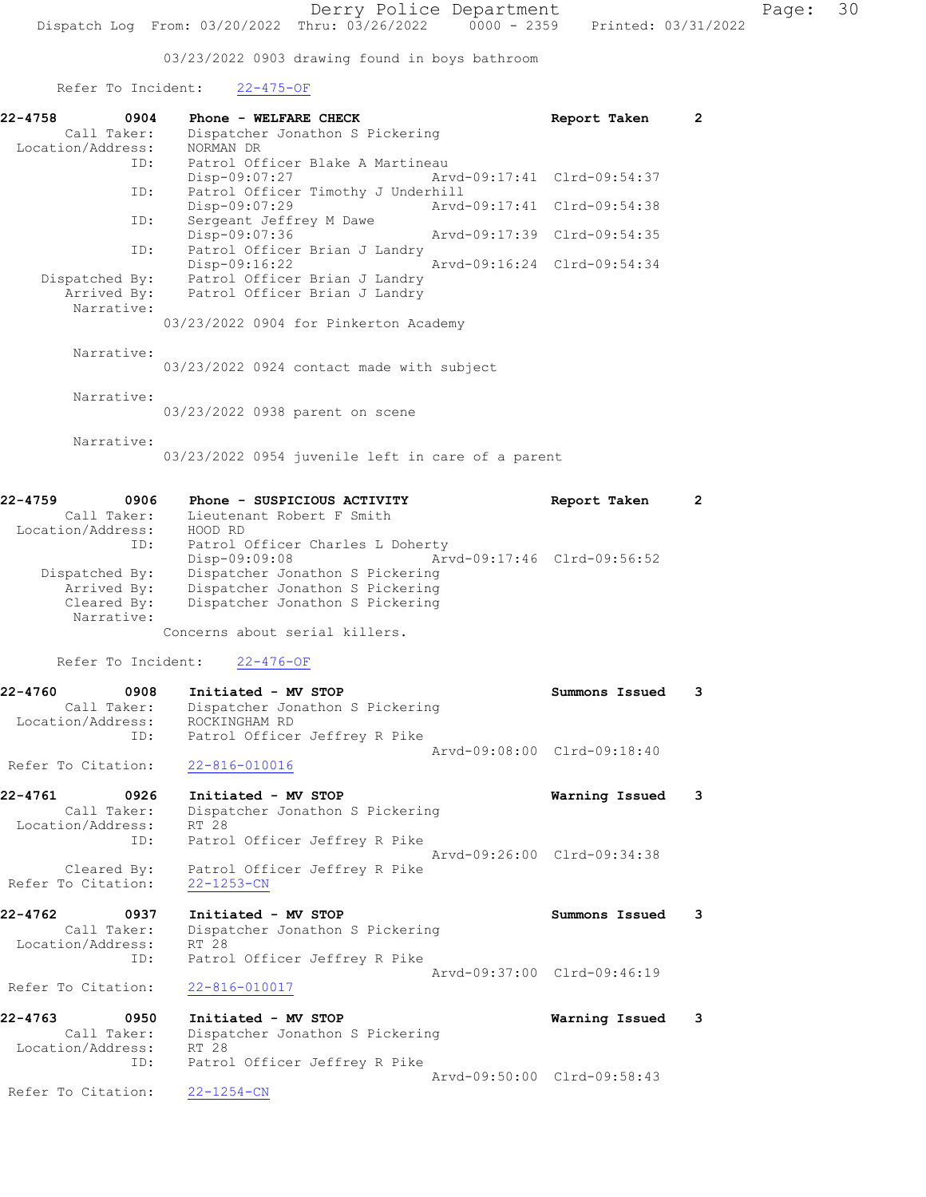03/23/2022 0903 drawing found in boys bathroom

Refer To Incident: 22-475-OF

**22-4758** 0904 **Phone - WELFARE CHECK** Report Taken 2
Call Taker: Dispatcher Jonathon S Pickering
Location/Address: NORMAN DR
ID: Patrol Officer Blake A Martineau
Disp-09:07:27 Arvd-09:17:41 Clrd-09:54:37
ID: Patrol Officer Timothy J Underhill
Disp-09:07:29 Arvd-09:17:41 Clrd-09:54:38
ID: Sergeant Jeffrey M Dawe
Disp-09:07:36 Arvd-09:17:39 Clrd-09:54:35
ID: Patrol Officer Brian J Landry
Disp-09:16:22 Arvd-09:16:24 Clrd-09:54:34
Dispatched By: Patrol Officer Brian J Landry
Arrived By: Patrol Officer Brian J Landry
Narrative:
03/23/2022 0904 for Pinkerton Academy

Narrative:
03/23/2022 0924 contact made with subject

Narrative:
03/23/2022 0938 parent on scene

Narrative:
03/23/2022 0954 juvenile left in care of a parent

**22-4759** 0906 **Phone - SUSPICIOUS ACTIVITY** Report Taken 2
Call Taker: Lieutenant Robert F Smith
Location/Address: HOOD RD
ID: Patrol Officer Charles L Doherty
Disp-09:09:08 Arvd-09:17:46 Clrd-09:56:52
Dispatched By: Dispatcher Jonathon S Pickering
Arrived By: Dispatcher Jonathon S Pickering
Cleared By: Dispatcher Jonathon S Pickering
Narrative:
Concerns about serial killers.

Refer To Incident: 22-476-OF

**22-4760** 0908 **Initiated - MV STOP** Summons Issued 3
Call Taker: Dispatcher Jonathon S Pickering
Location/Address: ROCKINGHAM RD
ID: Patrol Officer Jeffrey R Pike
Arvd-09:08:00 Clrd-09:18:40
Refer To Citation: 22-816-010016

**22-4761** 0926 **Initiated - MV STOP** Warning Issued 3
Call Taker: Dispatcher Jonathon S Pickering
Location/Address: RT 28
ID: Patrol Officer Jeffrey R Pike
Arvd-09:26:00 Clrd-09:34:38
Cleared By: Patrol Officer Jeffrey R Pike
Refer To Citation: 22-1253-CN

**22-4762** 0937 **Initiated - MV STOP** Summons Issued 3
Call Taker: Dispatcher Jonathon S Pickering
Location/Address: RT 28
ID: Patrol Officer Jeffrey R Pike
Arvd-09:37:00 Clrd-09:46:19
Refer To Citation: 22-816-010017

**22-4763** 0950 **Initiated - MV STOP** Warning Issued 3
Call Taker: Dispatcher Jonathon S Pickering
Location/Address: RT 28
ID: Patrol Officer Jeffrey R Pike
Arvd-09:50:00 Clrd-09:58:43
Refer To Citation: 22-1254-CN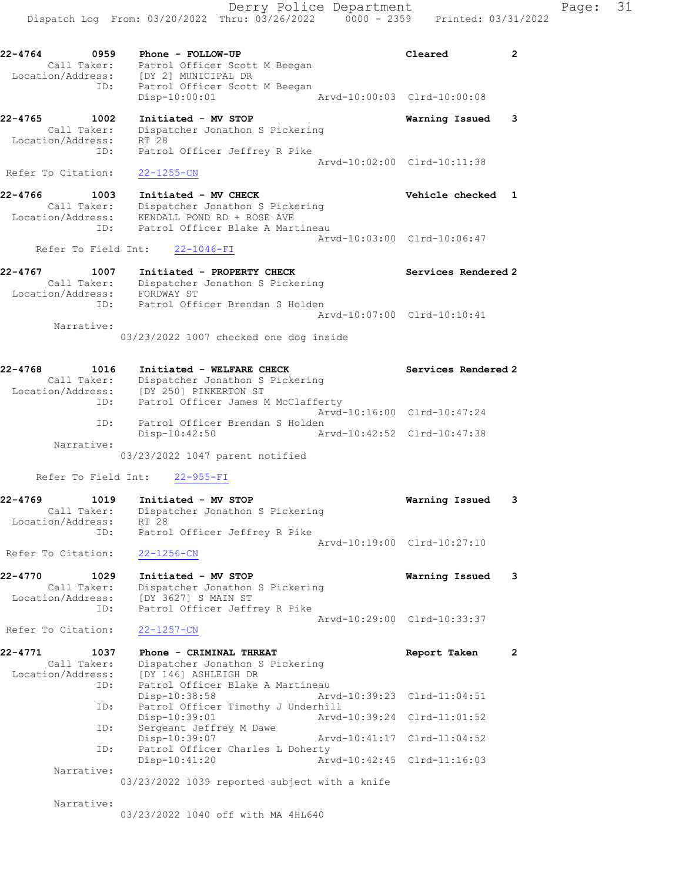Derry Police Department
Dispatch Log From: 03/20/2022 Thru: 03/26/2022 0000 - 2359 Printed: 03/31/2022

```
22-4764        0959   Phone - FOLLOW-UP                          Cleared            2
       Call Taker:    Patrol Officer Scott M Beegan
 Location/Address:    [DY 2] MUNICIPAL DR
               ID:    Patrol Officer Scott M Beegan
                      Disp-10:00:01              Arvd-10:00:03  Clrd-10:00:08

22-4765        1002   Initiated - MV STOP                        Warning Issued     3
       Call Taker:    Dispatcher Jonathon S Pickering
 Location/Address:    RT 28
               ID:    Patrol Officer Jeffrey R Pike
                                                 Arvd-10:02:00  Clrd-10:11:38
 Refer To Citation:   22-1255-CN

22-4766        1003   Initiated - MV CHECK                       Vehicle checked    1
       Call Taker:    Dispatcher Jonathon S Pickering
 Location/Address:    KENDALL POND RD + ROSE AVE
               ID:    Patrol Officer Blake A Martineau
                                                 Arvd-10:03:00  Clrd-10:06:47
    Refer To Field Int:    22-1046-FI

22-4767        1007   Initiated - PROPERTY CHECK                 Services Rendered 2
       Call Taker:    Dispatcher Jonathon S Pickering
 Location/Address:    FORDWAY ST
               ID:    Patrol Officer Brendan S Holden
                                                 Arvd-10:07:00  Clrd-10:10:41
        Narrative:
                   03/23/2022 1007 checked one dog inside

22-4768        1016   Initiated - WELFARE CHECK                  Services Rendered 2
       Call Taker:    Dispatcher Jonathon S Pickering
 Location/Address:    [DY 250] PINKERTON ST
               ID:    Patrol Officer James M McClafferty
                                                 Arvd-10:16:00  Clrd-10:47:24
               ID:    Patrol Officer Brendan S Holden
                      Disp-10:42:50              Arvd-10:42:52  Clrd-10:47:38
        Narrative:
                   03/23/2022 1047 parent notified

    Refer To Field Int:    22-955-FI

22-4769        1019   Initiated - MV STOP                        Warning Issued     3
       Call Taker:    Dispatcher Jonathon S Pickering
 Location/Address:    RT 28
               ID:    Patrol Officer Jeffrey R Pike
                                                 Arvd-10:19:00  Clrd-10:27:10
 Refer To Citation:   22-1256-CN

22-4770        1029   Initiated - MV STOP                        Warning Issued     3
       Call Taker:    Dispatcher Jonathon S Pickering
 Location/Address:    [DY 3627] S MAIN ST
               ID:    Patrol Officer Jeffrey R Pike
                                                 Arvd-10:29:00  Clrd-10:33:37
 Refer To Citation:   22-1257-CN

22-4771        1037   Phone - CRIMINAL THREAT                    Report Taken       2
       Call Taker:    Dispatcher Jonathon S Pickering
 Location/Address:    [DY 146] ASHLEIGH DR
               ID:    Patrol Officer Blake A Martineau
                      Disp-10:38:58              Arvd-10:39:23  Clrd-11:04:51
               ID:    Patrol Officer Timothy J Underhill
                      Disp-10:39:01              Arvd-10:39:24  Clrd-11:01:52
               ID:    Sergeant Jeffrey M Dawe
                      Disp-10:39:07              Arvd-10:41:17  Clrd-11:04:52
               ID:    Patrol Officer Charles L Doherty
                      Disp-10:41:20              Arvd-10:42:45  Clrd-11:16:03
        Narrative:
                   03/23/2022 1039 reported subject with a knife

        Narrative:
                   03/23/2022 1040 off with MA 4HL640
```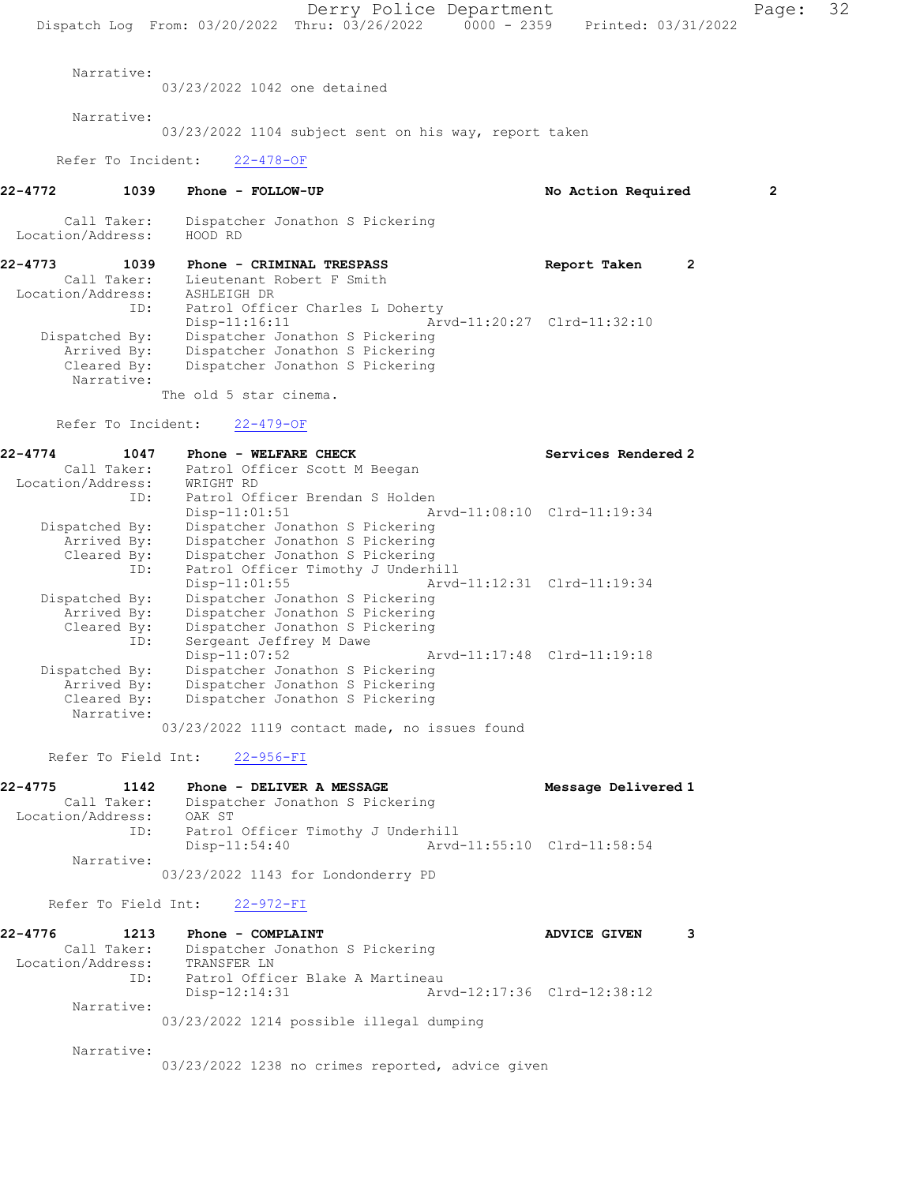Narrative:
03/23/2022 1042 one detained

Narrative:
03/23/2022 1104 subject sent on his way, report taken

Refer To Incident: 22-478-OF

**22-4772 1039 Phone - FOLLOW-UP No Action Required 2**

Call Taker: Dispatcher Jonathon S Pickering
Location/Address: HOOD RD

**22-4773 1039 Phone - CRIMINAL TRESPASS Report Taken 2**

Call Taker: Lieutenant Robert F Smith
Location/Address: ASHLEIGH DR
ID: Patrol Officer Charles L Doherty
Disp-11:16:11 Arvd-11:20:27 Clrd-11:32:10
Dispatched By: Dispatcher Jonathon S Pickering
Arrived By: Dispatcher Jonathon S Pickering
Cleared By: Dispatcher Jonathon S Pickering
Narrative:
The old 5 star cinema.

Refer To Incident: 22-479-OF

**22-4774 1047 Phone - WELFARE CHECK Services Rendered 2**

Call Taker: Patrol Officer Scott M Beegan
Location/Address: WRIGHT RD
ID: Patrol Officer Brendan S Holden
Disp-11:01:51 Arvd-11:08:10 Clrd-11:19:34
Dispatched By: Dispatcher Jonathon S Pickering
Arrived By: Dispatcher Jonathon S Pickering
Cleared By: Dispatcher Jonathon S Pickering
ID: Patrol Officer Timothy J Underhill
Disp-11:01:55 Arvd-11:12:31 Clrd-11:19:34
Dispatched By: Dispatcher Jonathon S Pickering
Arrived By: Dispatcher Jonathon S Pickering
Cleared By: Dispatcher Jonathon S Pickering
ID: Sergeant Jeffrey M Dawe
Disp-11:07:52 Arvd-11:17:48 Clrd-11:19:18
Dispatched By: Dispatcher Jonathon S Pickering
Arrived By: Dispatcher Jonathon S Pickering
Cleared By: Dispatcher Jonathon S Pickering
Narrative:
03/23/2022 1119 contact made, no issues found

Refer To Field Int: 22-956-FI

**22-4775 1142 Phone - DELIVER A MESSAGE Message Delivered 1**

Call Taker: Dispatcher Jonathon S Pickering
Location/Address: OAK ST
ID: Patrol Officer Timothy J Underhill
Disp-11:54:40 Arvd-11:55:10 Clrd-11:58:54
Narrative:
03/23/2022 1143 for Londonderry PD

Refer To Field Int: 22-972-FI

**22-4776 1213 Phone - COMPLAINT ADVICE GIVEN 3**

Call Taker: Dispatcher Jonathon S Pickering
Location/Address: TRANSFER LN
ID: Patrol Officer Blake A Martineau
Disp-12:14:31 Arvd-12:17:36 Clrd-12:38:12
Narrative:
03/23/2022 1214 possible illegal dumping

Narrative:
03/23/2022 1238 no crimes reported, advice given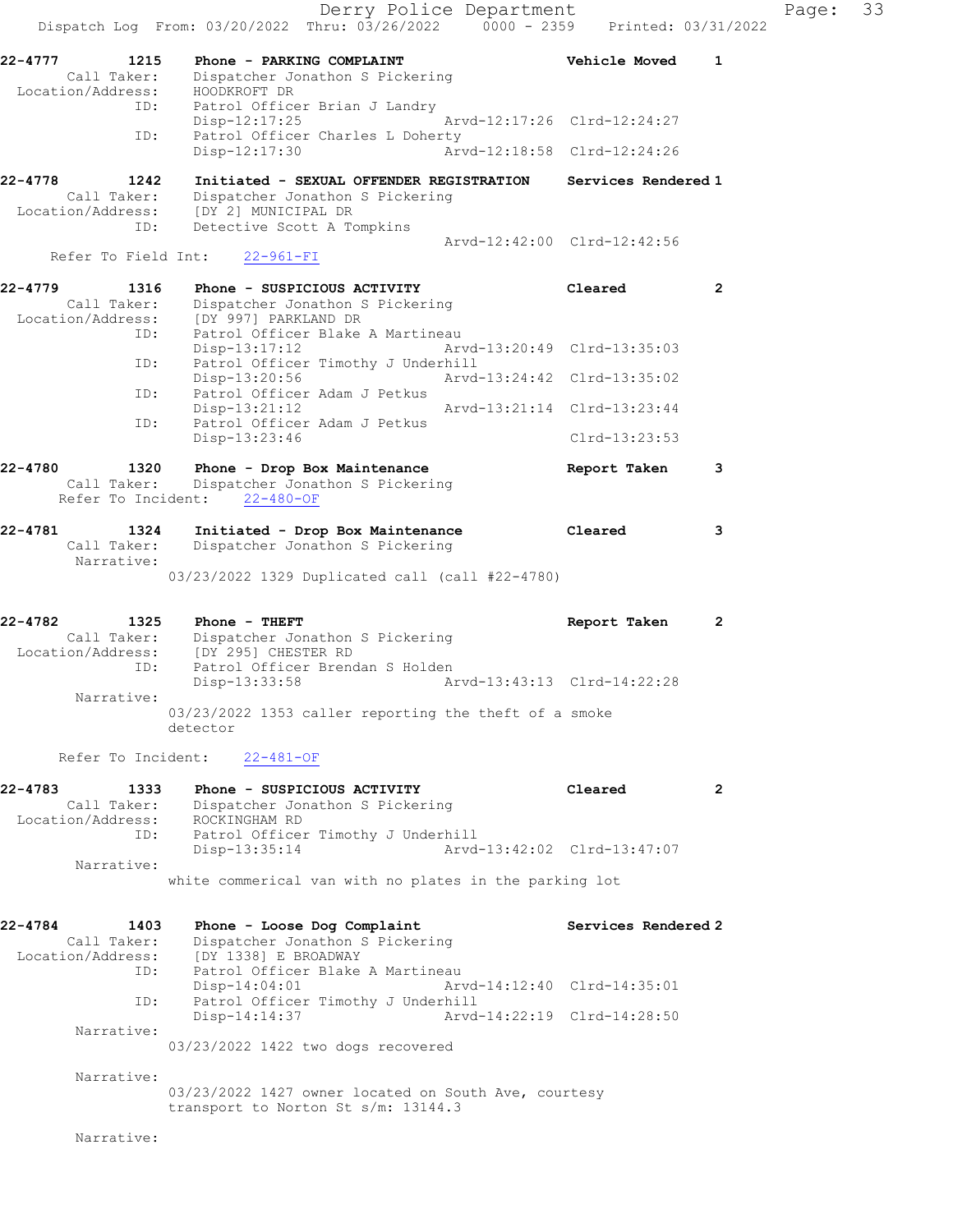Derry Police Department
Dispatch Log From: 03/20/2022 Thru: 03/26/2022 0000 - 2359 Printed: 03/31/2022

**22-4777 1215 Phone - PARKING COMPLAINT** — Vehicle Moved 1
Call Taker: Dispatcher Jonathon S Pickering
Location/Address: HOODKROFT DR
ID: Patrol Officer Brian J Landry
Disp-12:17:25 Arvd-12:17:26 Clrd-12:24:27
ID: Patrol Officer Charles L Doherty
Disp-12:17:30 Arvd-12:18:58 Clrd-12:24:26

**22-4778 1242 Initiated - SEXUAL OFFENDER REGISTRATION** — Services Rendered 1
Call Taker: Dispatcher Jonathon S Pickering
Location/Address: [DY 2] MUNICIPAL DR
ID: Detective Scott A Tompkins
Arvd-12:42:00 Clrd-12:42:56
Refer To Field Int: 22-961-FI

**22-4779 1316 Phone - SUSPICIOUS ACTIVITY** — Cleared 2
Call Taker: Dispatcher Jonathon S Pickering
Location/Address: [DY 997] PARKLAND DR
ID: Patrol Officer Blake A Martineau
Disp-13:17:12 Arvd-13:20:49 Clrd-13:35:03
ID: Patrol Officer Timothy J Underhill
Disp-13:20:56 Arvd-13:24:42 Clrd-13:35:02
ID: Patrol Officer Adam J Petkus
Disp-13:21:12 Arvd-13:21:14 Clrd-13:23:44
ID: Patrol Officer Adam J Petkus
Disp-13:23:46 Clrd-13:23:53

**22-4780 1320 Phone - Drop Box Maintenance** — Report Taken 3
Call Taker: Dispatcher Jonathon S Pickering
Refer To Incident: 22-480-OF

**22-4781 1324 Initiated - Drop Box Maintenance** — Cleared 3
Call Taker: Dispatcher Jonathon S Pickering
Narrative:
03/23/2022 1329 Duplicated call (call #22-4780)

**22-4782 1325 Phone - THEFT** — Report Taken 2
Call Taker: Dispatcher Jonathon S Pickering
Location/Address: [DY 295] CHESTER RD
ID: Patrol Officer Brendan S Holden
Disp-13:33:58 Arvd-13:43:13 Clrd-14:22:28
Narrative:
03/23/2022 1353 caller reporting the theft of a smoke detector
Refer To Incident: 22-481-OF

**22-4783 1333 Phone - SUSPICIOUS ACTIVITY** — Cleared 2
Call Taker: Dispatcher Jonathon S Pickering
Location/Address: ROCKINGHAM RD
ID: Patrol Officer Timothy J Underhill
Disp-13:35:14 Arvd-13:42:02 Clrd-13:47:07
Narrative:
white commerical van with no plates in the parking lot

**22-4784 1403 Phone - Loose Dog Complaint** — Services Rendered 2
Call Taker: Dispatcher Jonathon S Pickering
Location/Address: [DY 1338] E BROADWAY
ID: Patrol Officer Blake A Martineau
Disp-14:04:01 Arvd-14:12:40 Clrd-14:35:01
ID: Patrol Officer Timothy J Underhill
Disp-14:14:37 Arvd-14:22:19 Clrd-14:28:50
Narrative:
03/23/2022 1422 two dogs recovered
Narrative:
03/23/2022 1427 owner located on South Ave, courtesy transport to Norton St s/m: 13144.3
Narrative: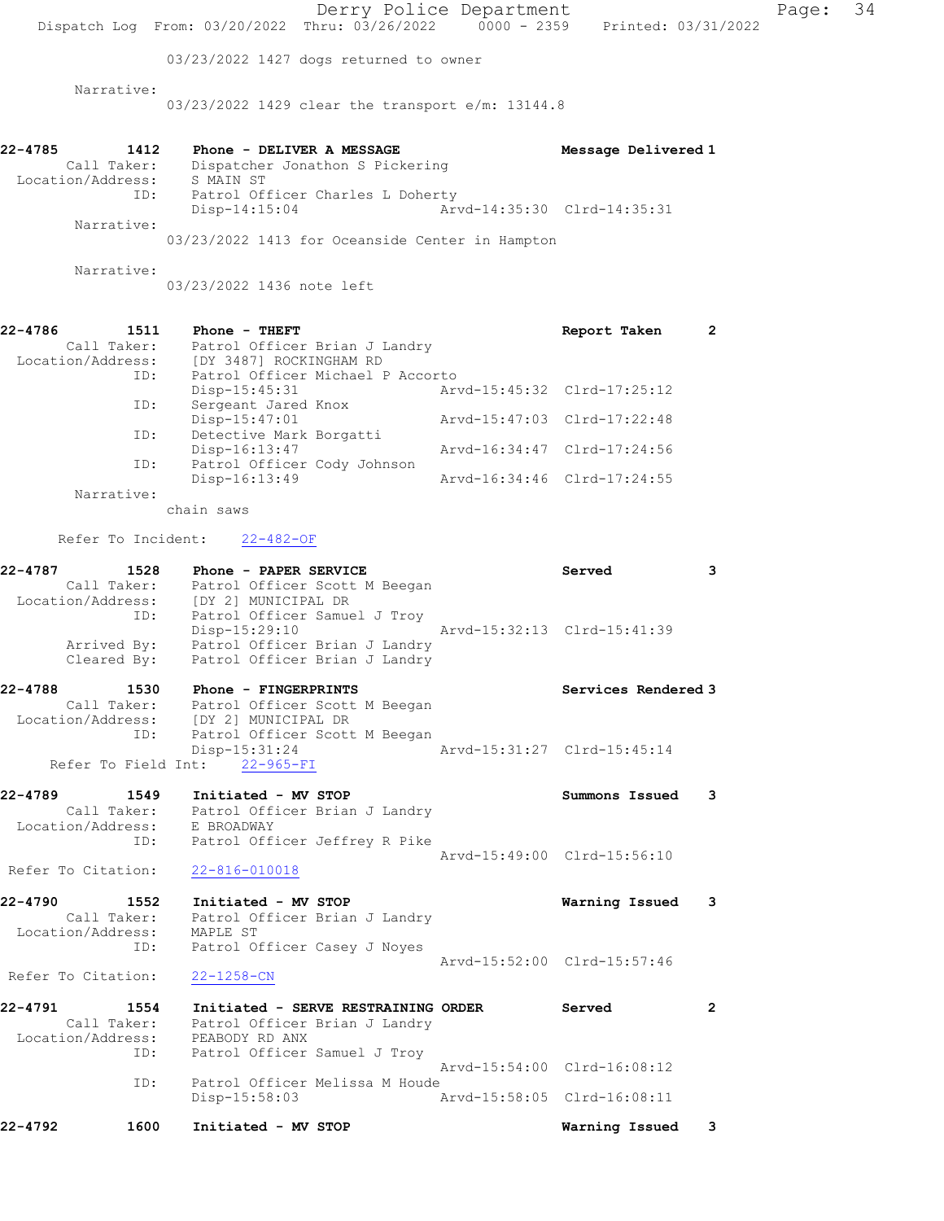03/23/2022 1427 dogs returned to owner

Narrative:
03/23/2022 1429 clear the transport e/m: 13144.8

**22-4785 1412 Phone - DELIVER A MESSAGE — Message Delivered 1**
Call Taker: Dispatcher Jonathon S Pickering
Location/Address: S MAIN ST
ID: Patrol Officer Charles L Doherty
Disp-14:15:04 Arvd-14:35:30 Clrd-14:35:31
Narrative:
03/23/2022 1413 for Oceanside Center in Hampton

Narrative:
03/23/2022 1436 note left

**22-4786 1511 Phone - THEFT — Report Taken 2**
Call Taker: Patrol Officer Brian J Landry
Location/Address: [DY 3487] ROCKINGHAM RD
ID: Patrol Officer Michael P Accorto
Disp-15:45:31 Arvd-15:45:32 Clrd-17:25:12
ID: Sergeant Jared Knox
Disp-15:47:01 Arvd-15:47:03 Clrd-17:22:48
ID: Detective Mark Borgatti
Disp-16:13:47 Arvd-16:34:47 Clrd-17:24:56
ID: Patrol Officer Cody Johnson
Disp-16:13:49 Arvd-16:34:46 Clrd-17:24:55
Narrative:
chain saws

Refer To Incident: 22-482-OF

**22-4787 1528 Phone - PAPER SERVICE — Served 3**
Call Taker: Patrol Officer Scott M Beegan
Location/Address: [DY 2] MUNICIPAL DR
ID: Patrol Officer Samuel J Troy
Disp-15:29:10 Arvd-15:32:13 Clrd-15:41:39
Arrived By: Patrol Officer Brian J Landry
Cleared By: Patrol Officer Brian J Landry

**22-4788 1530 Phone - FINGERPRINTS — Services Rendered 3**
Call Taker: Patrol Officer Scott M Beegan
Location/Address: [DY 2] MUNICIPAL DR
ID: Patrol Officer Scott M Beegan
Disp-15:31:24 Arvd-15:31:27 Clrd-15:45:14
Refer To Field Int: 22-965-FI

**22-4789 1549 Initiated - MV STOP — Summons Issued 3**
Call Taker: Patrol Officer Brian J Landry
Location/Address: E BROADWAY
ID: Patrol Officer Jeffrey R Pike
Arvd-15:49:00 Clrd-15:56:10
Refer To Citation: 22-816-010018

**22-4790 1552 Initiated - MV STOP — Warning Issued 3**
Call Taker: Patrol Officer Brian J Landry
Location/Address: MAPLE ST
ID: Patrol Officer Casey J Noyes
Arvd-15:52:00 Clrd-15:57:46
Refer To Citation: 22-1258-CN

**22-4791 1554 Initiated - SERVE RESTRAINING ORDER — Served 2**
Call Taker: Patrol Officer Brian J Landry
Location/Address: PEABODY RD ANX
ID: Patrol Officer Samuel J Troy
Arvd-15:54:00 Clrd-16:08:12
ID: Patrol Officer Melissa M Houde
Disp-15:58:03 Arvd-15:58:05 Clrd-16:08:11

**22-4792 1600 Initiated - MV STOP — Warning Issued 3**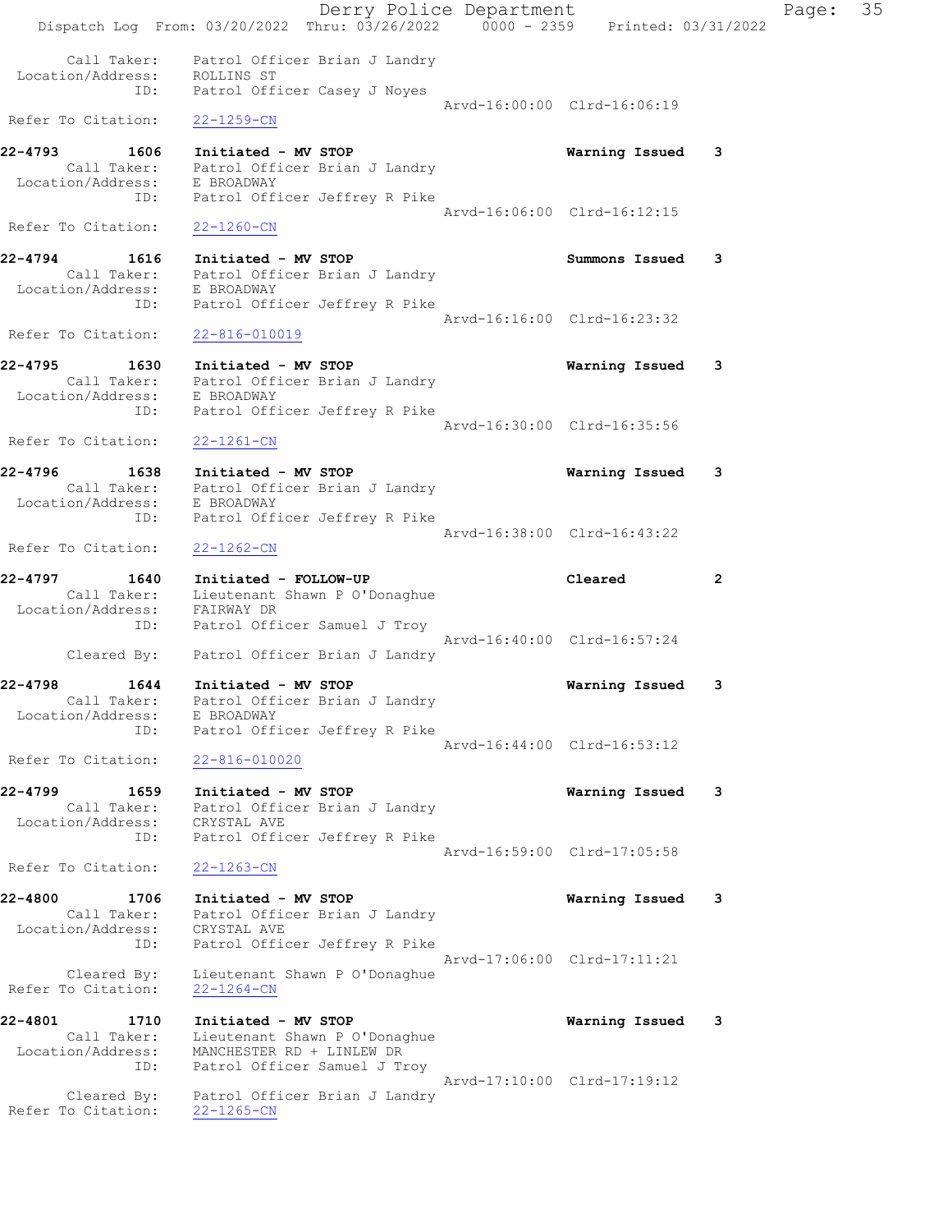Call Taker: Patrol Officer Brian J Landry
Location/Address: ROLLINS ST
ID: Patrol Officer Casey J Noyes
Arvd-16:00:00 Clrd-16:06:19
Refer To Citation: 22-1259-CN

**22-4793 1606 Initiated - MV STOP** **Warning Issued 3**
Call Taker: Patrol Officer Brian J Landry
Location/Address: E BROADWAY
ID: Patrol Officer Jeffrey R Pike
Arvd-16:06:00 Clrd-16:12:15
Refer To Citation: 22-1260-CN

**22-4794 1616 Initiated - MV STOP** **Summons Issued 3**
Call Taker: Patrol Officer Brian J Landry
Location/Address: E BROADWAY
ID: Patrol Officer Jeffrey R Pike
Arvd-16:16:00 Clrd-16:23:32
Refer To Citation: 22-816-010019

**22-4795 1630 Initiated - MV STOP** **Warning Issued 3**
Call Taker: Patrol Officer Brian J Landry
Location/Address: E BROADWAY
ID: Patrol Officer Jeffrey R Pike
Arvd-16:30:00 Clrd-16:35:56
Refer To Citation: 22-1261-CN

**22-4796 1638 Initiated - MV STOP** **Warning Issued 3**
Call Taker: Patrol Officer Brian J Landry
Location/Address: E BROADWAY
ID: Patrol Officer Jeffrey R Pike
Arvd-16:38:00 Clrd-16:43:22
Refer To Citation: 22-1262-CN

**22-4797 1640 Initiated - FOLLOW-UP** **Cleared 2**
Call Taker: Lieutenant Shawn P O'Donaghue
Location/Address: FAIRWAY DR
ID: Patrol Officer Samuel J Troy
Arvd-16:40:00 Clrd-16:57:24
Cleared By: Patrol Officer Brian J Landry

**22-4798 1644 Initiated - MV STOP** **Warning Issued 3**
Call Taker: Patrol Officer Brian J Landry
Location/Address: E BROADWAY
ID: Patrol Officer Jeffrey R Pike
Arvd-16:44:00 Clrd-16:53:12
Refer To Citation: 22-816-010020

**22-4799 1659 Initiated - MV STOP** **Warning Issued 3**
Call Taker: Patrol Officer Brian J Landry
Location/Address: CRYSTAL AVE
ID: Patrol Officer Jeffrey R Pike
Arvd-16:59:00 Clrd-17:05:58
Refer To Citation: 22-1263-CN

**22-4800 1706 Initiated - MV STOP** **Warning Issued 3**
Call Taker: Patrol Officer Brian J Landry
Location/Address: CRYSTAL AVE
ID: Patrol Officer Jeffrey R Pike
Arvd-17:06:00 Clrd-17:11:21
Cleared By: Lieutenant Shawn P O'Donaghue
Refer To Citation: 22-1264-CN

**22-4801 1710 Initiated - MV STOP** **Warning Issued 3**
Call Taker: Lieutenant Shawn P O'Donaghue
Location/Address: MANCHESTER RD + LINLEW DR
ID: Patrol Officer Samuel J Troy
Arvd-17:10:00 Clrd-17:19:12
Cleared By: Patrol Officer Brian J Landry
Refer To Citation: 22-1265-CN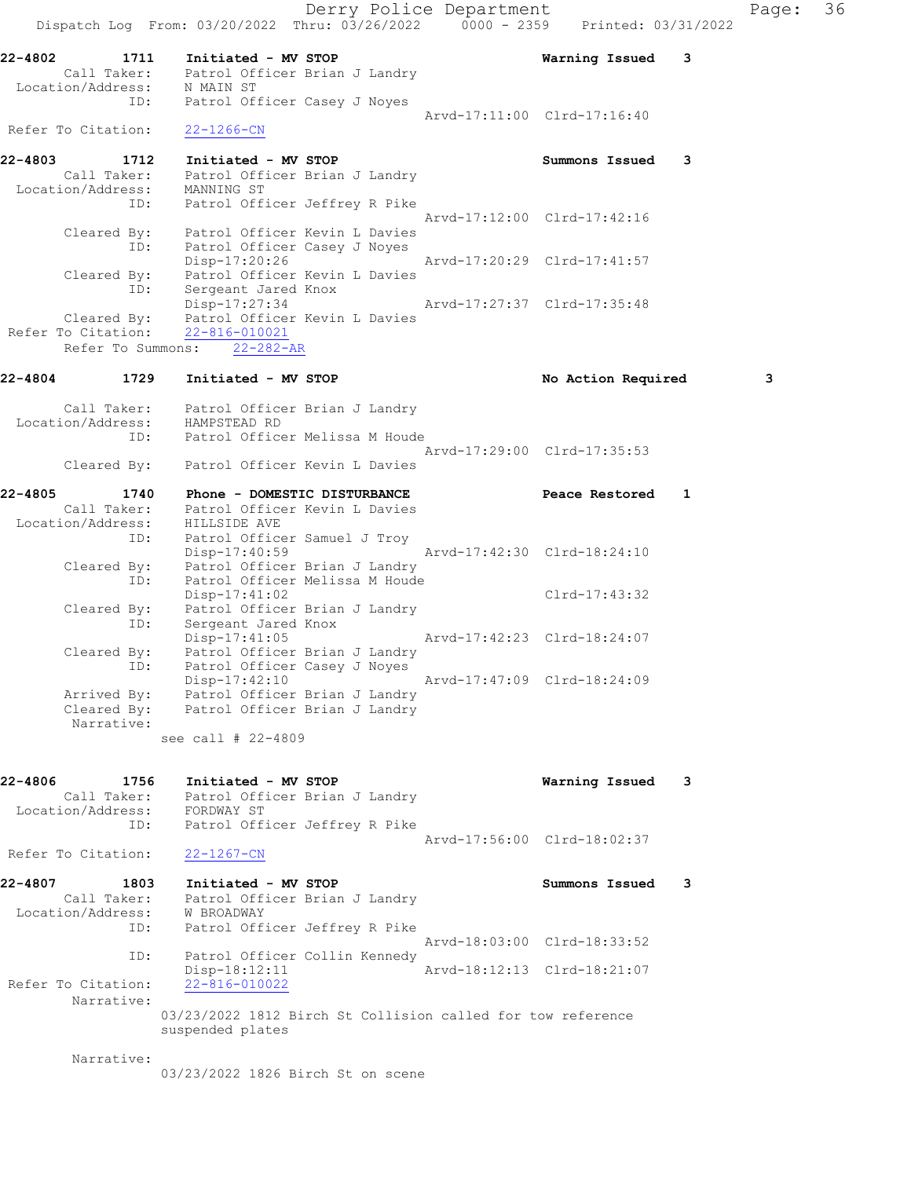22-4802 1711 Initiated - MV STOP Warning Issued 3
Call Taker: Patrol Officer Brian J Landry
Location/Address: N MAIN ST
ID: Patrol Officer Casey J Noyes
Arvd-17:11:00 Clrd-17:16:40
Refer To Citation: 22-1266-CN

22-4803 1712 Initiated - MV STOP Summons Issued 3
Call Taker: Patrol Officer Brian J Landry
Location/Address: MANNING ST
ID: Patrol Officer Jeffrey R Pike
Arvd-17:12:00 Clrd-17:42:16
Cleared By: Patrol Officer Kevin L Davies
ID: Patrol Officer Casey J Noyes
Disp-17:20:26 Arvd-17:20:29 Clrd-17:41:57
Cleared By: Patrol Officer Kevin L Davies
ID: Sergeant Jared Knox
Disp-17:27:34 Arvd-17:27:37 Clrd-17:35:48
Cleared By: Patrol Officer Kevin L Davies
Refer To Citation: 22-816-010021
Refer To Summons: 22-282-AR

22-4804 1729 Initiated - MV STOP No Action Required 3
Call Taker: Patrol Officer Brian J Landry
Location/Address: HAMPSTEAD RD
ID: Patrol Officer Melissa M Houde
Arvd-17:29:00 Clrd-17:35:53
Cleared By: Patrol Officer Kevin L Davies

22-4805 1740 Phone - DOMESTIC DISTURBANCE Peace Restored 1
Call Taker: Patrol Officer Kevin L Davies
Location/Address: HILLSIDE AVE
ID: Patrol Officer Samuel J Troy
Disp-17:40:59 Arvd-17:42:30 Clrd-18:24:10
Cleared By: Patrol Officer Brian J Landry
ID: Patrol Officer Melissa M Houde
Disp-17:41:02 Clrd-17:43:32
Cleared By: Patrol Officer Brian J Landry
ID: Sergeant Jared Knox
Disp-17:41:05 Arvd-17:42:23 Clrd-18:24:07
Cleared By: Patrol Officer Brian J Landry
ID: Patrol Officer Casey J Noyes
Disp-17:42:10 Arvd-17:47:09 Clrd-18:24:09
Arrived By: Patrol Officer Brian J Landry
Cleared By: Patrol Officer Brian J Landry
Narrative:
see call # 22-4809

22-4806 1756 Initiated - MV STOP Warning Issued 3
Call Taker: Patrol Officer Brian J Landry
Location/Address: FORDWAY ST
ID: Patrol Officer Jeffrey R Pike
Arvd-17:56:00 Clrd-18:02:37
Refer To Citation: 22-1267-CN

22-4807 1803 Initiated - MV STOP Summons Issued 3
Call Taker: Patrol Officer Brian J Landry
Location/Address: W BROADWAY
ID: Patrol Officer Jeffrey R Pike
Arvd-18:03:00 Clrd-18:33:52
ID: Patrol Officer Collin Kennedy
Disp-18:12:11 Arvd-18:12:13 Clrd-18:21:07
Refer To Citation: 22-816-010022
Narrative:
03/23/2022 1812 Birch St Collision called for tow reference suspended plates

Narrative:
03/23/2022 1826 Birch St on scene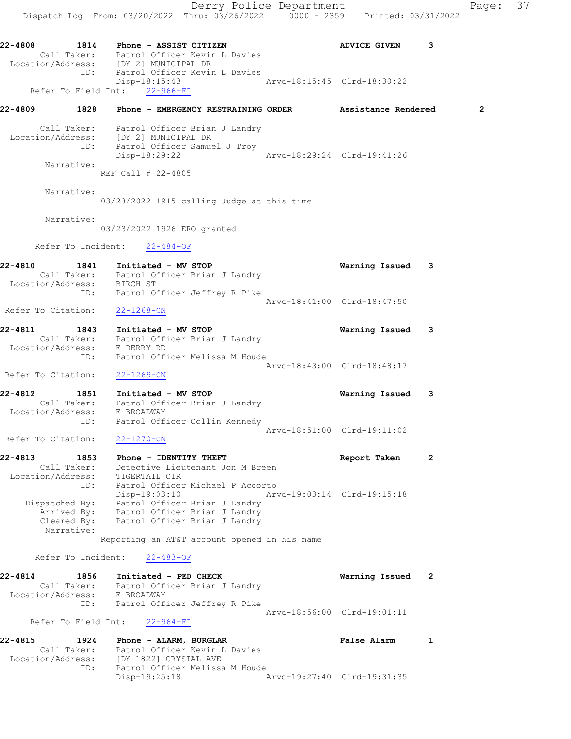22-4808 1814 Phone - ASSIST CITIZEN ADVICE GIVEN 3
Call Taker: Patrol Officer Kevin L Davies
Location/Address: [DY 2] MUNICIPAL DR
ID: Patrol Officer Kevin L Davies
Disp-18:15:43 Arvd-18:15:45 Clrd-18:30:22
Refer To Field Int: 22-966-FI

22-4809 1828 Phone - EMERGENCY RESTRAINING ORDER Assistance Rendered 2
Call Taker: Patrol Officer Brian J Landry
Location/Address: [DY 2] MUNICIPAL DR
ID: Patrol Officer Samuel J Troy
Disp-18:29:22 Arvd-18:29:24 Clrd-19:41:26
Narrative:
REF Call # 22-4805

Narrative:
03/23/2022 1915 calling Judge at this time

Narrative:
03/23/2022 1926 ERO granted

Refer To Incident: 22-484-OF

22-4810 1841 Initiated - MV STOP Warning Issued 3
Call Taker: Patrol Officer Brian J Landry
Location/Address: BIRCH ST
ID: Patrol Officer Jeffrey R Pike
Arvd-18:41:00 Clrd-18:47:50
Refer To Citation: 22-1268-CN

22-4811 1843 Initiated - MV STOP Warning Issued 3
Call Taker: Patrol Officer Brian J Landry
Location/Address: E DERRY RD
ID: Patrol Officer Melissa M Houde
Arvd-18:43:00 Clrd-18:48:17
Refer To Citation: 22-1269-CN

22-4812 1851 Initiated - MV STOP Warning Issued 3
Call Taker: Patrol Officer Brian J Landry
Location/Address: E BROADWAY
ID: Patrol Officer Collin Kennedy
Arvd-18:51:00 Clrd-19:11:02
Refer To Citation: 22-1270-CN

22-4813 1853 Phone - IDENTITY THEFT Report Taken 2
Call Taker: Detective Lieutenant Jon M Breen
Location/Address: TIGERTAIL CIR
ID: Patrol Officer Michael P Accorto
Disp-19:03:10 Arvd-19:03:14 Clrd-19:15:18
Dispatched By: Patrol Officer Brian J Landry
Arrived By: Patrol Officer Brian J Landry
Cleared By: Patrol Officer Brian J Landry
Narrative:
Reporting an AT&T account opened in his name

Refer To Incident: 22-483-OF

22-4814 1856 Initiated - PED CHECK Warning Issued 2
Call Taker: Patrol Officer Brian J Landry
Location/Address: E BROADWAY
ID: Patrol Officer Jeffrey R Pike
Arvd-18:56:00 Clrd-19:01:11
Refer To Field Int: 22-964-FI

22-4815 1924 Phone - ALARM, BURGLAR False Alarm 1
Call Taker: Patrol Officer Kevin L Davies
Location/Address: [DY 1822] CRYSTAL AVE
ID: Patrol Officer Melissa M Houde
Disp-19:25:18 Arvd-19:27:40 Clrd-19:31:35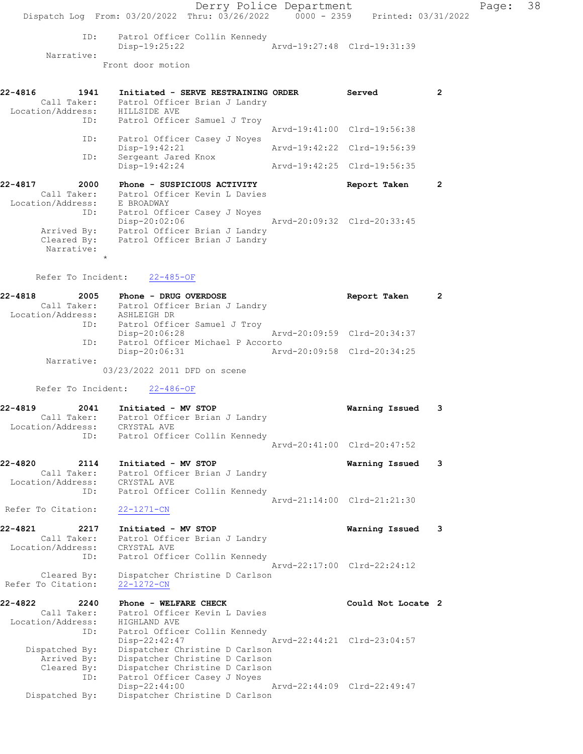```
            ID:    Patrol Officer Collin Kennedy
                   Disp-19:25:22                Arvd-19:27:48  Clrd-19:31:39
     Narrative:
                 Front door motion


22-4816        1941    Initiated - SERVE RESTRAINING ORDER         Served          2
        Call Taker:    Patrol Officer Brian J Landry
  Location/Address:    HILLSIDE AVE
                ID:    Patrol Officer Samuel J Troy
                                                Arvd-19:41:00  Clrd-19:56:38
                ID:    Patrol Officer Casey J Noyes
                       Disp-19:42:21            Arvd-19:42:22  Clrd-19:56:39
                ID:    Sergeant Jared Knox
                       Disp-19:42:24            Arvd-19:42:25  Clrd-19:56:35

22-4817        2000    Phone - SUSPICIOUS ACTIVITY                 Report Taken    2
        Call Taker:    Patrol Officer Kevin L Davies
  Location/Address:    E BROADWAY
                ID:    Patrol Officer Casey J Noyes
                       Disp-20:02:06            Arvd-20:09:32  Clrd-20:33:45
        Arrived By:    Patrol Officer Brian J Landry
        Cleared By:    Patrol Officer Brian J Landry
         Narrative:
                 *

      Refer To Incident:    22-485-OF

22-4818        2005    Phone - DRUG OVERDOSE                       Report Taken    2
        Call Taker:    Patrol Officer Brian J Landry
  Location/Address:    ASHLEIGH DR
                ID:    Patrol Officer Samuel J Troy
                       Disp-20:06:28            Arvd-20:09:59  Clrd-20:34:37
                ID:    Patrol Officer Michael P Accorto
                       Disp-20:06:31            Arvd-20:09:58  Clrd-20:34:25
         Narrative:
                 03/23/2022 2011 DFD on scene

      Refer To Incident:    22-486-OF

22-4819        2041    Initiated - MV STOP                         Warning Issued   3
        Call Taker:    Patrol Officer Brian J Landry
  Location/Address:    CRYSTAL AVE
                ID:    Patrol Officer Collin Kennedy
                                                Arvd-20:41:00  Clrd-20:47:52

22-4820        2114    Initiated - MV STOP                         Warning Issued   3
        Call Taker:    Patrol Officer Brian J Landry
  Location/Address:    CRYSTAL AVE
                ID:    Patrol Officer Collin Kennedy
                                                Arvd-21:14:00  Clrd-21:21:30
 Refer To Citation:    22-1271-CN

22-4821        2217    Initiated - MV STOP                         Warning Issued   3
        Call Taker:    Patrol Officer Brian J Landry
  Location/Address:    CRYSTAL AVE
                ID:    Patrol Officer Collin Kennedy
                                                Arvd-22:17:00  Clrd-22:24:12
        Cleared By:    Dispatcher Christine D Carlson
 Refer To Citation:    22-1272-CN

22-4822        2240    Phone - WELFARE CHECK                       Could Not Locate 2
        Call Taker:    Patrol Officer Kevin L Davies
  Location/Address:    HIGHLAND AVE
                ID:    Patrol Officer Collin Kennedy
                       Disp-22:42:47            Arvd-22:44:21  Clrd-23:04:57
     Dispatched By:    Dispatcher Christine D Carlson
        Arrived By:    Dispatcher Christine D Carlson
        Cleared By:    Dispatcher Christine D Carlson
                ID:    Patrol Officer Casey J Noyes
                       Disp-22:44:00            Arvd-22:44:09  Clrd-22:49:47
     Dispatched By:    Dispatcher Christine D Carlson
```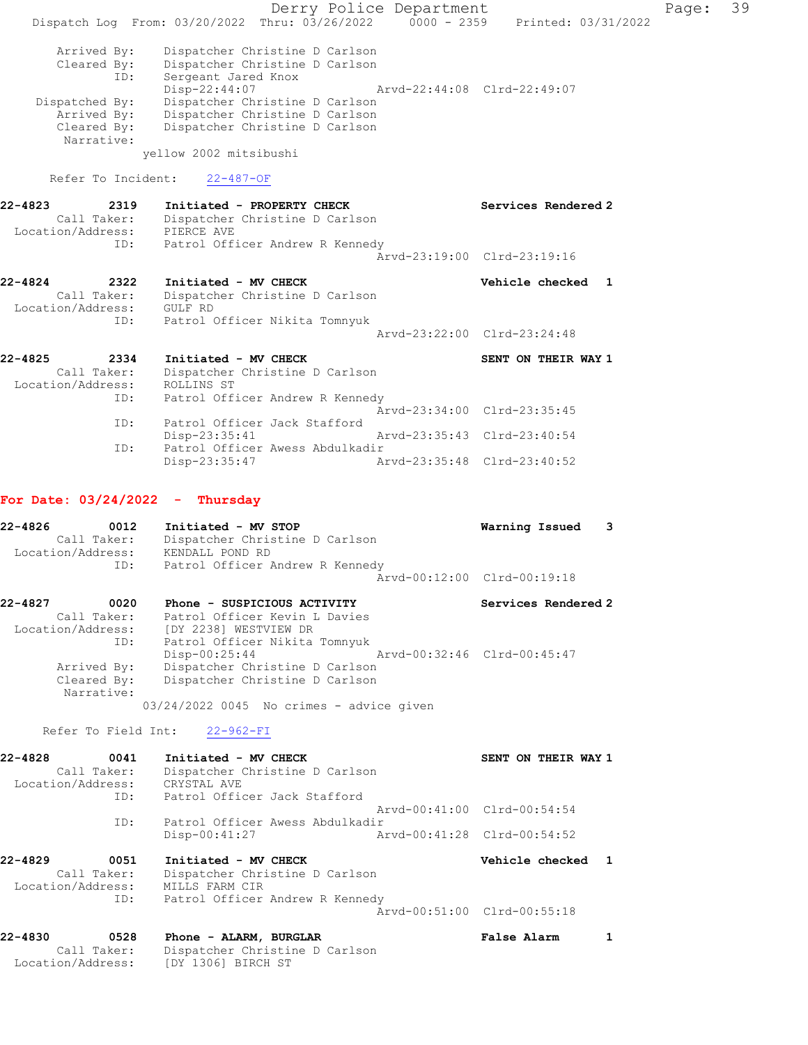Arrived By: Dispatcher Christine D Carlson
Cleared By: Dispatcher Christine D Carlson
ID: Sergeant Jared Knox
Disp-22:44:07 Arvd-22:44:08 Clrd-22:49:07
Dispatched By: Dispatcher Christine D Carlson
Arrived By: Dispatcher Christine D Carlson
Cleared By: Dispatcher Christine D Carlson
Narrative:
yellow 2002 mitsibushi

Refer To Incident: 22-487-OF

**22-4823 2319 Initiated - PROPERTY CHECK Services Rendered 2**
Call Taker: Dispatcher Christine D Carlson
Location/Address: PIERCE AVE
ID: Patrol Officer Andrew R Kennedy
Arvd-23:19:00 Clrd-23:19:16

**22-4824 2322 Initiated - MV CHECK Vehicle checked 1**
Call Taker: Dispatcher Christine D Carlson
Location/Address: GULF RD
ID: Patrol Officer Nikita Tomnyuk
Arvd-23:22:00 Clrd-23:24:48

**22-4825 2334 Initiated - MV CHECK SENT ON THEIR WAY 1**
Call Taker: Dispatcher Christine D Carlson
Location/Address: ROLLINS ST
ID: Patrol Officer Andrew R Kennedy
Arvd-23:34:00 Clrd-23:35:45
ID: Patrol Officer Jack Stafford
Disp-23:35:41 Arvd-23:35:43 Clrd-23:40:54
ID: Patrol Officer Awess Abdulkadir
Disp-23:35:47 Arvd-23:35:48 Clrd-23:40:52

## For Date: 03/24/2022 - Thursday

**22-4826 0012 Initiated - MV STOP Warning Issued 3**
Call Taker: Dispatcher Christine D Carlson
Location/Address: KENDALL POND RD
ID: Patrol Officer Andrew R Kennedy
Arvd-00:12:00 Clrd-00:19:18

**22-4827 0020 Phone - SUSPICIOUS ACTIVITY Services Rendered 2**
Call Taker: Patrol Officer Kevin L Davies
Location/Address: [DY 2238] WESTVIEW DR
ID: Patrol Officer Nikita Tomnyuk
Disp-00:25:44 Arvd-00:32:46 Clrd-00:45:47
Arrived By: Dispatcher Christine D Carlson
Cleared By: Dispatcher Christine D Carlson
Narrative:
03/24/2022 0045 No crimes - advice given

Refer To Field Int: 22-962-FI

**22-4828 0041 Initiated - MV CHECK SENT ON THEIR WAY 1**
Call Taker: Dispatcher Christine D Carlson
Location/Address: CRYSTAL AVE
ID: Patrol Officer Jack Stafford
Arvd-00:41:00 Clrd-00:54:54
ID: Patrol Officer Awess Abdulkadir
Disp-00:41:27 Arvd-00:41:28 Clrd-00:54:52

**22-4829 0051 Initiated - MV CHECK Vehicle checked 1**
Call Taker: Dispatcher Christine D Carlson
Location/Address: MILLS FARM CIR
ID: Patrol Officer Andrew R Kennedy
Arvd-00:51:00 Clrd-00:55:18

**22-4830 0528 Phone - ALARM, BURGLAR False Alarm 1**
Call Taker: Dispatcher Christine D Carlson
Location/Address: [DY 1306] BIRCH ST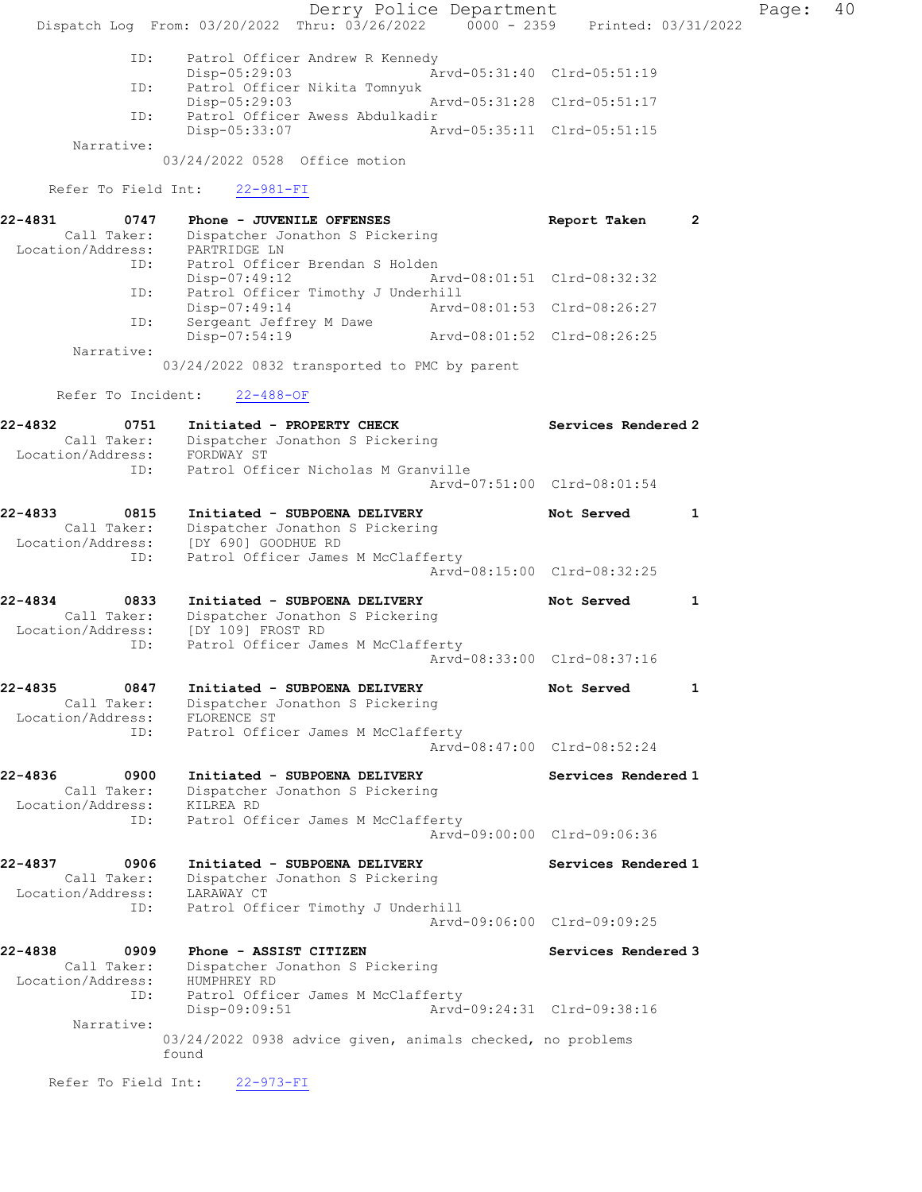```
        ID:      Patrol Officer Andrew R Kennedy
                 Disp-05:29:03                  Arvd-05:31:40  Clrd-05:51:19
        ID:      Patrol Officer Nikita Tomnyuk
                 Disp-05:29:03                  Arvd-05:31:28  Clrd-05:51:17
        ID:      Patrol Officer Awess Abdulkadir
                 Disp-05:33:07                  Arvd-05:35:11  Clrd-05:51:15
   Narrative:
                03/24/2022 0528  Office motion

   Refer To Field Int:    22-981-FI

22-4831        0747     Phone - JUVENILE OFFENSES                  Report Taken       2
      Call Taker:      Dispatcher Jonathon S Pickering
  Location/Address:    PARTRIDGE LN
              ID:      Patrol Officer Brendan S Holden
                       Disp-07:49:12                  Arvd-08:01:51  Clrd-08:32:32
              ID:      Patrol Officer Timothy J Underhill
                       Disp-07:49:14                  Arvd-08:01:53  Clrd-08:26:27
              ID:      Sergeant Jeffrey M Dawe
                       Disp-07:54:19                  Arvd-08:01:52  Clrd-08:26:25
       Narrative:
                03/24/2022 0832 transported to PMC by parent

   Refer To Incident:    22-488-OF

22-4832        0751     Initiated - PROPERTY CHECK                 Services Rendered 2
      Call Taker:      Dispatcher Jonathon S Pickering
  Location/Address:    FORDWAY ST
              ID:      Patrol Officer Nicholas M Granville
                                                      Arvd-07:51:00  Clrd-08:01:54

22-4833        0815     Initiated - SUBPOENA DELIVERY              Not Served         1
      Call Taker:      Dispatcher Jonathon S Pickering
  Location/Address:    [DY 690] GOODHUE RD
              ID:      Patrol Officer James M McClafferty
                                                      Arvd-08:15:00  Clrd-08:32:25

22-4834        0833     Initiated - SUBPOENA DELIVERY              Not Served         1
      Call Taker:      Dispatcher Jonathon S Pickering
  Location/Address:    [DY 109] FROST RD
              ID:      Patrol Officer James M McClafferty
                                                      Arvd-08:33:00  Clrd-08:37:16

22-4835        0847     Initiated - SUBPOENA DELIVERY              Not Served         1
      Call Taker:      Dispatcher Jonathon S Pickering
  Location/Address:    FLORENCE ST
              ID:      Patrol Officer James M McClafferty
                                                      Arvd-08:47:00  Clrd-08:52:24

22-4836        0900     Initiated - SUBPOENA DELIVERY              Services Rendered 1
      Call Taker:      Dispatcher Jonathon S Pickering
  Location/Address:    KILREA RD
              ID:      Patrol Officer James M McClafferty
                                                      Arvd-09:00:00  Clrd-09:06:36

22-4837        0906     Initiated - SUBPOENA DELIVERY              Services Rendered 1
      Call Taker:      Dispatcher Jonathon S Pickering
  Location/Address:    LARAWAY CT
              ID:      Patrol Officer Timothy J Underhill
                                                      Arvd-09:06:00  Clrd-09:09:25

22-4838        0909     Phone - ASSIST CITIZEN                     Services Rendered 3
      Call Taker:      Dispatcher Jonathon S Pickering
  Location/Address:    HUMPHREY RD
              ID:      Patrol Officer James M McClafferty
                       Disp-09:09:51                  Arvd-09:24:31  Clrd-09:38:16
       Narrative:
                03/24/2022 0938 advice given, animals checked, no problems
                found

   Refer To Field Int:    22-973-FI
```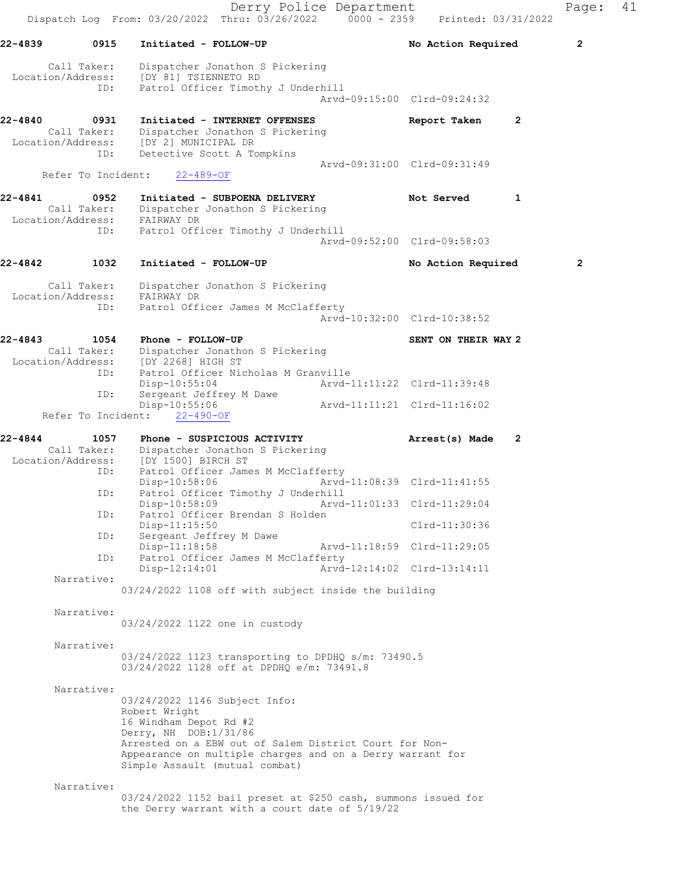22-4839 0915 Initiated - FOLLOW-UP No Action Required 2

Call Taker: Dispatcher Jonathon S Pickering
Location/Address: [DY 81] TSIENNETO RD
ID: Patrol Officer Timothy J Underhill
Arvd-09:15:00 Clrd-09:24:32

22-4840 0931 Initiated - INTERNET OFFENSES Report Taken 2
Call Taker: Dispatcher Jonathon S Pickering
Location/Address: [DY 2] MUNICIPAL DR
ID: Detective Scott A Tompkins
Arvd-09:31:00 Clrd-09:31:49
Refer To Incident: 22-489-OF

22-4841 0952 Initiated - SUBPOENA DELIVERY Not Served 1
Call Taker: Dispatcher Jonathon S Pickering
Location/Address: FAIRWAY DR
ID: Patrol Officer Timothy J Underhill
Arvd-09:52:00 Clrd-09:58:03

22-4842 1032 Initiated - FOLLOW-UP No Action Required 2

Call Taker: Dispatcher Jonathon S Pickering
Location/Address: FAIRWAY DR
ID: Patrol Officer James M McClafferty
Arvd-10:32:00 Clrd-10:38:52

22-4843 1054 Phone - FOLLOW-UP SENT ON THEIR WAY 2
Call Taker: Dispatcher Jonathon S Pickering
Location/Address: [DY 2268] HIGH ST
ID: Patrol Officer Nicholas M Granville
Disp-10:55:04 Arvd-11:11:22 Clrd-11:39:48
ID: Sergeant Jeffrey M Dawe
Disp-10:55:06 Arvd-11:11:21 Clrd-11:16:02
Refer To Incident: 22-490-OF

22-4844 1057 Phone - SUSPICIOUS ACTIVITY Arrest(s) Made 2
Call Taker: Dispatcher Jonathon S Pickering
Location/Address: [DY 1500] BIRCH ST
ID: Patrol Officer James M McClafferty
Disp-10:58:06 Arvd-11:08:39 Clrd-11:41:55
ID: Patrol Officer Timothy J Underhill
Disp-10:58:09 Arvd-11:01:33 Clrd-11:29:04
ID: Patrol Officer Brendan S Holden
Disp-11:15:50 Clrd-11:30:36
ID: Sergeant Jeffrey M Dawe
Disp-11:18:58 Arvd-11:18:59 Clrd-11:29:05
ID: Patrol Officer James M McClafferty
Disp-12:14:01 Arvd-12:14:02 Clrd-13:14:11

Narrative:
03/24/2022 1108 off with subject inside the building

Narrative:
03/24/2022 1122 one in custody

Narrative:
03/24/2022 1123 transporting to DPDHQ s/m: 73490.5
03/24/2022 1128 off at DPDHQ e/m: 73491.8

Narrative:
03/24/2022 1146 Subject Info:
Robert Wright
16 Windham Depot Rd #2
Derry, NH DOB:1/31/86
Arrested on a EBW out of Salem District Court for Non-Appearance on multiple charges and on a Derry warrant for Simple Assault (mutual combat)

Narrative:
03/24/2022 1152 bail preset at $250 cash, summons issued for the Derry warrant with a court date of 5/19/22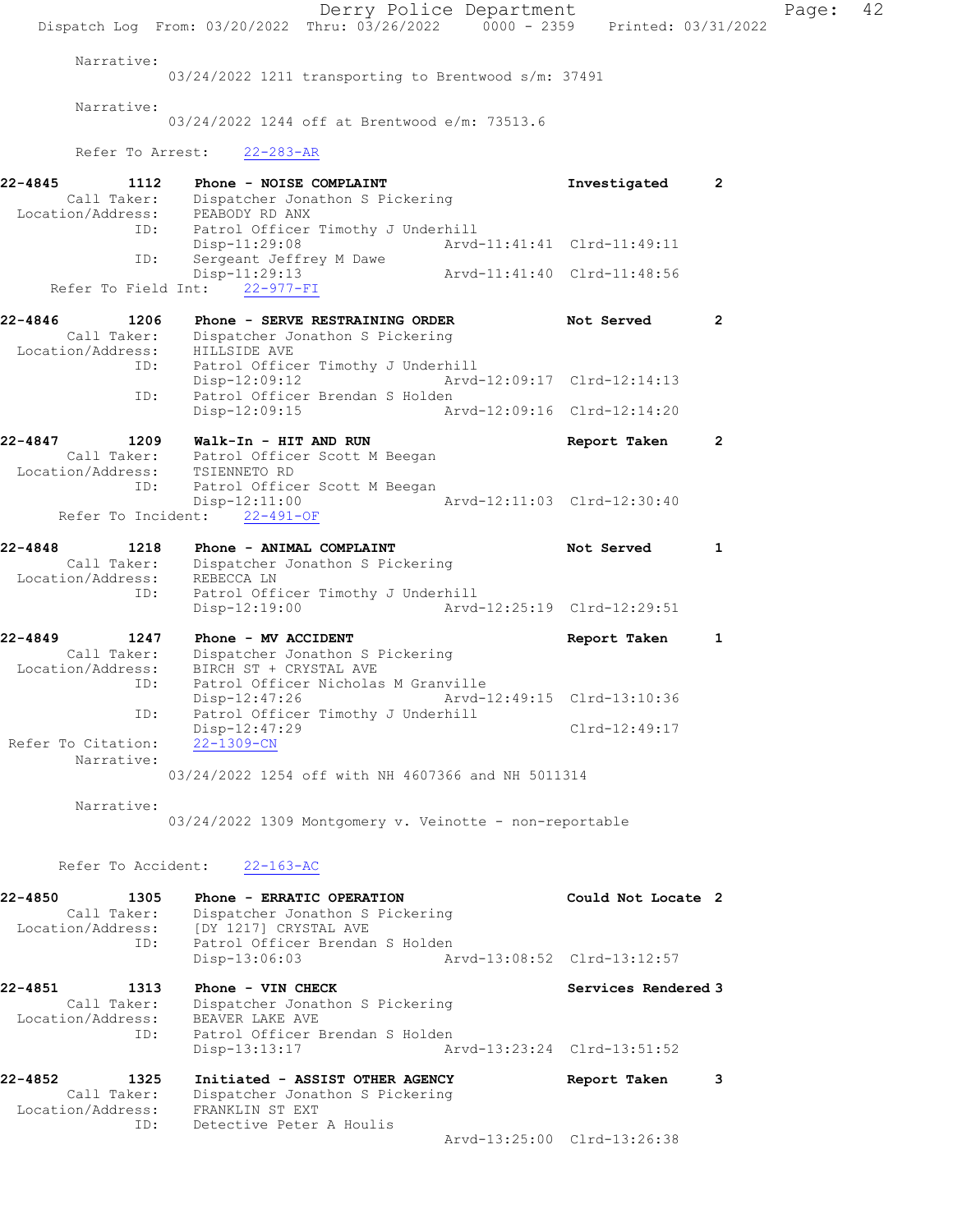Narrative:
03/24/2022 1211 transporting to Brentwood s/m: 37491

Narrative:
03/24/2022 1244 off at Brentwood e/m: 73513.6

Refer To Arrest: 22-283-AR

**22-4845** 1112 **Phone - NOISE COMPLAINT** Investigated 2
Call Taker: Dispatcher Jonathon S Pickering
Location/Address: PEABODY RD ANX
ID: Patrol Officer Timothy J Underhill
Disp-11:29:08 Arvd-11:41:41 Clrd-11:49:11
ID: Sergeant Jeffrey M Dawe
Disp-11:29:13 Arvd-11:41:40 Clrd-11:48:56
Refer To Field Int: 22-977-FI

**22-4846** 1206 **Phone - SERVE RESTRAINING ORDER** Not Served 2
Call Taker: Dispatcher Jonathon S Pickering
Location/Address: HILLSIDE AVE
ID: Patrol Officer Timothy J Underhill
Disp-12:09:12 Arvd-12:09:17 Clrd-12:14:13
ID: Patrol Officer Brendan S Holden
Disp-12:09:15 Arvd-12:09:16 Clrd-12:14:20

**22-4847** 1209 **Walk-In - HIT AND RUN** Report Taken 2
Call Taker: Patrol Officer Scott M Beegan
Location/Address: TSIENNETO RD
ID: Patrol Officer Scott M Beegan
Disp-12:11:00 Arvd-12:11:03 Clrd-12:30:40
Refer To Incident: 22-491-OF

**22-4848** 1218 **Phone - ANIMAL COMPLAINT** Not Served 1
Call Taker: Dispatcher Jonathon S Pickering
Location/Address: REBECCA LN
ID: Patrol Officer Timothy J Underhill
Disp-12:19:00 Arvd-12:25:19 Clrd-12:29:51

**22-4849** 1247 **Phone - MV ACCIDENT** Report Taken 1
Call Taker: Dispatcher Jonathon S Pickering
Location/Address: BIRCH ST + CRYSTAL AVE
ID: Patrol Officer Nicholas M Granville
Disp-12:47:26 Arvd-12:49:15 Clrd-13:10:36
ID: Patrol Officer Timothy J Underhill
Disp-12:47:29 Clrd-12:49:17
Refer To Citation: 22-1309-CN
Narrative:
03/24/2022 1254 off with NH 4607366 and NH 5011314

Narrative:
03/24/2022 1309 Montgomery v. Veinotte - non-reportable

Refer To Accident: 22-163-AC

**22-4850** 1305 **Phone - ERRATIC OPERATION** Could Not Locate 2
Call Taker: Dispatcher Jonathon S Pickering
Location/Address: [DY 1217] CRYSTAL AVE
ID: Patrol Officer Brendan S Holden
Disp-13:06:03 Arvd-13:08:52 Clrd-13:12:57

**22-4851** 1313 **Phone - VIN CHECK** Services Rendered 3
Call Taker: Dispatcher Jonathon S Pickering
Location/Address: BEAVER LAKE AVE
ID: Patrol Officer Brendan S Holden
Disp-13:13:17 Arvd-13:23:24 Clrd-13:51:52

**22-4852** 1325 **Initiated - ASSIST OTHER AGENCY** Report Taken 3
Call Taker: Dispatcher Jonathon S Pickering
Location/Address: FRANKLIN ST EXT
ID: Detective Peter A Houlis
Arvd-13:25:00 Clrd-13:26:38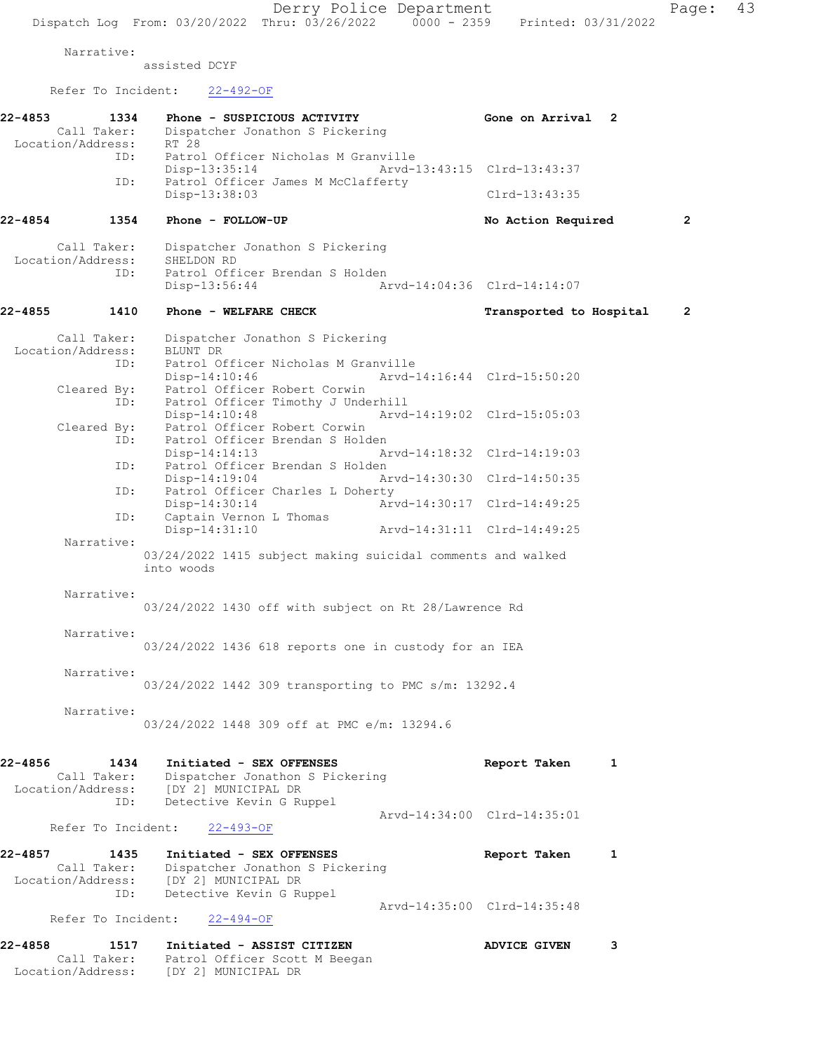Narrative:
assisted DCYF

Refer To Incident: 22-492-OF

**22-4853** 1334 **Phone - SUSPICIOUS ACTIVITY** **Gone on Arrival 2**
Call Taker: Dispatcher Jonathon S Pickering
Location/Address: RT 28
ID: Patrol Officer Nicholas M Granville
Disp-13:35:14 Arvd-13:43:15 Clrd-13:43:37
ID: Patrol Officer James M McClafferty
Disp-13:38:03 Clrd-13:43:35

**22-4854** 1354 **Phone - FOLLOW-UP** **No Action Required 2**
Call Taker: Dispatcher Jonathon S Pickering
Location/Address: SHELDON RD
ID: Patrol Officer Brendan S Holden
Disp-13:56:44 Arvd-14:04:36 Clrd-14:14:07

**22-4855** 1410 **Phone - WELFARE CHECK** **Transported to Hospital 2**
Call Taker: Dispatcher Jonathon S Pickering
Location/Address: BLUNT DR
ID: Patrol Officer Nicholas M Granville
Disp-14:10:46 Arvd-14:16:44 Clrd-15:50:20
Cleared By: Patrol Officer Robert Corwin
ID: Patrol Officer Timothy J Underhill
Disp-14:10:48 Arvd-14:19:02 Clrd-15:05:03
Cleared By: Patrol Officer Robert Corwin
ID: Patrol Officer Brendan S Holden
Disp-14:14:13 Arvd-14:18:32 Clrd-14:19:03
ID: Patrol Officer Brendan S Holden
Disp-14:19:04 Arvd-14:30:30 Clrd-14:50:35
ID: Patrol Officer Charles L Doherty
Disp-14:30:14 Arvd-14:30:17 Clrd-14:49:25
ID: Captain Vernon L Thomas
Disp-14:31:10 Arvd-14:31:11 Clrd-14:49:25
Narrative:
03/24/2022 1415 subject making suicidal comments and walked into woods

Narrative:
03/24/2022 1430 off with subject on Rt 28/Lawrence Rd

Narrative:
03/24/2022 1436 618 reports one in custody for an IEA

Narrative:
03/24/2022 1442 309 transporting to PMC s/m: 13292.4

Narrative:
03/24/2022 1448 309 off at PMC e/m: 13294.6

**22-4856** 1434 **Initiated - SEX OFFENSES** **Report Taken 1**
Call Taker: Dispatcher Jonathon S Pickering
Location/Address: [DY 2] MUNICIPAL DR
ID: Detective Kevin G Ruppel
Arvd-14:34:00 Clrd-14:35:01
Refer To Incident: 22-493-OF

**22-4857** 1435 **Initiated - SEX OFFENSES** **Report Taken 1**
Call Taker: Dispatcher Jonathon S Pickering
Location/Address: [DY 2] MUNICIPAL DR
ID: Detective Kevin G Ruppel
Arvd-14:35:00 Clrd-14:35:48
Refer To Incident: 22-494-OF

**22-4858** 1517 **Initiated - ASSIST CITIZEN** **ADVICE GIVEN 3**
Call Taker: Patrol Officer Scott M Beegan
Location/Address: [DY 2] MUNICIPAL DR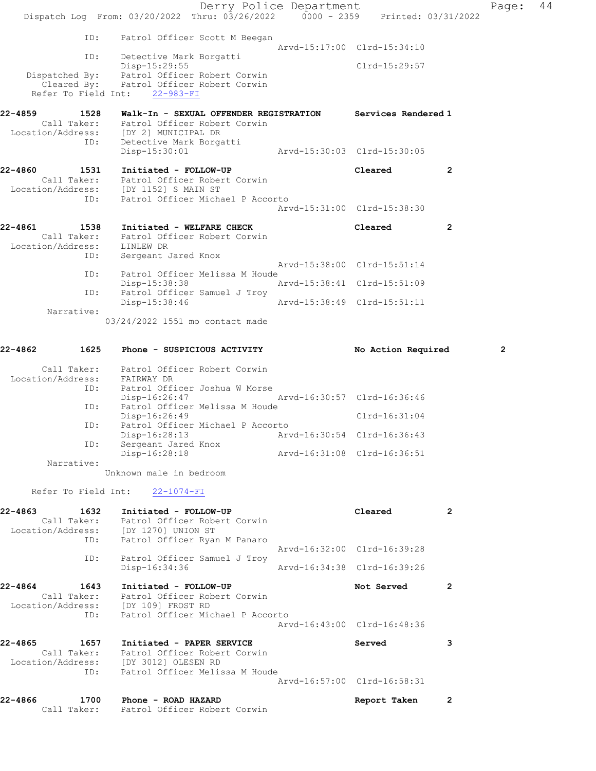```
            ID:     Patrol Officer Scott M Beegan
                                                  Arvd-15:17:00  Clrd-15:34:10
            ID:     Detective Mark Borgatti
                    Disp-15:29:55                                Clrd-15:29:57
    Dispatched By:  Patrol Officer Robert Corwin
       Cleared By:  Patrol Officer Robert Corwin
  Refer To Field Int:    22-983-FI

22-4859        1528    Walk-In - SEXUAL OFFENDER REGISTRATION     Services Rendered 1
        Call Taker:     Patrol Officer Robert Corwin
  Location/Address:     [DY 2] MUNICIPAL DR
                ID:     Detective Mark Borgatti
                        Disp-15:30:01           Arvd-15:30:03  Clrd-15:30:05

22-4860        1531    Initiated - FOLLOW-UP                      Cleared          2
        Call Taker:     Patrol Officer Robert Corwin
  Location/Address:     [DY 1152] S MAIN ST
                ID:     Patrol Officer Michael P Accorto
                                                Arvd-15:31:00  Clrd-15:38:30

22-4861        1538    Initiated - WELFARE CHECK                  Cleared          2
        Call Taker:     Patrol Officer Robert Corwin
  Location/Address:     LINLEW DR
                ID:     Sergeant Jared Knox
                                                Arvd-15:38:00  Clrd-15:51:14
                ID:     Patrol Officer Melissa M Houde
                        Disp-15:38:38           Arvd-15:38:41  Clrd-15:51:09
                ID:     Patrol Officer Samuel J Troy
                        Disp-15:38:46           Arvd-15:38:49  Clrd-15:51:11
         Narrative:
                      03/24/2022 1551 mo contact made

22-4862        1625    Phone - SUSPICIOUS ACTIVITY                No Action Required        2

        Call Taker:     Patrol Officer Robert Corwin
  Location/Address:     FAIRWAY DR
                ID:     Patrol Officer Joshua W Morse
                        Disp-16:26:47           Arvd-16:30:57  Clrd-16:36:46
                ID:     Patrol Officer Melissa M Houde
                        Disp-16:26:49                          Clrd-16:31:04
                ID:     Patrol Officer Michael P Accorto
                        Disp-16:28:13           Arvd-16:30:54  Clrd-16:36:43
                ID:     Sergeant Jared Knox
                        Disp-16:28:18           Arvd-16:31:08  Clrd-16:36:51
         Narrative:
                      Unknown male in bedroom

  Refer To Field Int:    22-1074-FI

22-4863        1632    Initiated - FOLLOW-UP                      Cleared          2
        Call Taker:     Patrol Officer Robert Corwin
  Location/Address:     [DY 1270] UNION ST
                ID:     Patrol Officer Ryan M Panaro
                                                Arvd-16:32:00  Clrd-16:39:28
                ID:     Patrol Officer Samuel J Troy
                        Disp-16:34:36           Arvd-16:34:38  Clrd-16:39:26

22-4864        1643    Initiated - FOLLOW-UP                      Not Served       2
        Call Taker:     Patrol Officer Robert Corwin
  Location/Address:     [DY 109] FROST RD
                ID:     Patrol Officer Michael P Accorto
                                                Arvd-16:43:00  Clrd-16:48:36

22-4865        1657    Initiated - PAPER SERVICE                  Served           3
        Call Taker:     Patrol Officer Robert Corwin
  Location/Address:     [DY 3012] OLESEN RD
                ID:     Patrol Officer Melissa M Houde
                                                Arvd-16:57:00  Clrd-16:58:31

22-4866        1700    Phone - ROAD HAZARD                        Report Taken     2
        Call Taker:     Patrol Officer Robert Corwin
```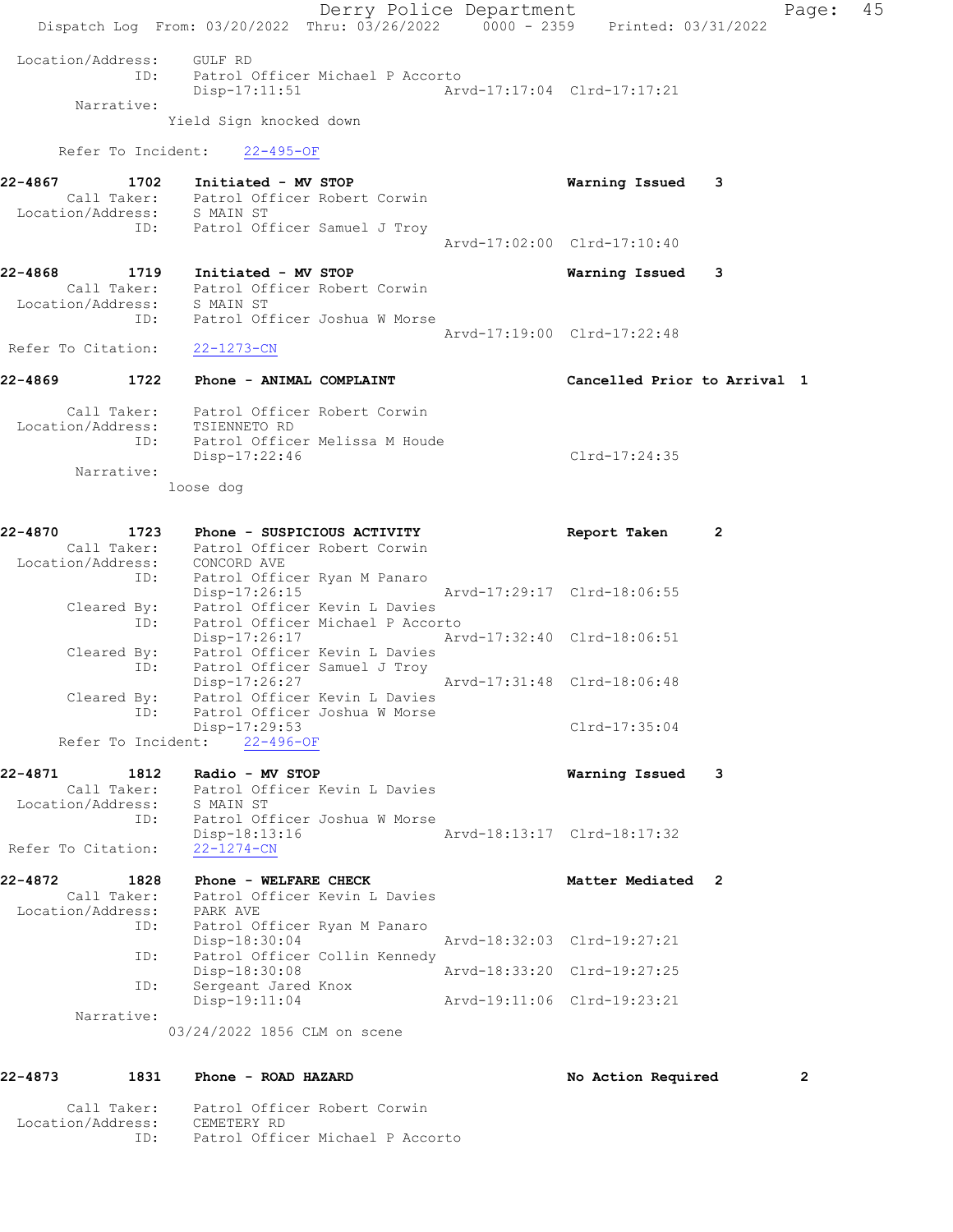Location/Address: GULF RD
ID: Patrol Officer Michael P Accorto
Disp-17:11:51 Arvd-17:17:04 Clrd-17:17:21
Narrative:
Yield Sign knocked down

Refer To Incident: 22-495-OF

**22-4867 1702 Initiated - MV STOP** **Warning Issued 3**
Call Taker: Patrol Officer Robert Corwin
Location/Address: S MAIN ST
ID: Patrol Officer Samuel J Troy
Arvd-17:02:00 Clrd-17:10:40

**22-4868 1719 Initiated - MV STOP** **Warning Issued 3**
Call Taker: Patrol Officer Robert Corwin
Location/Address: S MAIN ST
ID: Patrol Officer Joshua W Morse
Arvd-17:19:00 Clrd-17:22:48
Refer To Citation: 22-1273-CN

**22-4869 1722 Phone - ANIMAL COMPLAINT** **Cancelled Prior to Arrival 1**
Call Taker: Patrol Officer Robert Corwin
Location/Address: TSIENNETO RD
ID: Patrol Officer Melissa M Houde
Disp-17:22:46 Clrd-17:24:35
Narrative:
loose dog

**22-4870 1723 Phone - SUSPICIOUS ACTIVITY** **Report Taken 2**
Call Taker: Patrol Officer Robert Corwin
Location/Address: CONCORD AVE
ID: Patrol Officer Ryan M Panaro
Disp-17:26:15 Arvd-17:29:17 Clrd-18:06:55
Cleared By: Patrol Officer Kevin L Davies
ID: Patrol Officer Michael P Accorto
Disp-17:26:17 Arvd-17:32:40 Clrd-18:06:51
Cleared By: Patrol Officer Kevin L Davies
ID: Patrol Officer Samuel J Troy
Disp-17:26:27 Arvd-17:31:48 Clrd-18:06:48
Cleared By: Patrol Officer Kevin L Davies
ID: Patrol Officer Joshua W Morse
Disp-17:29:53 Clrd-17:35:04
Refer To Incident: 22-496-OF

**22-4871 1812 Radio - MV STOP** **Warning Issued 3**
Call Taker: Patrol Officer Kevin L Davies
Location/Address: S MAIN ST
ID: Patrol Officer Joshua W Morse
Disp-18:13:16 Arvd-18:13:17 Clrd-18:17:32
Refer To Citation: 22-1274-CN

**22-4872 1828 Phone - WELFARE CHECK** **Matter Mediated 2**
Call Taker: Patrol Officer Kevin L Davies
Location/Address: PARK AVE
ID: Patrol Officer Ryan M Panaro
Disp-18:30:04 Arvd-18:32:03 Clrd-19:27:21
ID: Patrol Officer Collin Kennedy
Disp-18:30:08 Arvd-18:33:20 Clrd-19:27:25
ID: Sergeant Jared Knox
Disp-19:11:04 Arvd-19:11:06 Clrd-19:23:21
Narrative:
03/24/2022 1856 CLM on scene

**22-4873 1831 Phone - ROAD HAZARD** **No Action Required 2**
Call Taker: Patrol Officer Robert Corwin
Location/Address: CEMETERY RD
ID: Patrol Officer Michael P Accorto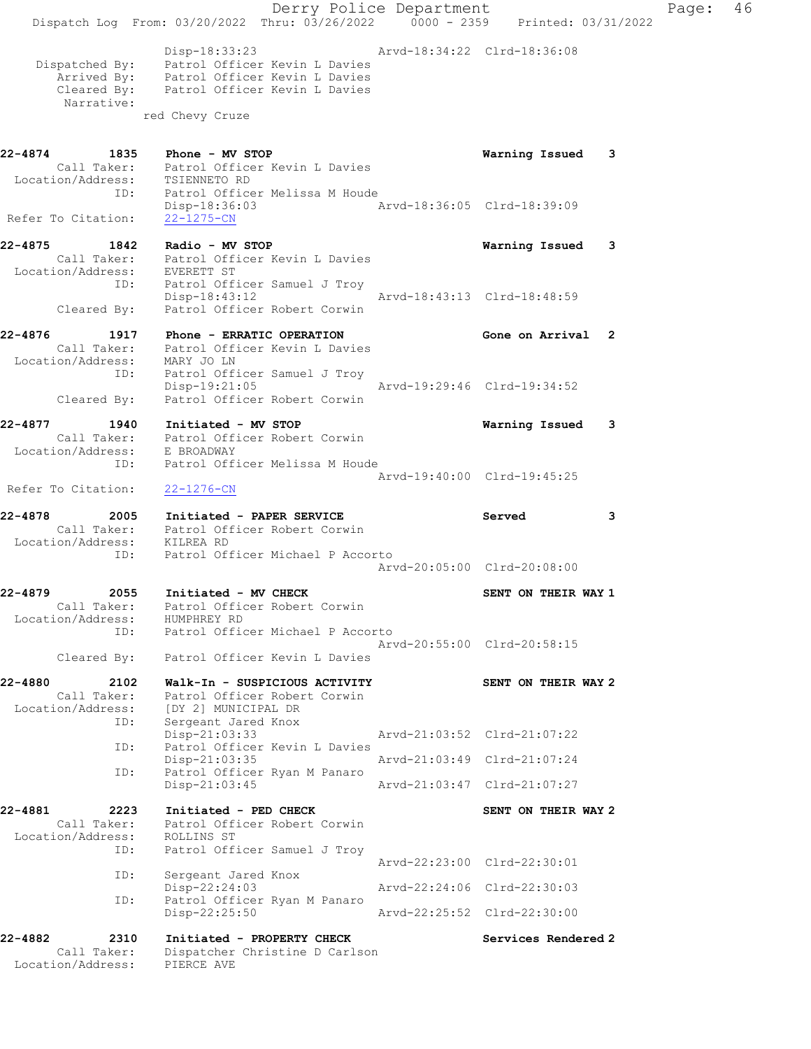```
            Disp-18:33:23                 Arvd-18:34:22  Clrd-18:36:08
 Dispatched By:   Patrol Officer Kevin L Davies
    Arrived By:   Patrol Officer Kevin L Davies
    Cleared By:   Patrol Officer Kevin L Davies
     Narrative:
                  red Chevy Cruze

22-4874       1835   Phone - MV STOP                          Warning Issued   3
     Call Taker:   Patrol Officer Kevin L Davies
 Location/Address:   TSIENNETO RD
            ID:   Patrol Officer Melissa M Houde
                  Disp-18:36:03                 Arvd-18:36:05  Clrd-18:39:09
 Refer To Citation:   22-1275-CN

22-4875       1842   Radio - MV STOP                          Warning Issued   3
     Call Taker:   Patrol Officer Kevin L Davies
 Location/Address:   EVERETT ST
            ID:   Patrol Officer Samuel J Troy
                  Disp-18:43:12                 Arvd-18:43:13  Clrd-18:48:59
    Cleared By:   Patrol Officer Robert Corwin

22-4876       1917   Phone - ERRATIC OPERATION                Gone on Arrival  2
     Call Taker:   Patrol Officer Kevin L Davies
 Location/Address:   MARY JO LN
            ID:   Patrol Officer Samuel J Troy
                  Disp-19:21:05                 Arvd-19:29:46  Clrd-19:34:52
    Cleared By:   Patrol Officer Robert Corwin

22-4877       1940   Initiated - MV STOP                      Warning Issued   3
     Call Taker:   Patrol Officer Robert Corwin
 Location/Address:   E BROADWAY
            ID:   Patrol Officer Melissa M Houde
                                                Arvd-19:40:00  Clrd-19:45:25
 Refer To Citation:   22-1276-CN

22-4878       2005   Initiated - PAPER SERVICE                Served           3
     Call Taker:   Patrol Officer Robert Corwin
 Location/Address:   KILREA RD
            ID:   Patrol Officer Michael P Accorto
                                                Arvd-20:05:00  Clrd-20:08:00

22-4879       2055   Initiated - MV CHECK                     SENT ON THEIR WAY 1
     Call Taker:   Patrol Officer Robert Corwin
 Location/Address:   HUMPHREY RD
            ID:   Patrol Officer Michael P Accorto
                                                Arvd-20:55:00  Clrd-20:58:15
    Cleared By:   Patrol Officer Kevin L Davies

22-4880       2102   Walk-In - SUSPICIOUS ACTIVITY            SENT ON THEIR WAY 2
     Call Taker:   Patrol Officer Robert Corwin
 Location/Address:   [DY 2] MUNICIPAL DR
            ID:   Sergeant Jared Knox
                  Disp-21:03:33                 Arvd-21:03:52  Clrd-21:07:22
            ID:   Patrol Officer Kevin L Davies
                  Disp-21:03:35                 Arvd-21:03:49  Clrd-21:07:24
            ID:   Patrol Officer Ryan M Panaro
                  Disp-21:03:45                 Arvd-21:03:47  Clrd-21:07:27

22-4881       2223   Initiated - PED CHECK                    SENT ON THEIR WAY 2
     Call Taker:   Patrol Officer Robert Corwin
 Location/Address:   ROLLINS ST
            ID:   Patrol Officer Samuel J Troy
                                                Arvd-22:23:00  Clrd-22:30:01
            ID:   Sergeant Jared Knox
                  Disp-22:24:03                 Arvd-22:24:06  Clrd-22:30:03
            ID:   Patrol Officer Ryan M Panaro
                  Disp-22:25:50                 Arvd-22:25:52  Clrd-22:30:00

22-4882       2310   Initiated - PROPERTY CHECK               Services Rendered 2
     Call Taker:   Dispatcher Christine D Carlson
 Location/Address:   PIERCE AVE
```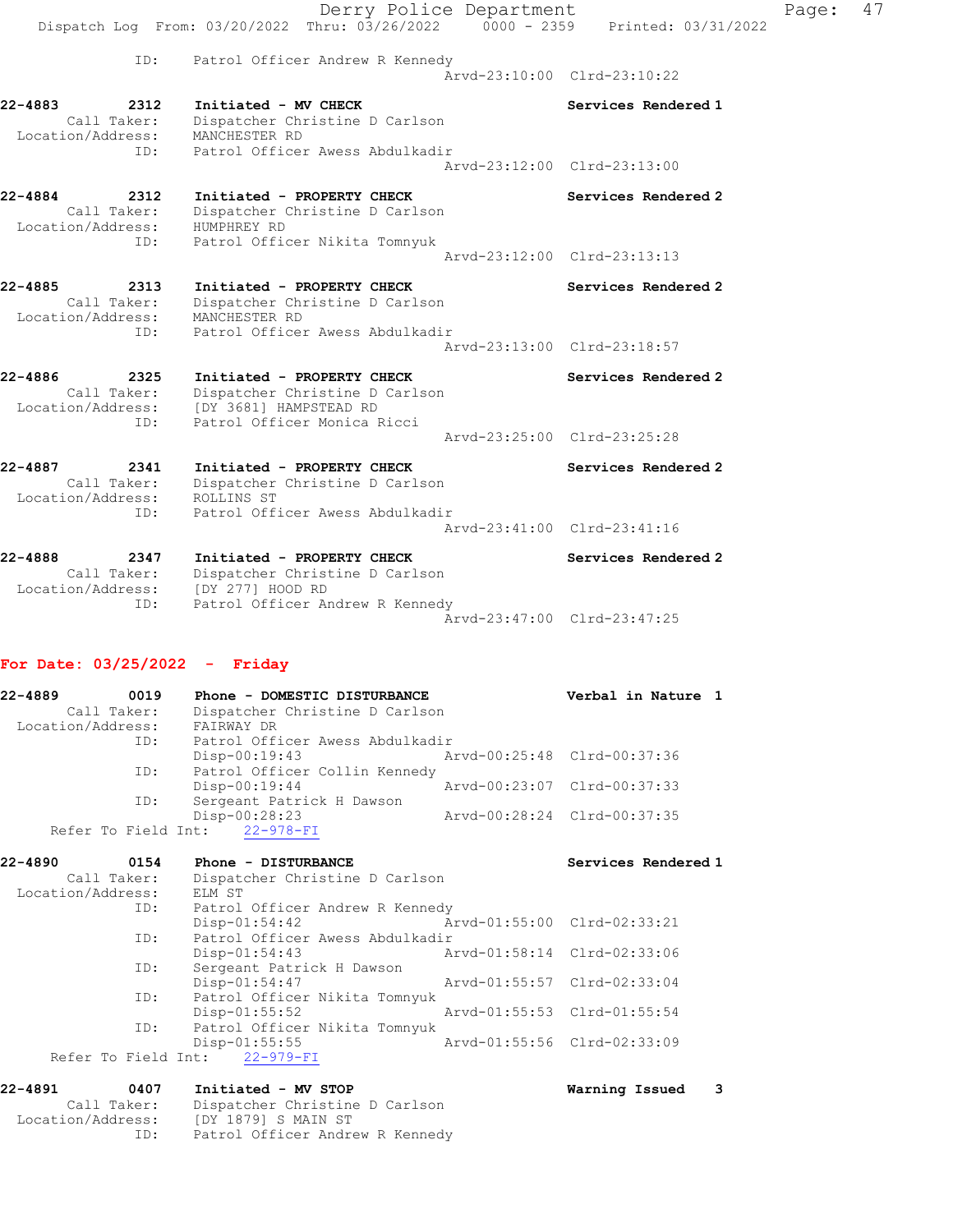ID: Patrol Officer Andrew R Kennedy
Arvd-23:10:00 Clrd-23:10:22

**22-4883 2312 Initiated - MV CHECK** Services Rendered 1
Call Taker: Dispatcher Christine D Carlson
Location/Address: MANCHESTER RD
ID: Patrol Officer Awess Abdulkadir
Arvd-23:12:00 Clrd-23:13:00

**22-4884 2312 Initiated - PROPERTY CHECK** Services Rendered 2
Call Taker: Dispatcher Christine D Carlson
Location/Address: HUMPHREY RD
ID: Patrol Officer Nikita Tomnyuk
Arvd-23:12:00 Clrd-23:13:13

**22-4885 2313 Initiated - PROPERTY CHECK** Services Rendered 2
Call Taker: Dispatcher Christine D Carlson
Location/Address: MANCHESTER RD
ID: Patrol Officer Awess Abdulkadir
Arvd-23:13:00 Clrd-23:18:57

**22-4886 2325 Initiated - PROPERTY CHECK** Services Rendered 2
Call Taker: Dispatcher Christine D Carlson
Location/Address: [DY 3681] HAMPSTEAD RD
ID: Patrol Officer Monica Ricci
Arvd-23:25:00 Clrd-23:25:28

**22-4887 2341 Initiated - PROPERTY CHECK** Services Rendered 2
Call Taker: Dispatcher Christine D Carlson
Location/Address: ROLLINS ST
ID: Patrol Officer Awess Abdulkadir
Arvd-23:41:00 Clrd-23:41:16

**22-4888 2347 Initiated - PROPERTY CHECK** Services Rendered 2
Call Taker: Dispatcher Christine D Carlson
Location/Address: [DY 277] HOOD RD
ID: Patrol Officer Andrew R Kennedy
Arvd-23:47:00 Clrd-23:47:25

## For Date: 03/25/2022 - Friday

**22-4889 0019 Phone - DOMESTIC DISTURBANCE** Verbal in Nature 1
Call Taker: Dispatcher Christine D Carlson
Location/Address: FAIRWAY DR
ID: Patrol Officer Awess Abdulkadir
Disp-00:19:43 Arvd-00:25:48 Clrd-00:37:36
ID: Patrol Officer Collin Kennedy
Disp-00:19:44 Arvd-00:23:07 Clrd-00:37:33
ID: Sergeant Patrick H Dawson
Disp-00:28:23 Arvd-00:28:24 Clrd-00:37:35
Refer To Field Int: 22-978-FI

**22-4890 0154 Phone - DISTURBANCE** Services Rendered 1
Call Taker: Dispatcher Christine D Carlson
Location/Address: ELM ST
ID: Patrol Officer Andrew R Kennedy
Disp-01:54:42 Arvd-01:55:00 Clrd-02:33:21
ID: Patrol Officer Awess Abdulkadir
Disp-01:54:43 Arvd-01:58:14 Clrd-02:33:06
ID: Sergeant Patrick H Dawson
Disp-01:54:47 Arvd-01:55:57 Clrd-02:33:04
ID: Patrol Officer Nikita Tomnyuk
Disp-01:55:52 Arvd-01:55:53 Clrd-01:55:54
ID: Patrol Officer Nikita Tomnyuk
Disp-01:55:55 Arvd-01:55:56 Clrd-02:33:09
Refer To Field Int: 22-979-FI

**22-4891 0407 Initiated - MV STOP** Warning Issued 3
Call Taker: Dispatcher Christine D Carlson
Location/Address: [DY 1879] S MAIN ST
ID: Patrol Officer Andrew R Kennedy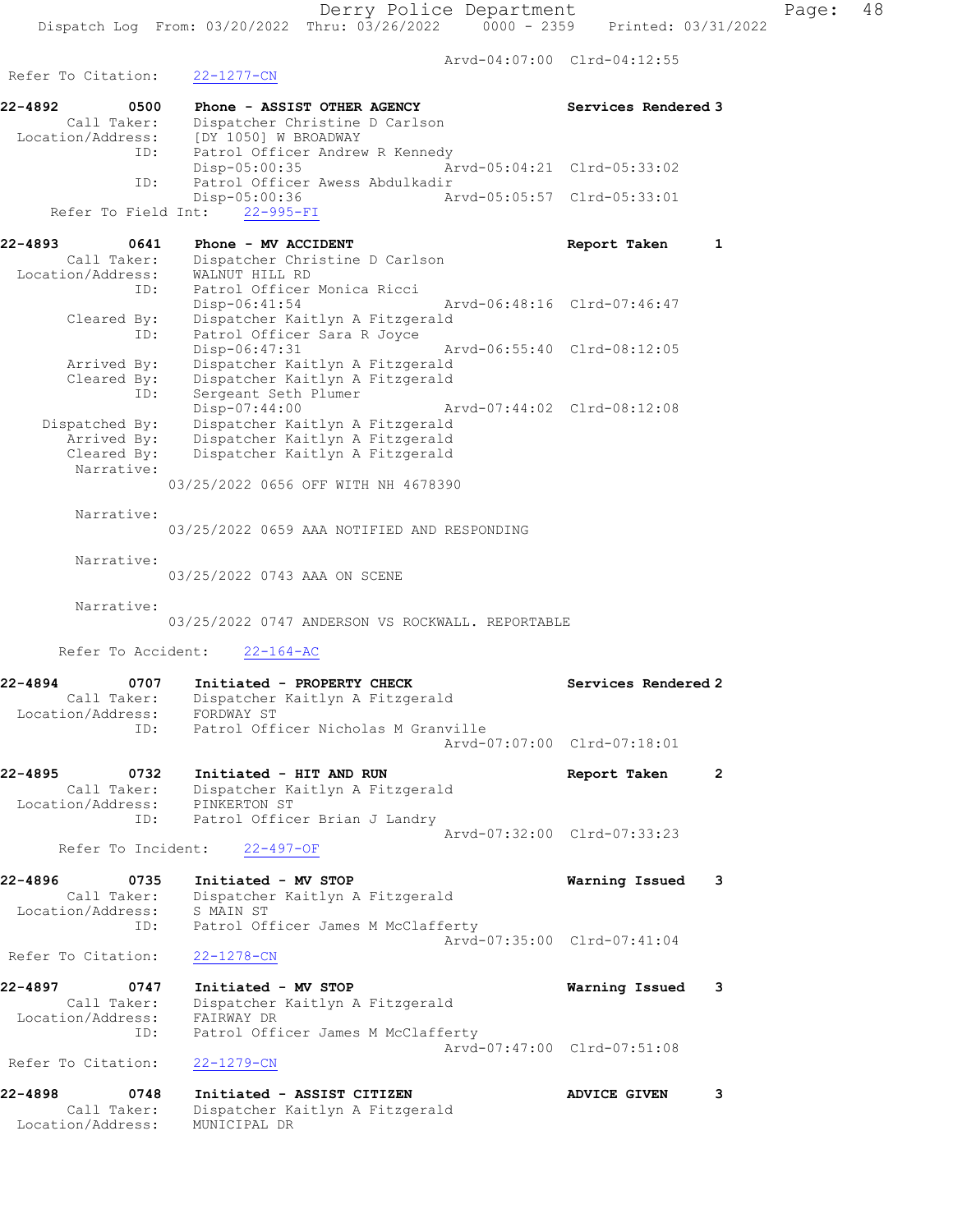```
                                                   Arvd-04:07:00  Clrd-04:12:55
Refer To Citation:    22-1277-CN

22-4892        0500    Phone - ASSIST OTHER AGENCY                 Services Rendered 3
        Call Taker:    Dispatcher Christine D Carlson
  Location/Address:    [DY 1050] W BROADWAY
                ID:    Patrol Officer Andrew R Kennedy
                       Disp-05:00:35               Arvd-05:04:21  Clrd-05:33:02
                ID:    Patrol Officer Awess Abdulkadir
                       Disp-05:00:36               Arvd-05:05:57  Clrd-05:33:01
     Refer To Field Int:    22-995-FI

22-4893        0641    Phone - MV ACCIDENT                         Report Taken       1
        Call Taker:    Dispatcher Christine D Carlson
  Location/Address:    WALNUT HILL RD
                ID:    Patrol Officer Monica Ricci
                       Disp-06:41:54               Arvd-06:48:16  Clrd-07:46:47
        Cleared By:    Dispatcher Kaitlyn A Fitzgerald
                ID:    Patrol Officer Sara R Joyce
                       Disp-06:47:31               Arvd-06:55:40  Clrd-08:12:05
        Arrived By:    Dispatcher Kaitlyn A Fitzgerald
        Cleared By:    Dispatcher Kaitlyn A Fitzgerald
                ID:    Sergeant Seth Plumer
                       Disp-07:44:00               Arvd-07:44:02  Clrd-08:12:08
     Dispatched By:    Dispatcher Kaitlyn A Fitzgerald
        Arrived By:    Dispatcher Kaitlyn A Fitzgerald
        Cleared By:    Dispatcher Kaitlyn A Fitzgerald
         Narrative:
                    03/25/2022 0656 OFF WITH NH 4678390

         Narrative:
                    03/25/2022 0659 AAA NOTIFIED AND RESPONDING

         Narrative:
                    03/25/2022 0743 AAA ON SCENE

         Narrative:
                    03/25/2022 0747 ANDERSON VS ROCKWALL. REPORTABLE

      Refer To Accident:    22-164-AC

22-4894        0707    Initiated - PROPERTY CHECK                  Services Rendered 2
        Call Taker:    Dispatcher Kaitlyn A Fitzgerald
  Location/Address:    FORDWAY ST
                ID:    Patrol Officer Nicholas M Granville
                                                   Arvd-07:07:00  Clrd-07:18:01

22-4895        0732    Initiated - HIT AND RUN                     Report Taken       2
        Call Taker:    Dispatcher Kaitlyn A Fitzgerald
  Location/Address:    PINKERTON ST
                ID:    Patrol Officer Brian J Landry
                                                   Arvd-07:32:00  Clrd-07:33:23
      Refer To Incident:    22-497-OF

22-4896        0735    Initiated - MV STOP                         Warning Issued     3
        Call Taker:    Dispatcher Kaitlyn A Fitzgerald
  Location/Address:    S MAIN ST
                ID:    Patrol Officer James M McClafferty
                                                   Arvd-07:35:00  Clrd-07:41:04
Refer To Citation:    22-1278-CN

22-4897        0747    Initiated - MV STOP                         Warning Issued     3
        Call Taker:    Dispatcher Kaitlyn A Fitzgerald
  Location/Address:    FAIRWAY DR
                ID:    Patrol Officer James M McClafferty
                                                   Arvd-07:47:00  Clrd-07:51:08
Refer To Citation:    22-1279-CN

22-4898        0748    Initiated - ASSIST CITIZEN                  ADVICE GIVEN       3
        Call Taker:    Dispatcher Kaitlyn A Fitzgerald
  Location/Address:    MUNICIPAL DR
```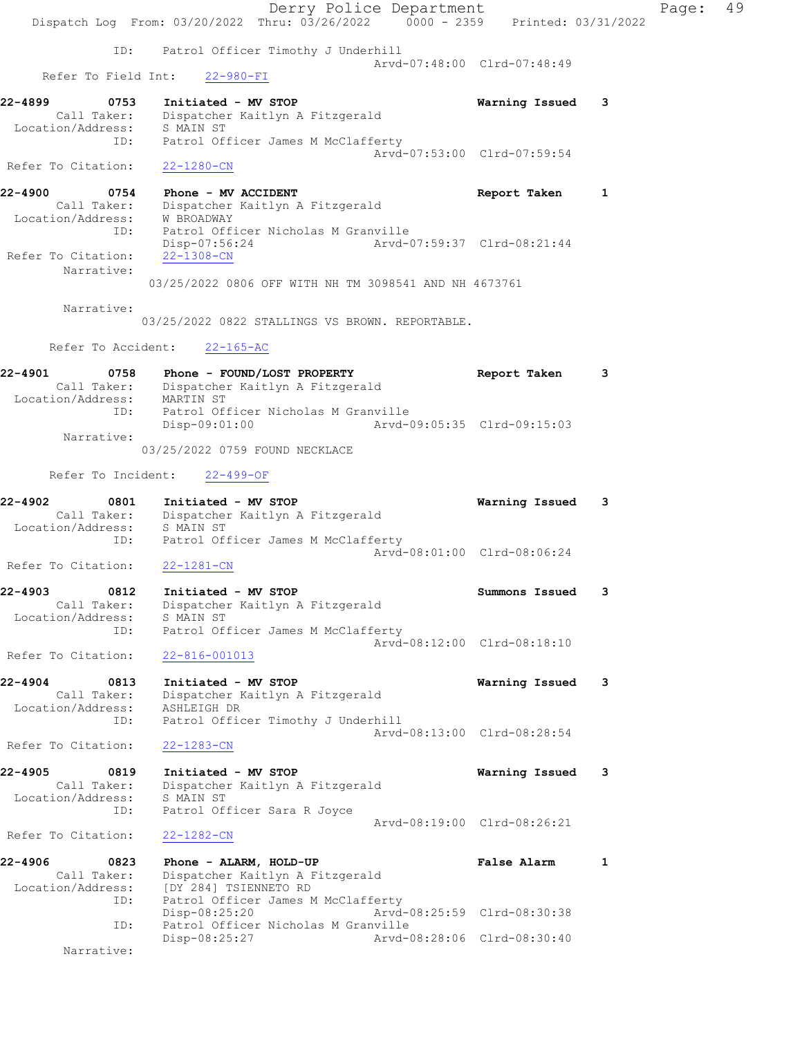ID: Patrol Officer Timothy J Underhill
Arvd-07:48:00 Clrd-07:48:49
Refer To Field Int: 22-980-FI

**22-4899 0753 Initiated - MV STOP** **Warning Issued 3**
Call Taker: Dispatcher Kaitlyn A Fitzgerald
Location/Address: S MAIN ST
ID: Patrol Officer James M McClafferty
Arvd-07:53:00 Clrd-07:59:54
Refer To Citation: 22-1280-CN

**22-4900 0754 Phone - MV ACCIDENT** **Report Taken 1**
Call Taker: Dispatcher Kaitlyn A Fitzgerald
Location/Address: W BROADWAY
ID: Patrol Officer Nicholas M Granville
Disp-07:56:24 Arvd-07:59:37 Clrd-08:21:44
Refer To Citation: 22-1308-CN
Narrative:
03/25/2022 0806 OFF WITH NH TM 3098541 AND NH 4673761

Narrative:
03/25/2022 0822 STALLINGS VS BROWN. REPORTABLE.

Refer To Accident: 22-165-AC

**22-4901 0758 Phone - FOUND/LOST PROPERTY** **Report Taken 3**
Call Taker: Dispatcher Kaitlyn A Fitzgerald
Location/Address: MARTIN ST
ID: Patrol Officer Nicholas M Granville
Disp-09:01:00 Arvd-09:05:35 Clrd-09:15:03
Narrative:
03/25/2022 0759 FOUND NECKLACE

Refer To Incident: 22-499-OF

**22-4902 0801 Initiated - MV STOP** **Warning Issued 3**
Call Taker: Dispatcher Kaitlyn A Fitzgerald
Location/Address: S MAIN ST
ID: Patrol Officer James M McClafferty
Arvd-08:01:00 Clrd-08:06:24
Refer To Citation: 22-1281-CN

**22-4903 0812 Initiated - MV STOP** **Summons Issued 3**
Call Taker: Dispatcher Kaitlyn A Fitzgerald
Location/Address: S MAIN ST
ID: Patrol Officer James M McClafferty
Arvd-08:12:00 Clrd-08:18:10
Refer To Citation: 22-816-001013

**22-4904 0813 Initiated - MV STOP** **Warning Issued 3**
Call Taker: Dispatcher Kaitlyn A Fitzgerald
Location/Address: ASHLEIGH DR
ID: Patrol Officer Timothy J Underhill
Arvd-08:13:00 Clrd-08:28:54
Refer To Citation: 22-1283-CN

**22-4905 0819 Initiated - MV STOP** **Warning Issued 3**
Call Taker: Dispatcher Kaitlyn A Fitzgerald
Location/Address: S MAIN ST
ID: Patrol Officer Sara R Joyce
Arvd-08:19:00 Clrd-08:26:21
Refer To Citation: 22-1282-CN

**22-4906 0823 Phone - ALARM, HOLD-UP** **False Alarm 1**
Call Taker: Dispatcher Kaitlyn A Fitzgerald
Location/Address: [DY 284] TSIENNETO RD
ID: Patrol Officer James M McClafferty
Disp-08:25:20 Arvd-08:25:59 Clrd-08:30:38
ID: Patrol Officer Nicholas M Granville
Disp-08:25:27 Arvd-08:28:06 Clrd-08:30:40
Narrative: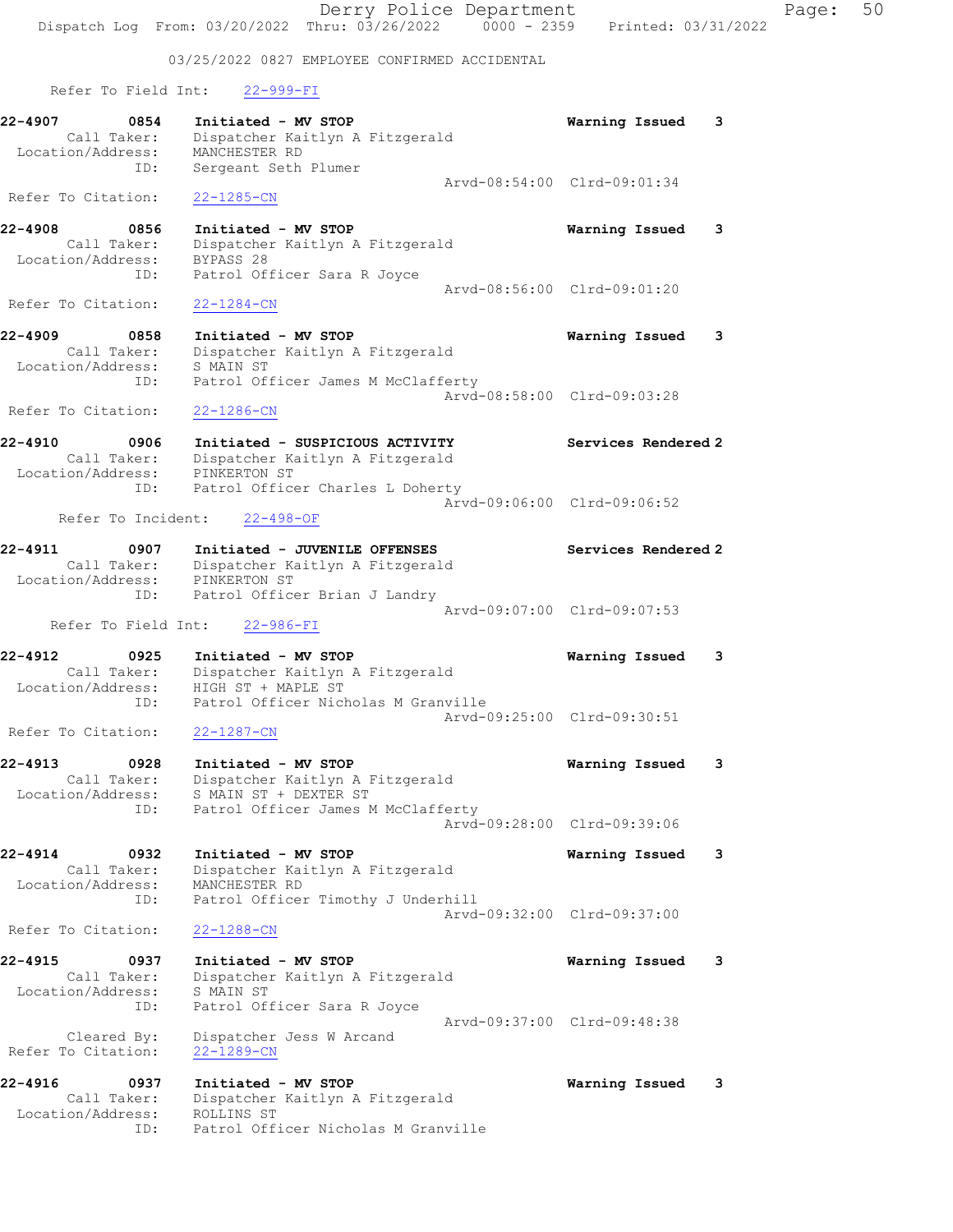03/25/2022 0827 EMPLOYEE CONFIRMED ACCIDENTAL

Refer To Field Int: 22-999-FI

**22-4907** 0854 **Initiated - MV STOP** **Warning Issued 3**
Call Taker: Dispatcher Kaitlyn A Fitzgerald
Location/Address: MANCHESTER RD
ID: Sergeant Seth Plumer
Arvd-08:54:00 Clrd-09:01:34
Refer To Citation: 22-1285-CN

**22-4908** 0856 **Initiated - MV STOP** **Warning Issued 3**
Call Taker: Dispatcher Kaitlyn A Fitzgerald
Location/Address: BYPASS 28
ID: Patrol Officer Sara R Joyce
Arvd-08:56:00 Clrd-09:01:20
Refer To Citation: 22-1284-CN

**22-4909** 0858 **Initiated - MV STOP** **Warning Issued 3**
Call Taker: Dispatcher Kaitlyn A Fitzgerald
Location/Address: S MAIN ST
ID: Patrol Officer James M McClafferty
Arvd-08:58:00 Clrd-09:03:28
Refer To Citation: 22-1286-CN

**22-4910** 0906 **Initiated - SUSPICIOUS ACTIVITY** **Services Rendered 2**
Call Taker: Dispatcher Kaitlyn A Fitzgerald
Location/Address: PINKERTON ST
ID: Patrol Officer Charles L Doherty
Arvd-09:06:00 Clrd-09:06:52
Refer To Incident: 22-498-OF

**22-4911** 0907 **Initiated - JUVENILE OFFENSES** **Services Rendered 2**
Call Taker: Dispatcher Kaitlyn A Fitzgerald
Location/Address: PINKERTON ST
ID: Patrol Officer Brian J Landry
Arvd-09:07:00 Clrd-09:07:53
Refer To Field Int: 22-986-FI

**22-4912** 0925 **Initiated - MV STOP** **Warning Issued 3**
Call Taker: Dispatcher Kaitlyn A Fitzgerald
Location/Address: HIGH ST + MAPLE ST
ID: Patrol Officer Nicholas M Granville
Arvd-09:25:00 Clrd-09:30:51
Refer To Citation: 22-1287-CN

**22-4913** 0928 **Initiated - MV STOP** **Warning Issued 3**
Call Taker: Dispatcher Kaitlyn A Fitzgerald
Location/Address: S MAIN ST + DEXTER ST
ID: Patrol Officer James M McClafferty
Arvd-09:28:00 Clrd-09:39:06

**22-4914** 0932 **Initiated - MV STOP** **Warning Issued 3**
Call Taker: Dispatcher Kaitlyn A Fitzgerald
Location/Address: MANCHESTER RD
ID: Patrol Officer Timothy J Underhill
Arvd-09:32:00 Clrd-09:37:00
Refer To Citation: 22-1288-CN

**22-4915** 0937 **Initiated - MV STOP** **Warning Issued 3**
Call Taker: Dispatcher Kaitlyn A Fitzgerald
Location/Address: S MAIN ST
ID: Patrol Officer Sara R Joyce
Arvd-09:37:00 Clrd-09:48:38
Cleared By: Dispatcher Jess W Arcand
Refer To Citation: 22-1289-CN

**22-4916** 0937 **Initiated - MV STOP** **Warning Issued 3**
Call Taker: Dispatcher Kaitlyn A Fitzgerald
Location/Address: ROLLINS ST
ID: Patrol Officer Nicholas M Granville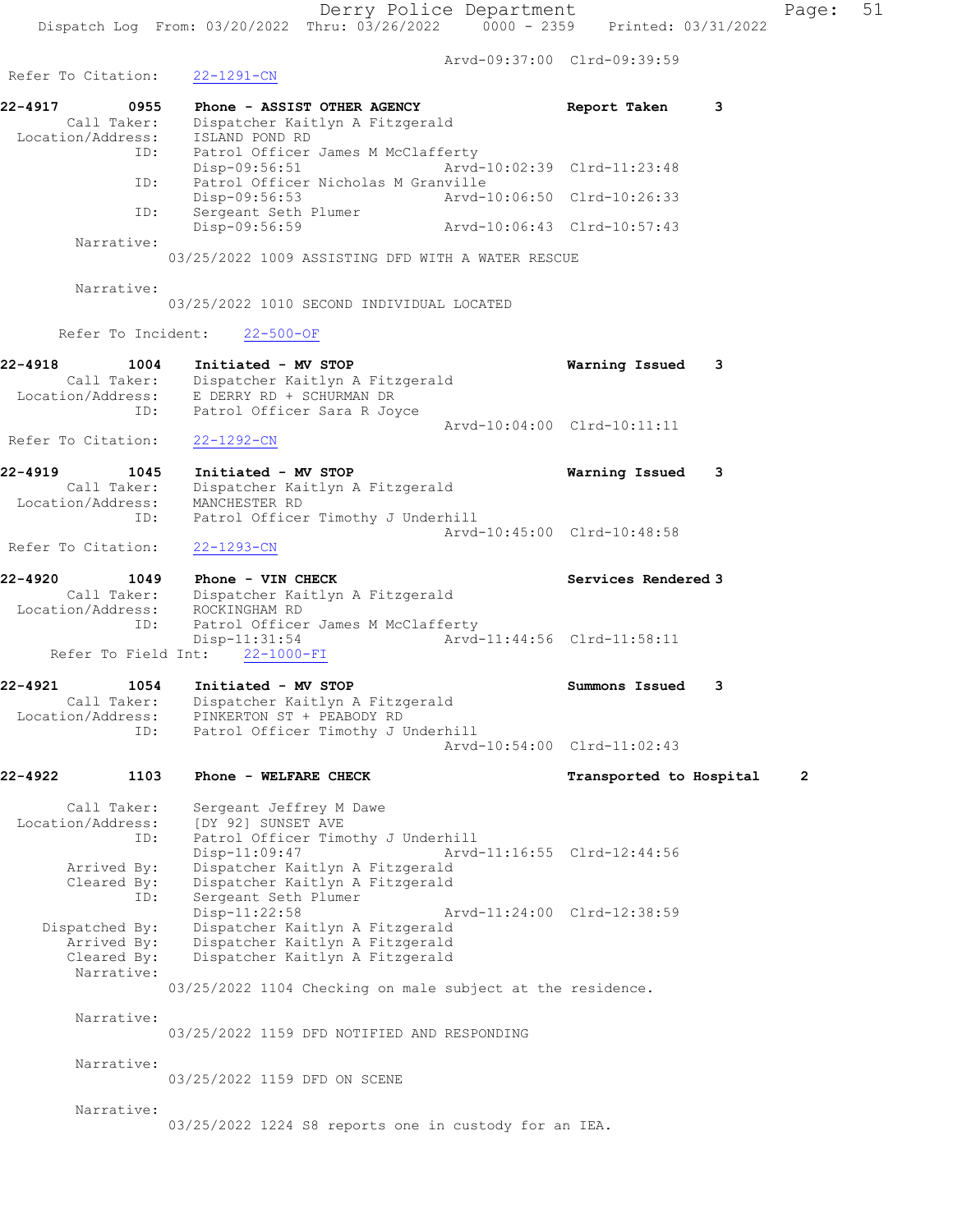Arvd-09:37:00 Clrd-09:39:59

Refer To Citation: 22-1291-CN

**22-4917 0955 Phone - ASSIST OTHER AGENCY Report Taken 3**

Call Taker: Dispatcher Kaitlyn A Fitzgerald
Location/Address: ISLAND POND RD
ID: Patrol Officer James M McClafferty
Disp-09:56:51 Arvd-10:02:39 Clrd-11:23:48
ID: Patrol Officer Nicholas M Granville
Disp-09:56:53 Arvd-10:06:50 Clrd-10:26:33
ID: Sergeant Seth Plumer
Disp-09:56:59 Arvd-10:06:43 Clrd-10:57:43

Narrative:
03/25/2022 1009 ASSISTING DFD WITH A WATER RESCUE

Narrative:
03/25/2022 1010 SECOND INDIVIDUAL LOCATED

Refer To Incident: 22-500-OF

**22-4918 1004 Initiated - MV STOP Warning Issued 3**

Call Taker: Dispatcher Kaitlyn A Fitzgerald
Location/Address: E DERRY RD + SCHURMAN DR
ID: Patrol Officer Sara R Joyce
Arvd-10:04:00 Clrd-10:11:11

Refer To Citation: 22-1292-CN

**22-4919 1045 Initiated - MV STOP Warning Issued 3**

Call Taker: Dispatcher Kaitlyn A Fitzgerald
Location/Address: MANCHESTER RD
ID: Patrol Officer Timothy J Underhill
Arvd-10:45:00 Clrd-10:48:58

Refer To Citation: 22-1293-CN

**22-4920 1049 Phone - VIN CHECK Services Rendered 3**

Call Taker: Dispatcher Kaitlyn A Fitzgerald
Location/Address: ROCKINGHAM RD
ID: Patrol Officer James M McClafferty
Disp-11:31:54 Arvd-11:44:56 Clrd-11:58:11

Refer To Field Int: 22-1000-FI

**22-4921 1054 Initiated - MV STOP Summons Issued 3**

Call Taker: Dispatcher Kaitlyn A Fitzgerald
Location/Address: PINKERTON ST + PEABODY RD
ID: Patrol Officer Timothy J Underhill
Arvd-10:54:00 Clrd-11:02:43

**22-4922 1103 Phone - WELFARE CHECK Transported to Hospital 2**

Call Taker: Sergeant Jeffrey M Dawe
Location/Address: [DY 92] SUNSET AVE
ID: Patrol Officer Timothy J Underhill
Disp-11:09:47 Arvd-11:16:55 Clrd-12:44:56
Arrived By: Dispatcher Kaitlyn A Fitzgerald
Cleared By: Dispatcher Kaitlyn A Fitzgerald
ID: Sergeant Seth Plumer
Disp-11:22:58 Arvd-11:24:00 Clrd-12:38:59
Dispatched By: Dispatcher Kaitlyn A Fitzgerald
Arrived By: Dispatcher Kaitlyn A Fitzgerald
Cleared By: Dispatcher Kaitlyn A Fitzgerald

Narrative:
03/25/2022 1104 Checking on male subject at the residence.

Narrative:
03/25/2022 1159 DFD NOTIFIED AND RESPONDING

Narrative:
03/25/2022 1159 DFD ON SCENE

Narrative:
03/25/2022 1224 S8 reports one in custody for an IEA.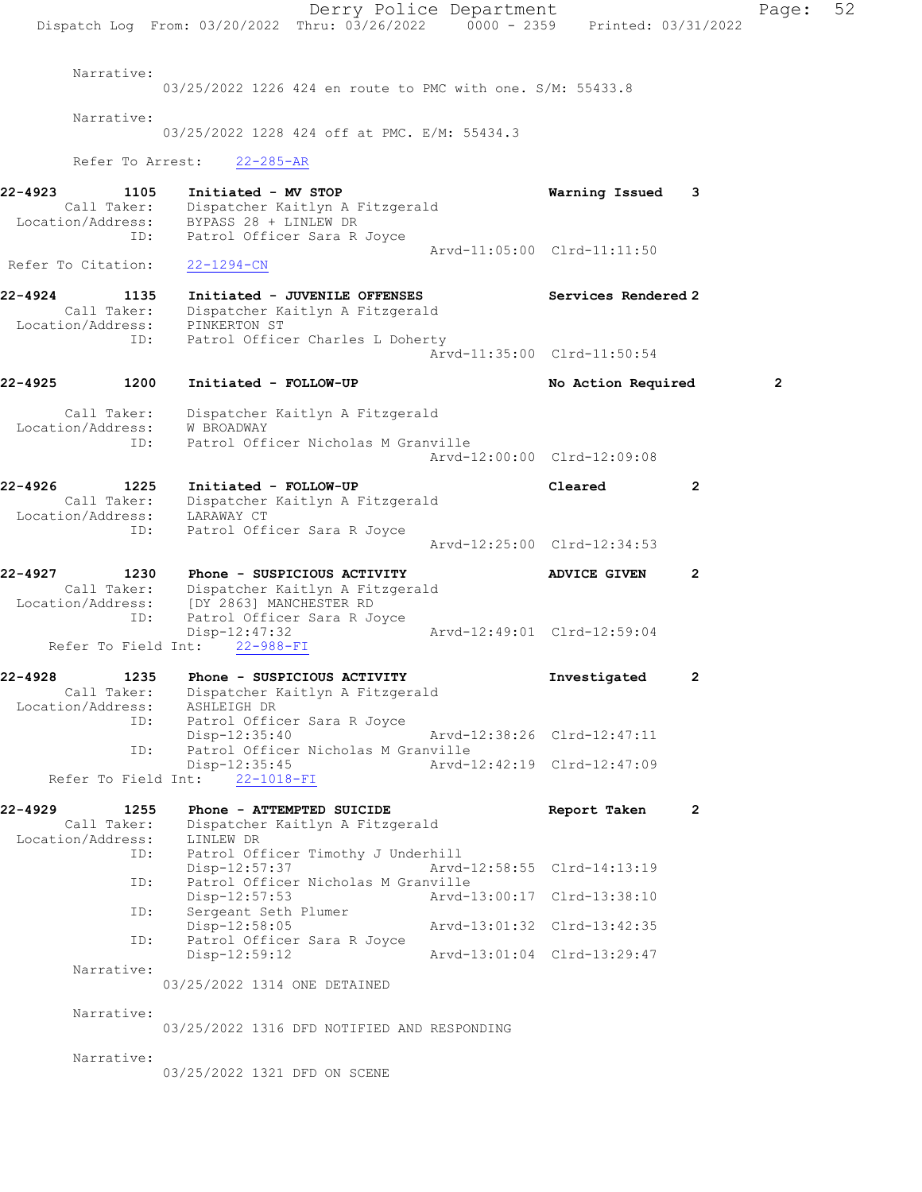Narrative:
03/25/2022 1226 424 en route to PMC with one. S/M: 55433.8

Narrative:
03/25/2022 1228 424 off at PMC. E/M: 55434.3

Refer To Arrest: 22-285-AR

**22-4923 1105 Initiated - MV STOP — Warning Issued 3**
Call Taker: Dispatcher Kaitlyn A Fitzgerald
Location/Address: BYPASS 28 + LINLEW DR
ID: Patrol Officer Sara R Joyce
Arvd-11:05:00 Clrd-11:11:50
Refer To Citation: 22-1294-CN

**22-4924 1135 Initiated - JUVENILE OFFENSES — Services Rendered 2**
Call Taker: Dispatcher Kaitlyn A Fitzgerald
Location/Address: PINKERTON ST
ID: Patrol Officer Charles L Doherty
Arvd-11:35:00 Clrd-11:50:54

**22-4925 1200 Initiated - FOLLOW-UP — No Action Required 2**
Call Taker: Dispatcher Kaitlyn A Fitzgerald
Location/Address: W BROADWAY
ID: Patrol Officer Nicholas M Granville
Arvd-12:00:00 Clrd-12:09:08

**22-4926 1225 Initiated - FOLLOW-UP — Cleared 2**
Call Taker: Dispatcher Kaitlyn A Fitzgerald
Location/Address: LARAWAY CT
ID: Patrol Officer Sara R Joyce
Arvd-12:25:00 Clrd-12:34:53

**22-4927 1230 Phone - SUSPICIOUS ACTIVITY — ADVICE GIVEN 2**
Call Taker: Dispatcher Kaitlyn A Fitzgerald
Location/Address: [DY 2863] MANCHESTER RD
ID: Patrol Officer Sara R Joyce
Disp-12:47:32 Arvd-12:49:01 Clrd-12:59:04
Refer To Field Int: 22-988-FI

**22-4928 1235 Phone - SUSPICIOUS ACTIVITY — Investigated 2**
Call Taker: Dispatcher Kaitlyn A Fitzgerald
Location/Address: ASHLEIGH DR
ID: Patrol Officer Sara R Joyce
Disp-12:35:40 Arvd-12:38:26 Clrd-12:47:11
ID: Patrol Officer Nicholas M Granville
Disp-12:35:45 Arvd-12:42:19 Clrd-12:47:09
Refer To Field Int: 22-1018-FI

**22-4929 1255 Phone - ATTEMPTED SUICIDE — Report Taken 2**
Call Taker: Dispatcher Kaitlyn A Fitzgerald
Location/Address: LINLEW DR
ID: Patrol Officer Timothy J Underhill
Disp-12:57:37 Arvd-12:58:55 Clrd-14:13:19
ID: Patrol Officer Nicholas M Granville
Disp-12:57:53 Arvd-13:00:17 Clrd-13:38:10
ID: Sergeant Seth Plumer
Disp-12:58:05 Arvd-13:01:32 Clrd-13:42:35
ID: Patrol Officer Sara R Joyce
Disp-12:59:12 Arvd-13:01:04 Clrd-13:29:47

Narrative:
03/25/2022 1314 ONE DETAINED

Narrative:
03/25/2022 1316 DFD NOTIFIED AND RESPONDING

Narrative:
03/25/2022 1321 DFD ON SCENE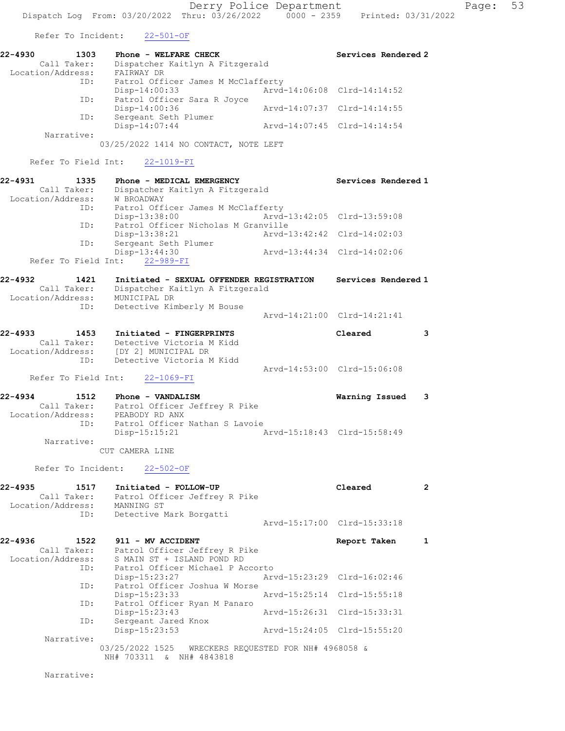Refer To Incident: 22-501-OF

```
22-4930        1303    Phone - WELFARE CHECK                       Services Rendered 2
       Call Taker:     Dispatcher Kaitlyn A Fitzgerald
  Location/Address:    FAIRWAY DR
               ID:     Patrol Officer James M McClafferty
                       Disp-14:00:33                  Arvd-14:06:08  Clrd-14:14:52
               ID:     Patrol Officer Sara R Joyce
                       Disp-14:00:36                  Arvd-14:07:37  Clrd-14:14:55
               ID:     Sergeant Seth Plumer
                       Disp-14:07:44                  Arvd-14:07:45  Clrd-14:14:54
        Narrative:
                    03/25/2022 1414 NO CONTACT, NOTE LEFT

      Refer To Field Int:    22-1019-FI

22-4931        1335    Phone - MEDICAL EMERGENCY                   Services Rendered 1
       Call Taker:     Dispatcher Kaitlyn A Fitzgerald
  Location/Address:    W BROADWAY
               ID:     Patrol Officer James M McClafferty
                       Disp-13:38:00                  Arvd-13:42:05  Clrd-13:59:08
               ID:     Patrol Officer Nicholas M Granville
                       Disp-13:38:21                  Arvd-13:42:42  Clrd-14:02:03
               ID:     Sergeant Seth Plumer
                       Disp-13:44:30                  Arvd-13:44:34  Clrd-14:02:06
      Refer To Field Int:    22-989-FI

22-4932        1421    Initiated - SEXUAL OFFENDER REGISTRATION    Services Rendered 1
       Call Taker:     Dispatcher Kaitlyn A Fitzgerald
  Location/Address:    MUNICIPAL DR
               ID:     Detective Kimberly M Bouse
                                                      Arvd-14:21:00  Clrd-14:21:41

22-4933        1453    Initiated - FINGERPRINTS                    Cleared           3
       Call Taker:     Detective Victoria M Kidd
  Location/Address:    [DY 2] MUNICIPAL DR
               ID:     Detective Victoria M Kidd
                                                      Arvd-14:53:00  Clrd-15:06:08
      Refer To Field Int:    22-1069-FI

22-4934        1512    Phone - VANDALISM                           Warning Issued    3
       Call Taker:     Patrol Officer Jeffrey R Pike
  Location/Address:    PEABODY RD ANX
               ID:     Patrol Officer Nathan S Lavoie
                       Disp-15:15:21                  Arvd-15:18:43  Clrd-15:58:49
        Narrative:
                    CUT CAMERA LINE

      Refer To Incident:    22-502-OF

22-4935        1517    Initiated - FOLLOW-UP                       Cleared           2
       Call Taker:     Patrol Officer Jeffrey R Pike
  Location/Address:    MANNING ST
               ID:     Detective Mark Borgatti
                                                      Arvd-15:17:00  Clrd-15:33:18

22-4936        1522    911 - MV ACCIDENT                           Report Taken      1
       Call Taker:     Patrol Officer Jeffrey R Pike
  Location/Address:    S MAIN ST + ISLAND POND RD
               ID:     Patrol Officer Michael P Accorto
                       Disp-15:23:27                  Arvd-15:23:29  Clrd-16:02:46
               ID:     Patrol Officer Joshua W Morse
                       Disp-15:23:33                  Arvd-15:25:14  Clrd-15:55:18
               ID:     Patrol Officer Ryan M Panaro
                       Disp-15:23:43                  Arvd-15:26:31  Clrd-15:33:31
               ID:     Sergeant Jared Knox
                       Disp-15:23:53                  Arvd-15:24:05  Clrd-15:55:20
        Narrative:
                    03/25/2022 1525   WRECKERS REQUESTED FOR NH# 4968058 &
                     NH# 703311  &  NH# 4843818

        Narrative:
```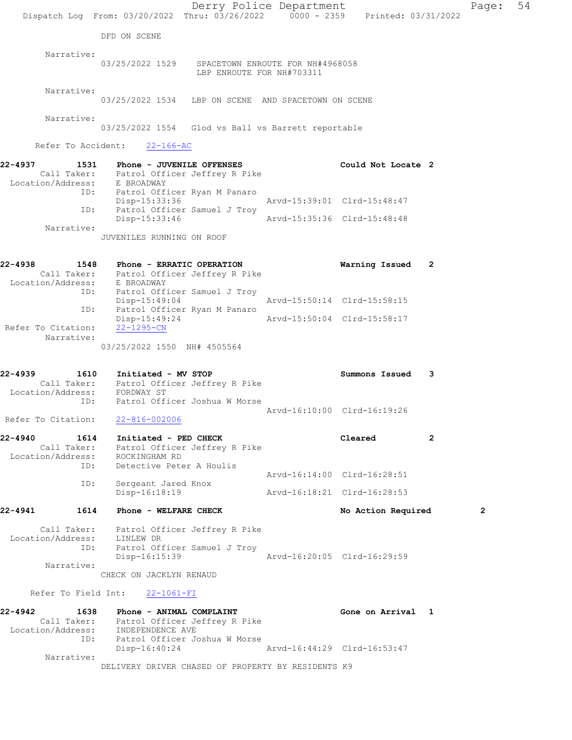DFD ON SCENE

Narrative:
03/25/2022 1529 SPACETOWN ENROUTE FOR NH#4968058
LBP ENROUTE FOR NH#703311

Narrative:
03/25/2022 1534 LBP ON SCENE AND SPACETOWN ON SCENE

Narrative:
03/25/2022 1554 Glod vs Ball vs Barrett reportable

Refer To Accident: 22-166-AC

**22-4937 1531 Phone - JUVENILE OFFENSES** Could Not Locate 2
Call Taker: Patrol Officer Jeffrey R Pike
Location/Address: E BROADWAY
ID: Patrol Officer Ryan M Panaro
Disp-15:33:36 Arvd-15:39:01 Clrd-15:48:47
ID: Patrol Officer Samuel J Troy
Disp-15:33:46 Arvd-15:35:36 Clrd-15:48:48
Narrative:
JUVENILES RUNNING ON ROOF

**22-4938 1548 Phone - ERRATIC OPERATION** Warning Issued 2
Call Taker: Patrol Officer Jeffrey R Pike
Location/Address: E BROADWAY
ID: Patrol Officer Samuel J Troy
Disp-15:49:04 Arvd-15:50:14 Clrd-15:58:15
ID: Patrol Officer Ryan M Panaro
Disp-15:49:24 Arvd-15:50:04 Clrd-15:58:17
Refer To Citation: 22-1295-CN
Narrative:
03/25/2022 1550 NH# 4505564

**22-4939 1610 Initiated - MV STOP** Summons Issued 3
Call Taker: Patrol Officer Jeffrey R Pike
Location/Address: FORDWAY ST
ID: Patrol Officer Joshua W Morse
Arvd-16:10:00 Clrd-16:19:26
Refer To Citation: 22-816-002006

**22-4940 1614 Initiated - PED CHECK** Cleared 2
Call Taker: Patrol Officer Jeffrey R Pike
Location/Address: ROCKINGHAM RD
ID: Detective Peter A Houlis
Arvd-16:14:00 Clrd-16:28:51
ID: Sergeant Jared Knox
Disp-16:18:19 Arvd-16:18:21 Clrd-16:28:53

**22-4941 1614 Phone - WELFARE CHECK** No Action Required 2
Call Taker: Patrol Officer Jeffrey R Pike
Location/Address: LINLEW DR
ID: Patrol Officer Samuel J Troy
Disp-16:15:39 Arvd-16:20:05 Clrd-16:29:59
Narrative:
CHECK ON JACKLYN RENAUD

Refer To Field Int: 22-1061-FI

**22-4942 1638 Phone - ANIMAL COMPLAINT** Gone on Arrival 1
Call Taker: Patrol Officer Jeffrey R Pike
Location/Address: INDEPENDENCE AVE
ID: Patrol Officer Joshua W Morse
Disp-16:40:24 Arvd-16:44:29 Clrd-16:53:47
Narrative:
DELIVERY DRIVER CHASED OF PROPERTY BY RESIDENTS K9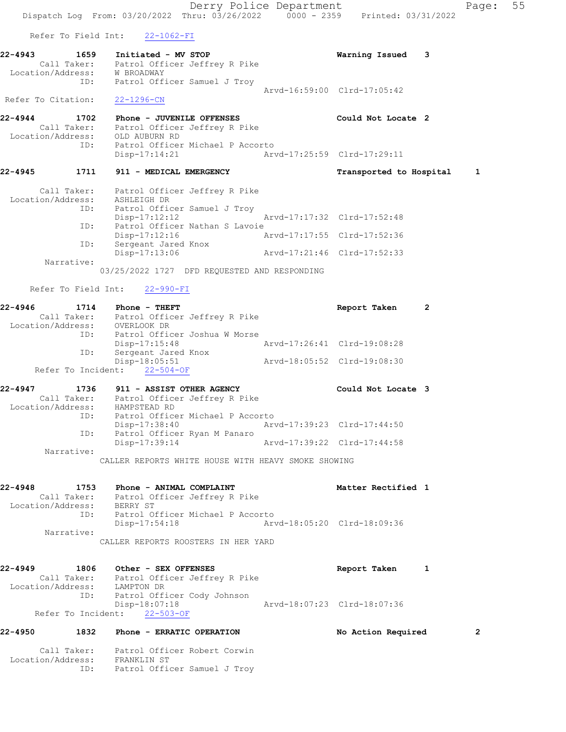Refer To Field Int: 22-1062-FI

**22-4943** 1659 **Initiated - MV STOP** **Warning Issued 3**
Call Taker: Patrol Officer Jeffrey R Pike
Location/Address: W BROADWAY
ID: Patrol Officer Samuel J Troy
Arvd-16:59:00 Clrd-17:05:42
Refer To Citation: 22-1296-CN

**22-4944** 1702 **Phone - JUVENILE OFFENSES** **Could Not Locate 2**
Call Taker: Patrol Officer Jeffrey R Pike
Location/Address: OLD AUBURN RD
ID: Patrol Officer Michael P Accorto
Disp-17:14:21 Arvd-17:25:59 Clrd-17:29:11

**22-4945** 1711 **911 - MEDICAL EMERGENCY** **Transported to Hospital 1**
Call Taker: Patrol Officer Jeffrey R Pike
Location/Address: ASHLEIGH DR
ID: Patrol Officer Samuel J Troy
Disp-17:12:12 Arvd-17:17:32 Clrd-17:52:48
ID: Patrol Officer Nathan S Lavoie
Disp-17:12:16 Arvd-17:17:55 Clrd-17:52:36
ID: Sergeant Jared Knox
Disp-17:13:06 Arvd-17:21:46 Clrd-17:52:33
Narrative:
03/25/2022 1727 DFD REQUESTED AND RESPONDING

Refer To Field Int: 22-990-FI

**22-4946** 1714 **Phone - THEFT** **Report Taken 2**
Call Taker: Patrol Officer Jeffrey R Pike
Location/Address: OVERLOOK DR
ID: Patrol Officer Joshua W Morse
Disp-17:15:48 Arvd-17:26:41 Clrd-19:08:28
ID: Sergeant Jared Knox
Disp-18:05:51 Arvd-18:05:52 Clrd-19:08:30
Refer To Incident: 22-504-OF

**22-4947** 1736 **911 - ASSIST OTHER AGENCY** **Could Not Locate 3**
Call Taker: Patrol Officer Jeffrey R Pike
Location/Address: HAMPSTEAD RD
ID: Patrol Officer Michael P Accorto
Disp-17:38:40 Arvd-17:39:23 Clrd-17:44:50
ID: Patrol Officer Ryan M Panaro
Disp-17:39:14 Arvd-17:39:22 Clrd-17:44:58
Narrative:
CALLER REPORTS WHITE HOUSE WITH HEAVY SMOKE SHOWING

**22-4948** 1753 **Phone - ANIMAL COMPLAINT** **Matter Rectified 1**
Call Taker: Patrol Officer Jeffrey R Pike
Location/Address: BERRY ST
ID: Patrol Officer Michael P Accorto
Disp-17:54:18 Arvd-18:05:20 Clrd-18:09:36
Narrative:
CALLER REPORTS ROOSTERS IN HER YARD

**22-4949** 1806 **Other - SEX OFFENSES** **Report Taken 1**
Call Taker: Patrol Officer Jeffrey R Pike
Location/Address: LAMPTON DR
ID: Patrol Officer Cody Johnson
Disp-18:07:18 Arvd-18:07:23 Clrd-18:07:36
Refer To Incident: 22-503-OF

**22-4950** 1832 **Phone - ERRATIC OPERATION** **No Action Required 2**
Call Taker: Patrol Officer Robert Corwin
Location/Address: FRANKLIN ST
ID: Patrol Officer Samuel J Troy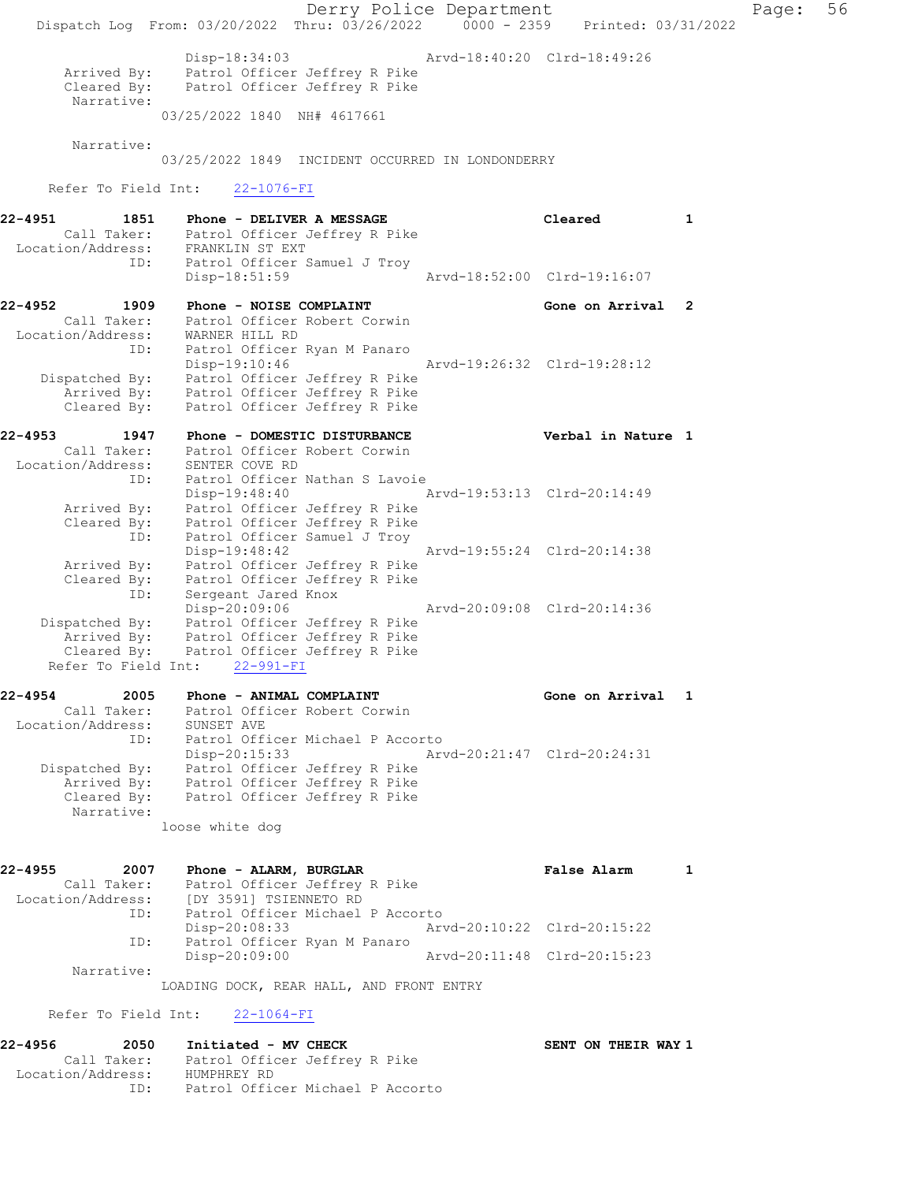```
            Disp-18:34:03                    Arvd-18:40:20  Clrd-18:49:26
      Arrived By:   Patrol Officer Jeffrey R Pike
      Cleared By:   Patrol Officer Jeffrey R Pike
       Narrative:
            03/25/2022 1840  NH# 4617661

       Narrative:
            03/25/2022 1849  INCIDENT OCCURRED IN LONDONDERRY

     Refer To Field Int:    22-1076-FI

22-4951        1851    Phone - DELIVER A MESSAGE                 Cleared          1
       Call Taker:   Patrol Officer Jeffrey R Pike
 Location/Address:   FRANKLIN ST EXT
               ID:   Patrol Officer Samuel J Troy
                     Disp-18:51:59                   Arvd-18:52:00  Clrd-19:16:07

22-4952        1909    Phone - NOISE COMPLAINT                   Gone on Arrival  2
       Call Taker:   Patrol Officer Robert Corwin
 Location/Address:   WARNER HILL RD
               ID:   Patrol Officer Ryan M Panaro
                     Disp-19:10:46                   Arvd-19:26:32  Clrd-19:28:12
    Dispatched By:   Patrol Officer Jeffrey R Pike
       Arrived By:   Patrol Officer Jeffrey R Pike
       Cleared By:   Patrol Officer Jeffrey R Pike

22-4953        1947    Phone - DOMESTIC DISTURBANCE              Verbal in Nature 1
       Call Taker:   Patrol Officer Robert Corwin
 Location/Address:   SENTER COVE RD
               ID:   Patrol Officer Nathan S Lavoie
                     Disp-19:48:40                   Arvd-19:53:13  Clrd-20:14:49
       Arrived By:   Patrol Officer Jeffrey R Pike
       Cleared By:   Patrol Officer Jeffrey R Pike
               ID:   Patrol Officer Samuel J Troy
                     Disp-19:48:42                   Arvd-19:55:24  Clrd-20:14:38
       Arrived By:   Patrol Officer Jeffrey R Pike
       Cleared By:   Patrol Officer Jeffrey R Pike
               ID:   Sergeant Jared Knox
                     Disp-20:09:06                   Arvd-20:09:08  Clrd-20:14:36
    Dispatched By:   Patrol Officer Jeffrey R Pike
       Arrived By:   Patrol Officer Jeffrey R Pike
       Cleared By:   Patrol Officer Jeffrey R Pike
     Refer To Field Int:    22-991-FI

22-4954        2005    Phone - ANIMAL COMPLAINT                  Gone on Arrival  1
       Call Taker:   Patrol Officer Robert Corwin
 Location/Address:   SUNSET AVE
               ID:   Patrol Officer Michael P Accorto
                     Disp-20:15:33                   Arvd-20:21:47  Clrd-20:24:31
    Dispatched By:   Patrol Officer Jeffrey R Pike
       Arrived By:   Patrol Officer Jeffrey R Pike
       Cleared By:   Patrol Officer Jeffrey R Pike
        Narrative:
            loose white dog

22-4955        2007    Phone - ALARM, BURGLAR                    False Alarm      1
       Call Taker:   Patrol Officer Jeffrey R Pike
 Location/Address:   [DY 3591] TSIENNETO RD
               ID:   Patrol Officer Michael P Accorto
                     Disp-20:08:33                   Arvd-20:10:22  Clrd-20:15:22
               ID:   Patrol Officer Ryan M Panaro
                     Disp-20:09:00                   Arvd-20:11:48  Clrd-20:15:23
        Narrative:
            LOADING DOCK, REAR HALL, AND FRONT ENTRY

     Refer To Field Int:    22-1064-FI

22-4956        2050    Initiated - MV CHECK                      SENT ON THEIR WAY 1
       Call Taker:   Patrol Officer Jeffrey R Pike
 Location/Address:   HUMPHREY RD
               ID:   Patrol Officer Michael P Accorto
```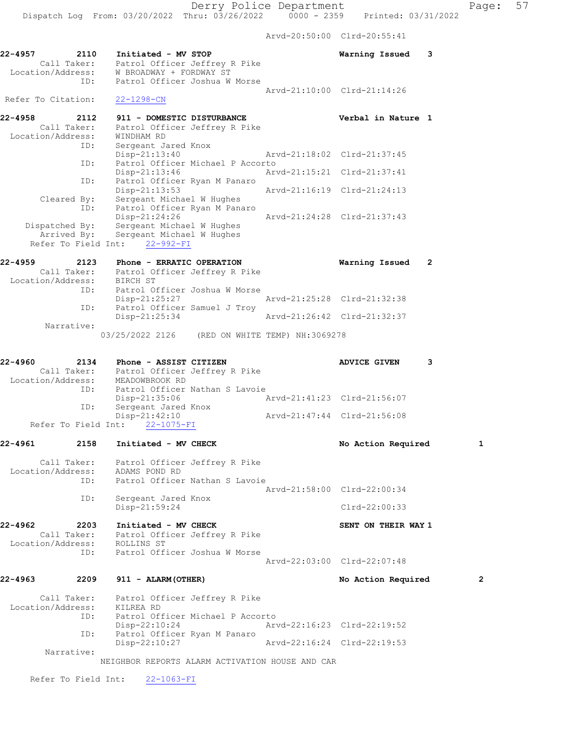Arvd-20:50:00 Clrd-20:55:41

**22-4957 2110 Initiated - MV STOP — Warning Issued 3**

Call Taker: Patrol Officer Jeffrey R Pike
Location/Address: W BROADWAY + FORDWAY ST
ID: Patrol Officer Joshua W Morse
Arvd-21:10:00 Clrd-21:14:26
Refer To Citation: 22-1298-CN

**22-4958 2112 911 - DOMESTIC DISTURBANCE — Verbal in Nature 1**

Call Taker: Patrol Officer Jeffrey R Pike
Location/Address: WINDHAM RD
ID: Sergeant Jared Knox
Disp-21:13:40 Arvd-21:18:02 Clrd-21:37:45
ID: Patrol Officer Michael P Accorto
Disp-21:13:46 Arvd-21:15:21 Clrd-21:37:41
ID: Patrol Officer Ryan M Panaro
Disp-21:13:53 Arvd-21:16:19 Clrd-21:24:13
Cleared By: Sergeant Michael W Hughes
ID: Patrol Officer Ryan M Panaro
Disp-21:24:26 Arvd-21:24:28 Clrd-21:37:43
Dispatched By: Sergeant Michael W Hughes
Arrived By: Sergeant Michael W Hughes
Refer To Field Int: 22-992-FI

**22-4959 2123 Phone - ERRATIC OPERATION — Warning Issued 2**

Call Taker: Patrol Officer Jeffrey R Pike
Location/Address: BIRCH ST
ID: Patrol Officer Joshua W Morse
Disp-21:25:27 Arvd-21:25:28 Clrd-21:32:38
ID: Patrol Officer Samuel J Troy
Disp-21:25:34 Arvd-21:26:42 Clrd-21:32:37
Narrative:
03/25/2022 2126 (RED ON WHITE TEMP) NH:3069278

**22-4960 2134 Phone - ASSIST CITIZEN — ADVICE GIVEN 3**

Call Taker: Patrol Officer Jeffrey R Pike
Location/Address: MEADOWBROOK RD
ID: Patrol Officer Nathan S Lavoie
Disp-21:35:06 Arvd-21:41:23 Clrd-21:56:07
ID: Sergeant Jared Knox
Disp-21:42:10 Arvd-21:47:44 Clrd-21:56:08
Refer To Field Int: 22-1075-FI

**22-4961 2158 Initiated - MV CHECK — No Action Required 1**

Call Taker: Patrol Officer Jeffrey R Pike
Location/Address: ADAMS POND RD
ID: Patrol Officer Nathan S Lavoie
Arvd-21:58:00 Clrd-22:00:34
ID: Sergeant Jared Knox
Disp-21:59:24 Clrd-22:00:33

**22-4962 2203 Initiated - MV CHECK — SENT ON THEIR WAY 1**

Call Taker: Patrol Officer Jeffrey R Pike
Location/Address: ROLLINS ST
ID: Patrol Officer Joshua W Morse
Arvd-22:03:00 Clrd-22:07:48

**22-4963 2209 911 - ALARM(OTHER) — No Action Required 2**

Call Taker: Patrol Officer Jeffrey R Pike
Location/Address: KILREA RD
ID: Patrol Officer Michael P Accorto
Disp-22:10:24 Arvd-22:16:23 Clrd-22:19:52
ID: Patrol Officer Ryan M Panaro
Disp-22:10:27 Arvd-22:16:24 Clrd-22:19:53
Narrative:
NEIGHBOR REPORTS ALARM ACTIVATION HOUSE AND CAR

Refer To Field Int: 22-1063-FI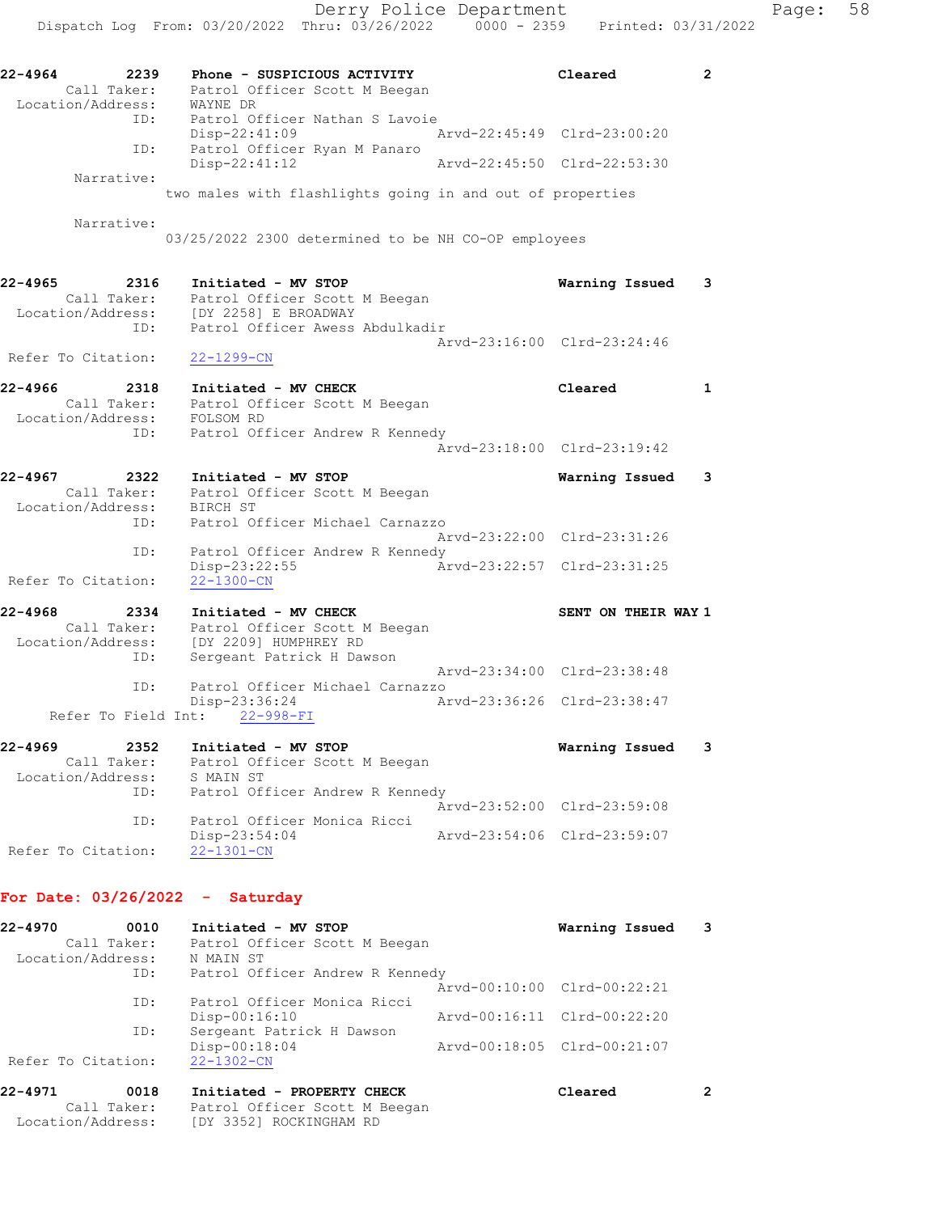22-4964 2239 **Phone - SUSPICIOUS ACTIVITY** Cleared 2
Call Taker: Patrol Officer Scott M Beegan
Location/Address: WAYNE DR
ID: Patrol Officer Nathan S Lavoie
Disp-22:41:09 Arvd-22:45:49 Clrd-23:00:20
ID: Patrol Officer Ryan M Panaro
Disp-22:41:12 Arvd-22:45:50 Clrd-22:53:30
Narrative:
two males with flashlights going in and out of properties

Narrative:
03/25/2022 2300 determined to be NH CO-OP employees

22-4965 2316 **Initiated - MV STOP** **Warning Issued** 3
Call Taker: Patrol Officer Scott M Beegan
Location/Address: [DY 2258] E BROADWAY
ID: Patrol Officer Awess Abdulkadir
Arvd-23:16:00 Clrd-23:24:46
Refer To Citation: 22-1299-CN

22-4966 2318 **Initiated - MV CHECK** Cleared 1
Call Taker: Patrol Officer Scott M Beegan
Location/Address: FOLSOM RD
ID: Patrol Officer Andrew R Kennedy
Arvd-23:18:00 Clrd-23:19:42

22-4967 2322 **Initiated - MV STOP** **Warning Issued** 3
Call Taker: Patrol Officer Scott M Beegan
Location/Address: BIRCH ST
ID: Patrol Officer Michael Carnazzo
Arvd-23:22:00 Clrd-23:31:26
ID: Patrol Officer Andrew R Kennedy
Disp-23:22:55 Arvd-23:22:57 Clrd-23:31:25
Refer To Citation: 22-1300-CN

22-4968 2334 **Initiated - MV CHECK** **SENT ON THEIR WAY** 1
Call Taker: Patrol Officer Scott M Beegan
Location/Address: [DY 2209] HUMPHREY RD
ID: Sergeant Patrick H Dawson
Arvd-23:34:00 Clrd-23:38:48
ID: Patrol Officer Michael Carnazzo
Disp-23:36:24 Arvd-23:36:26 Clrd-23:38:47
Refer To Field Int: 22-998-FI

22-4969 2352 **Initiated - MV STOP** **Warning Issued** 3
Call Taker: Patrol Officer Scott M Beegan
Location/Address: S MAIN ST
ID: Patrol Officer Andrew R Kennedy
Arvd-23:52:00 Clrd-23:59:08
ID: Patrol Officer Monica Ricci
Disp-23:54:04 Arvd-23:54:06 Clrd-23:59:07
Refer To Citation: 22-1301-CN

## For Date: 03/26/2022 - Saturday

22-4970 0010 **Initiated - MV STOP** **Warning Issued** 3
Call Taker: Patrol Officer Scott M Beegan
Location/Address: N MAIN ST
ID: Patrol Officer Andrew R Kennedy
Arvd-00:10:00 Clrd-00:22:21
ID: Patrol Officer Monica Ricci
Disp-00:16:10 Arvd-00:16:11 Clrd-00:22:20
ID: Sergeant Patrick H Dawson
Disp-00:18:04 Arvd-00:18:05 Clrd-00:21:07
Refer To Citation: 22-1302-CN

22-4971 0018 **Initiated - PROPERTY CHECK** Cleared 2
Call Taker: Patrol Officer Scott M Beegan
Location/Address: [DY 3352] ROCKINGHAM RD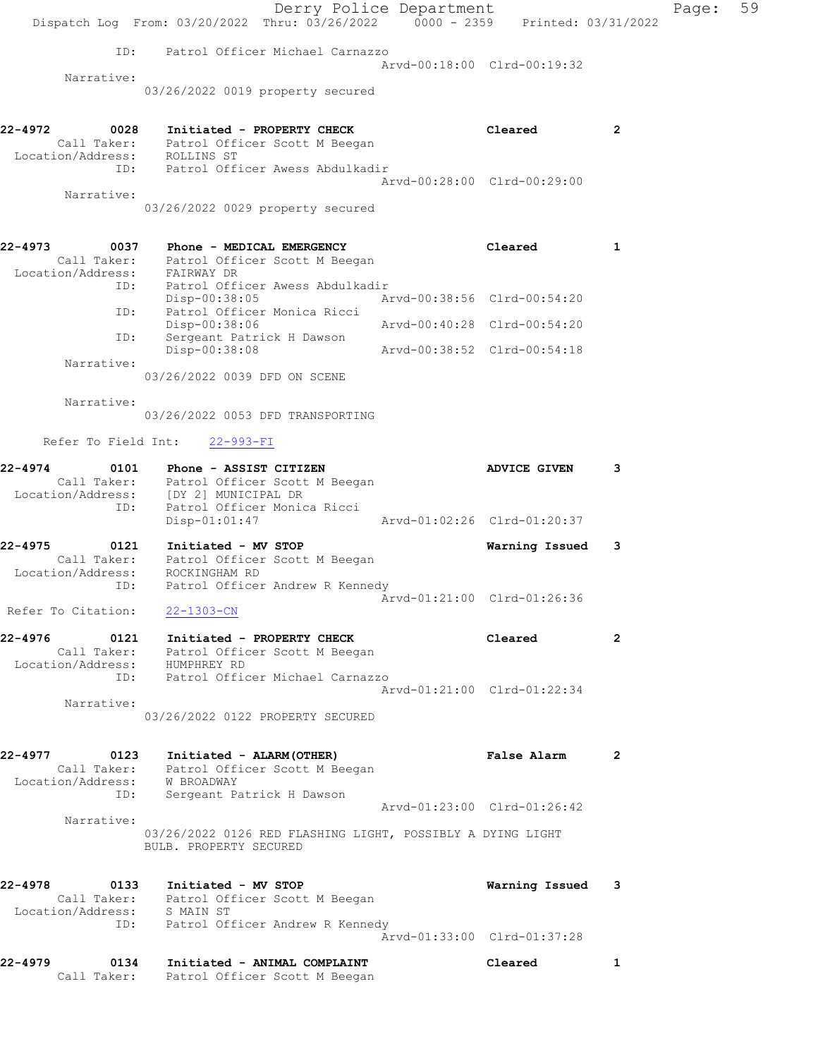ID: Patrol Officer Michael Carnazzo
Arvd-00:18:00 Clrd-00:19:32

Narrative:
03/26/2022 0019 property secured

**22-4972 0028 Initiated - PROPERTY CHECK — Cleared — 2**

Call Taker: Patrol Officer Scott M Beegan
Location/Address: ROLLINS ST
ID: Patrol Officer Awess Abdulkadir
Arvd-00:28:00 Clrd-00:29:00

Narrative:
03/26/2022 0029 property secured

**22-4973 0037 Phone - MEDICAL EMERGENCY — Cleared — 1**

Call Taker: Patrol Officer Scott M Beegan
Location/Address: FAIRWAY DR
ID: Patrol Officer Awess Abdulkadir
Disp-00:38:05 Arvd-00:38:56 Clrd-00:54:20
ID: Patrol Officer Monica Ricci
Disp-00:38:06 Arvd-00:40:28 Clrd-00:54:20
ID: Sergeant Patrick H Dawson
Disp-00:38:08 Arvd-00:38:52 Clrd-00:54:18

Narrative:
03/26/2022 0039 DFD ON SCENE

Narrative:
03/26/2022 0053 DFD TRANSPORTING

Refer To Field Int: 22-993-FI

**22-4974 0101 Phone - ASSIST CITIZEN — ADVICE GIVEN — 3**

Call Taker: Patrol Officer Scott M Beegan
Location/Address: [DY 2] MUNICIPAL DR
ID: Patrol Officer Monica Ricci
Disp-01:01:47 Arvd-01:02:26 Clrd-01:20:37

**22-4975 0121 Initiated - MV STOP — Warning Issued — 3**

Call Taker: Patrol Officer Scott M Beegan
Location/Address: ROCKINGHAM RD
ID: Patrol Officer Andrew R Kennedy
Arvd-01:21:00 Clrd-01:26:36

Refer To Citation: 22-1303-CN

**22-4976 0121 Initiated - PROPERTY CHECK — Cleared — 2**

Call Taker: Patrol Officer Scott M Beegan
Location/Address: HUMPHREY RD
ID: Patrol Officer Michael Carnazzo
Arvd-01:21:00 Clrd-01:22:34

Narrative:
03/26/2022 0122 PROPERTY SECURED

**22-4977 0123 Initiated - ALARM(OTHER) — False Alarm — 2**

Call Taker: Patrol Officer Scott M Beegan
Location/Address: W BROADWAY
ID: Sergeant Patrick H Dawson
Arvd-01:23:00 Clrd-01:26:42

Narrative:
03/26/2022 0126 RED FLASHING LIGHT, POSSIBLY A DYING LIGHT BULB. PROPERTY SECURED

**22-4978 0133 Initiated - MV STOP — Warning Issued — 3**

Call Taker: Patrol Officer Scott M Beegan
Location/Address: S MAIN ST
ID: Patrol Officer Andrew R Kennedy
Arvd-01:33:00 Clrd-01:37:28

**22-4979 0134 Initiated - ANIMAL COMPLAINT — Cleared — 1**

Call Taker: Patrol Officer Scott M Beegan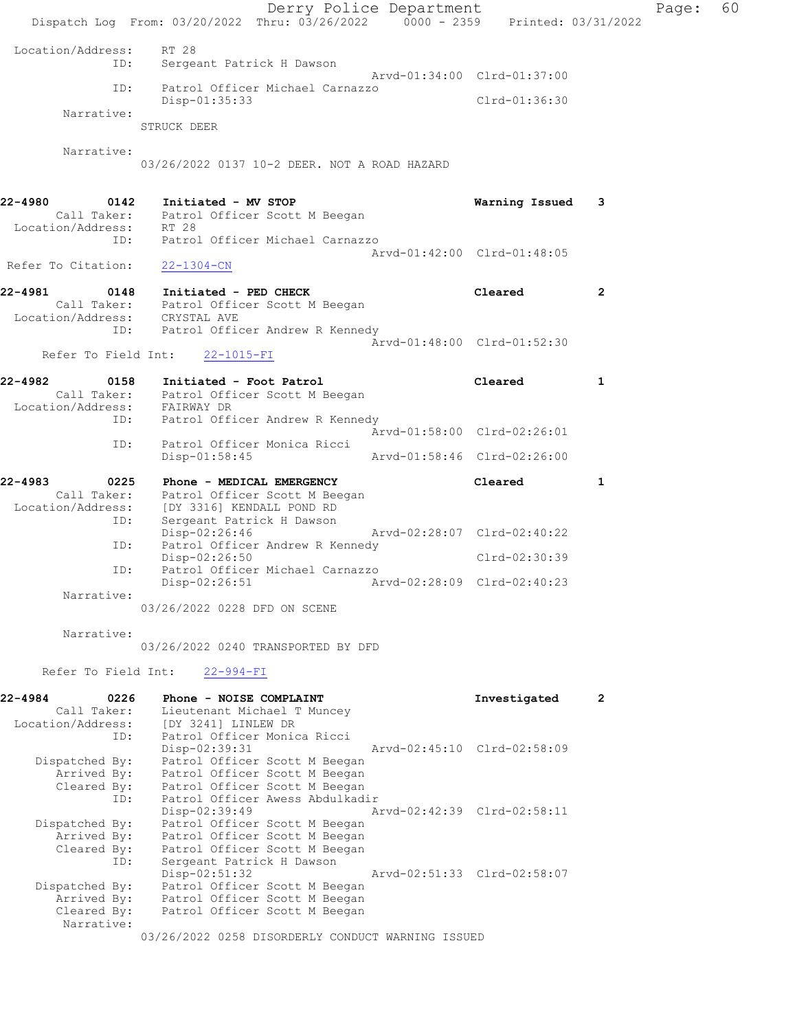Location/Address: RT 28
ID: Sergeant Patrick H Dawson
Arvd-01:34:00 Clrd-01:37:00
ID: Patrol Officer Michael Carnazzo
Disp-01:35:33 Clrd-01:36:30
Narrative:
STRUCK DEER

Narrative:
03/26/2022 0137 10-2 DEER. NOT A ROAD HAZARD

**22-4980 0142 Initiated - MV STOP** Warning Issued 3
Call Taker: Patrol Officer Scott M Beegan
Location/Address: RT 28
ID: Patrol Officer Michael Carnazzo
Arvd-01:42:00 Clrd-01:48:05
Refer To Citation: 22-1304-CN

**22-4981 0148 Initiated - PED CHECK** Cleared 2
Call Taker: Patrol Officer Scott M Beegan
Location/Address: CRYSTAL AVE
ID: Patrol Officer Andrew R Kennedy
Arvd-01:48:00 Clrd-01:52:30
Refer To Field Int: 22-1015-FI

**22-4982 0158 Initiated - Foot Patrol** Cleared 1
Call Taker: Patrol Officer Scott M Beegan
Location/Address: FAIRWAY DR
ID: Patrol Officer Andrew R Kennedy
Arvd-01:58:00 Clrd-02:26:01
ID: Patrol Officer Monica Ricci
Disp-01:58:45 Arvd-01:58:46 Clrd-02:26:00

**22-4983 0225 Phone - MEDICAL EMERGENCY** Cleared 1
Call Taker: Patrol Officer Scott M Beegan
Location/Address: [DY 3316] KENDALL POND RD
ID: Sergeant Patrick H Dawson
Disp-02:26:46 Arvd-02:28:07 Clrd-02:40:22
ID: Patrol Officer Andrew R Kennedy
Disp-02:26:50 Clrd-02:30:39
ID: Patrol Officer Michael Carnazzo
Disp-02:26:51 Arvd-02:28:09 Clrd-02:40:23
Narrative:
03/26/2022 0228 DFD ON SCENE

Narrative:
03/26/2022 0240 TRANSPORTED BY DFD

Refer To Field Int: 22-994-FI

**22-4984 0226 Phone - NOISE COMPLAINT** Investigated 2
Call Taker: Lieutenant Michael T Muncey
Location/Address: [DY 3241] LINLEW DR
ID: Patrol Officer Monica Ricci
Disp-02:39:31 Arvd-02:45:10 Clrd-02:58:09
Dispatched By: Patrol Officer Scott M Beegan
Arrived By: Patrol Officer Scott M Beegan
Cleared By: Patrol Officer Scott M Beegan
ID: Patrol Officer Awess Abdulkadir
Disp-02:39:49 Arvd-02:42:39 Clrd-02:58:11
Dispatched By: Patrol Officer Scott M Beegan
Arrived By: Patrol Officer Scott M Beegan
Cleared By: Patrol Officer Scott M Beegan
ID: Sergeant Patrick H Dawson
Disp-02:51:32 Arvd-02:51:33 Clrd-02:58:07
Dispatched By: Patrol Officer Scott M Beegan
Arrived By: Patrol Officer Scott M Beegan
Cleared By: Patrol Officer Scott M Beegan
Narrative:
03/26/2022 0258 DISORDERLY CONDUCT WARNING ISSUED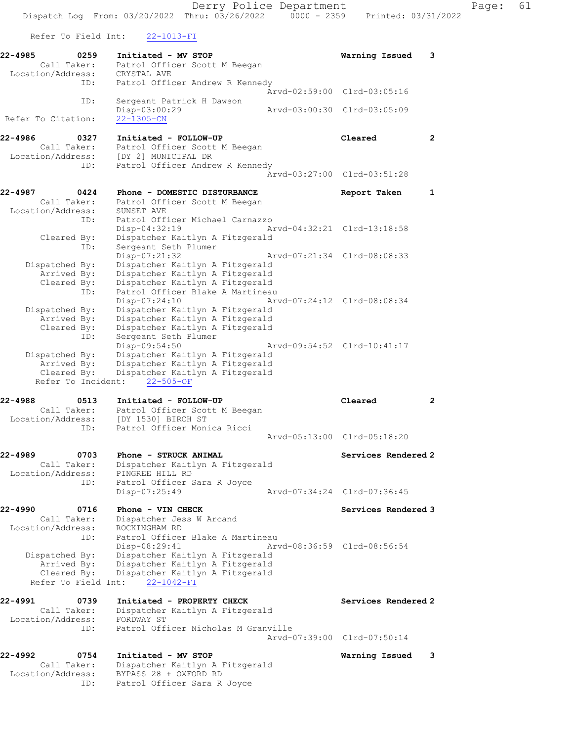Refer To Field Int: 22-1013-FI

**22-4985** 0259 **Initiated - MV STOP** **Warning Issued** 3
Call Taker: Patrol Officer Scott M Beegan
Location/Address: CRYSTAL AVE
ID: Patrol Officer Andrew R Kennedy
Arvd-02:59:00 Clrd-03:05:16
ID: Sergeant Patrick H Dawson
Disp-03:00:29 Arvd-03:00:30 Clrd-03:05:09
Refer To Citation: 22-1305-CN

**22-4986** 0327 **Initiated - FOLLOW-UP** **Cleared** 2
Call Taker: Patrol Officer Scott M Beegan
Location/Address: [DY 2] MUNICIPAL DR
ID: Patrol Officer Andrew R Kennedy
Arvd-03:27:00 Clrd-03:51:28

**22-4987** 0424 **Phone - DOMESTIC DISTURBANCE** **Report Taken** 1
Call Taker: Patrol Officer Scott M Beegan
Location/Address: SUNSET AVE
ID: Patrol Officer Michael Carnazzo
Disp-04:32:19 Arvd-04:32:21 Clrd-13:18:58
Cleared By: Dispatcher Kaitlyn A Fitzgerald
ID: Sergeant Seth Plumer
Disp-07:21:32 Arvd-07:21:34 Clrd-08:08:33
Dispatched By: Dispatcher Kaitlyn A Fitzgerald
Arrived By: Dispatcher Kaitlyn A Fitzgerald
Cleared By: Dispatcher Kaitlyn A Fitzgerald
ID: Patrol Officer Blake A Martineau
Disp-07:24:10 Arvd-07:24:12 Clrd-08:08:34
Dispatched By: Dispatcher Kaitlyn A Fitzgerald
Arrived By: Dispatcher Kaitlyn A Fitzgerald
Cleared By: Dispatcher Kaitlyn A Fitzgerald
ID: Sergeant Seth Plumer
Disp-09:54:50 Arvd-09:54:52 Clrd-10:41:17
Dispatched By: Dispatcher Kaitlyn A Fitzgerald
Arrived By: Dispatcher Kaitlyn A Fitzgerald
Cleared By: Dispatcher Kaitlyn A Fitzgerald
Refer To Incident: 22-505-OF

**22-4988** 0513 **Initiated - FOLLOW-UP** **Cleared** 2
Call Taker: Patrol Officer Scott M Beegan
Location/Address: [DY 1530] BIRCH ST
ID: Patrol Officer Monica Ricci
Arvd-05:13:00 Clrd-05:18:20

**22-4989** 0703 **Phone - STRUCK ANIMAL** **Services Rendered** 2
Call Taker: Dispatcher Kaitlyn A Fitzgerald
Location/Address: PINGREE HILL RD
ID: Patrol Officer Sara R Joyce
Disp-07:25:49 Arvd-07:34:24 Clrd-07:36:45

**22-4990** 0716 **Phone - VIN CHECK** **Services Rendered** 3
Call Taker: Dispatcher Jess W Arcand
Location/Address: ROCKINGHAM RD
ID: Patrol Officer Blake A Martineau
Disp-08:29:41 Arvd-08:36:59 Clrd-08:56:54
Dispatched By: Dispatcher Kaitlyn A Fitzgerald
Arrived By: Dispatcher Kaitlyn A Fitzgerald
Cleared By: Dispatcher Kaitlyn A Fitzgerald
Refer To Field Int: 22-1042-FI

**22-4991** 0739 **Initiated - PROPERTY CHECK** **Services Rendered** 2
Call Taker: Dispatcher Kaitlyn A Fitzgerald
Location/Address: FORDWAY ST
ID: Patrol Officer Nicholas M Granville
Arvd-07:39:00 Clrd-07:50:14

**22-4992** 0754 **Initiated - MV STOP** **Warning Issued** 3
Call Taker: Dispatcher Kaitlyn A Fitzgerald
Location/Address: BYPASS 28 + OXFORD RD
ID: Patrol Officer Sara R Joyce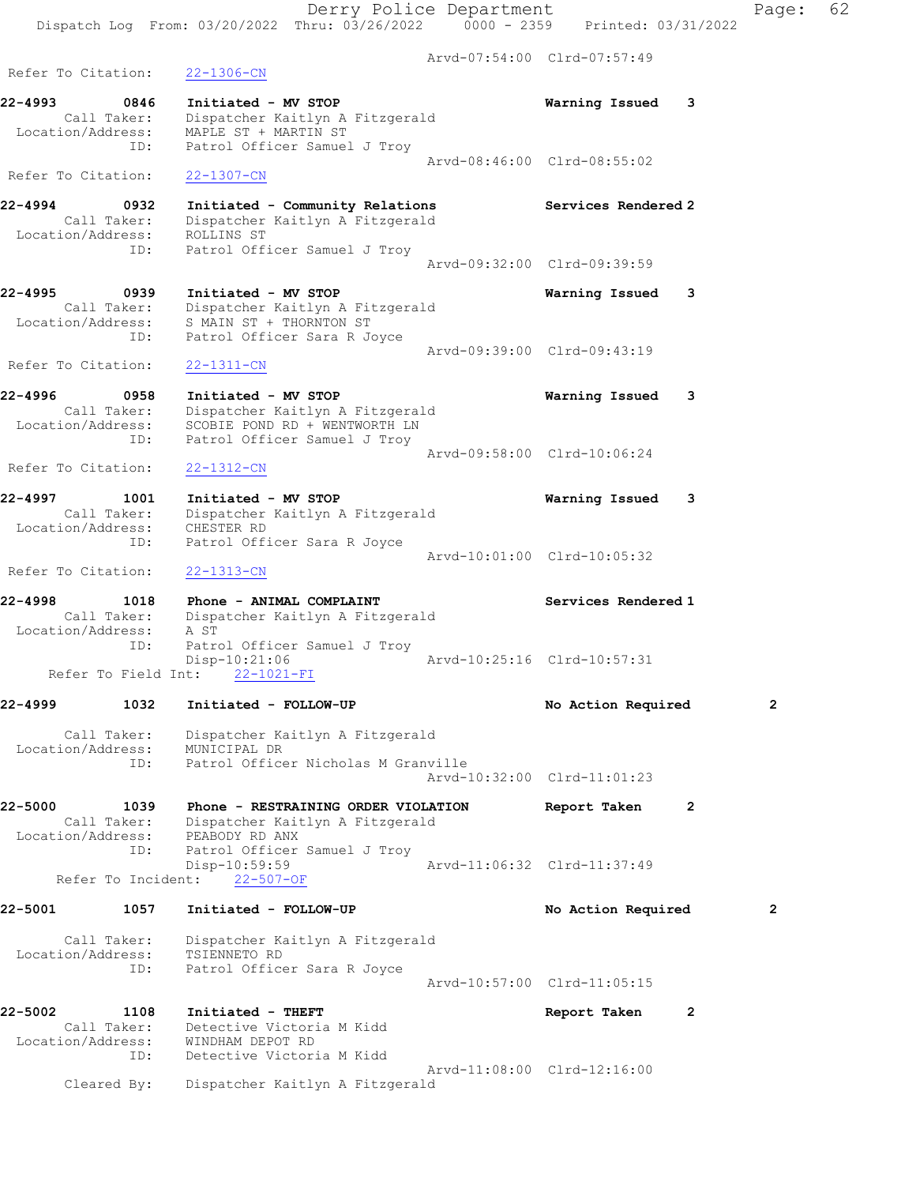Arvd-07:54:00 Clrd-07:57:49

Refer To Citation: 22-1306-CN

**22-4993 0846 Initiated - MV STOP** Warning Issued 3
Call Taker: Dispatcher Kaitlyn A Fitzgerald
Location/Address: MAPLE ST + MARTIN ST
ID: Patrol Officer Samuel J Troy
Arvd-08:46:00 Clrd-08:55:02
Refer To Citation: 22-1307-CN

**22-4994 0932 Initiated - Community Relations** Services Rendered 2
Call Taker: Dispatcher Kaitlyn A Fitzgerald
Location/Address: ROLLINS ST
ID: Patrol Officer Samuel J Troy
Arvd-09:32:00 Clrd-09:39:59

**22-4995 0939 Initiated - MV STOP** Warning Issued 3
Call Taker: Dispatcher Kaitlyn A Fitzgerald
Location/Address: S MAIN ST + THORNTON ST
ID: Patrol Officer Sara R Joyce
Arvd-09:39:00 Clrd-09:43:19
Refer To Citation: 22-1311-CN

**22-4996 0958 Initiated - MV STOP** Warning Issued 3
Call Taker: Dispatcher Kaitlyn A Fitzgerald
Location/Address: SCOBIE POND RD + WENTWORTH LN
ID: Patrol Officer Samuel J Troy
Arvd-09:58:00 Clrd-10:06:24
Refer To Citation: 22-1312-CN

**22-4997 1001 Initiated - MV STOP** Warning Issued 3
Call Taker: Dispatcher Kaitlyn A Fitzgerald
Location/Address: CHESTER RD
ID: Patrol Officer Sara R Joyce
Arvd-10:01:00 Clrd-10:05:32
Refer To Citation: 22-1313-CN

**22-4998 1018 Phone - ANIMAL COMPLAINT** Services Rendered 1
Call Taker: Dispatcher Kaitlyn A Fitzgerald
Location/Address: A ST
ID: Patrol Officer Samuel J Troy
Disp-10:21:06 Arvd-10:25:16 Clrd-10:57:31
Refer To Field Int: 22-1021-FI

**22-4999 1032 Initiated - FOLLOW-UP** No Action Required 2
Call Taker: Dispatcher Kaitlyn A Fitzgerald
Location/Address: MUNICIPAL DR
ID: Patrol Officer Nicholas M Granville
Arvd-10:32:00 Clrd-11:01:23

**22-5000 1039 Phone - RESTRAINING ORDER VIOLATION** Report Taken 2
Call Taker: Dispatcher Kaitlyn A Fitzgerald
Location/Address: PEABODY RD ANX
ID: Patrol Officer Samuel J Troy
Disp-10:59:59 Arvd-11:06:32 Clrd-11:37:49
Refer To Incident: 22-507-OF

**22-5001 1057 Initiated - FOLLOW-UP** No Action Required 2
Call Taker: Dispatcher Kaitlyn A Fitzgerald
Location/Address: TSIENNETO RD
ID: Patrol Officer Sara R Joyce
Arvd-10:57:00 Clrd-11:05:15

**22-5002 1108 Initiated - THEFT** Report Taken 2
Call Taker: Detective Victoria M Kidd
Location/Address: WINDHAM DEPOT RD
ID: Detective Victoria M Kidd
Arvd-11:08:00 Clrd-12:16:00
Cleared By: Dispatcher Kaitlyn A Fitzgerald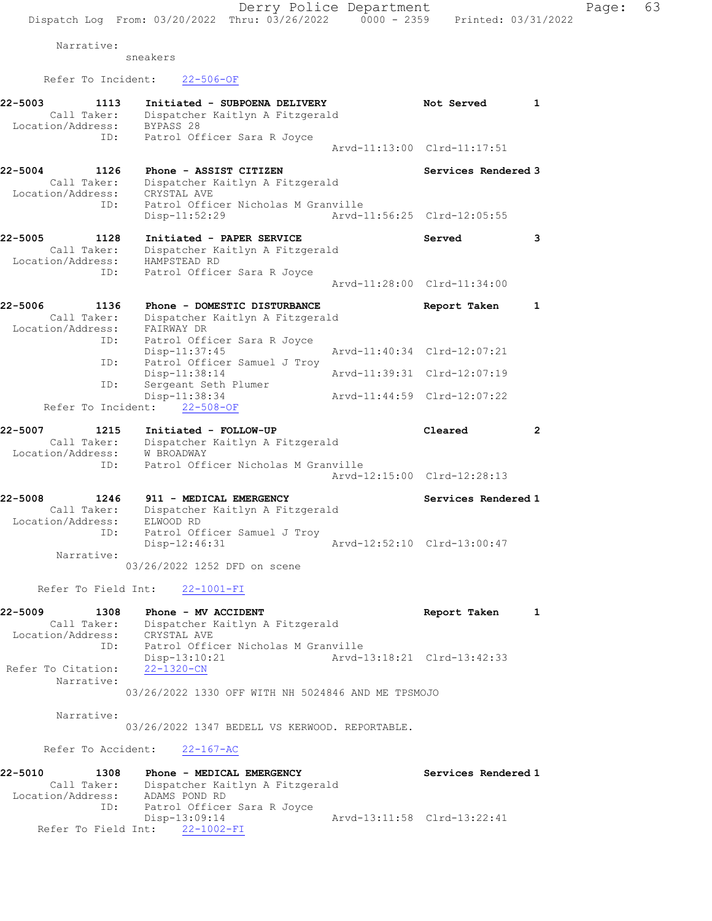Narrative:
sneakers

Refer To Incident: 22-506-OF

```
22-5003        1113    Initiated - SUBPOENA DELIVERY              Not Served       1
       Call Taker:     Dispatcher Kaitlyn A Fitzgerald
  Location/Address:    BYPASS 28
               ID:     Patrol Officer Sara R Joyce
                                                  Arvd-11:13:00  Clrd-11:17:51

22-5004        1126    Phone - ASSIST CITIZEN                     Services Rendered 3
       Call Taker:     Dispatcher Kaitlyn A Fitzgerald
  Location/Address:    CRYSTAL AVE
               ID:     Patrol Officer Nicholas M Granville
                       Disp-11:52:29              Arvd-11:56:25  Clrd-12:05:55

22-5005        1128    Initiated - PAPER SERVICE                  Served           3
       Call Taker:     Dispatcher Kaitlyn A Fitzgerald
  Location/Address:    HAMPSTEAD RD
               ID:     Patrol Officer Sara R Joyce
                                                  Arvd-11:28:00  Clrd-11:34:00

22-5006        1136    Phone - DOMESTIC DISTURBANCE               Report Taken     1
       Call Taker:     Dispatcher Kaitlyn A Fitzgerald
  Location/Address:    FAIRWAY DR
               ID:     Patrol Officer Sara R Joyce
                       Disp-11:37:45              Arvd-11:40:34  Clrd-12:07:21
               ID:     Patrol Officer Samuel J Troy
                       Disp-11:38:14              Arvd-11:39:31  Clrd-12:07:19
               ID:     Sergeant Seth Plumer
                       Disp-11:38:34              Arvd-11:44:59  Clrd-12:07:22
     Refer To Incident:   22-508-OF

22-5007        1215    Initiated - FOLLOW-UP                      Cleared          2
       Call Taker:     Dispatcher Kaitlyn A Fitzgerald
  Location/Address:    W BROADWAY
               ID:     Patrol Officer Nicholas M Granville
                                                  Arvd-12:15:00  Clrd-12:28:13

22-5008        1246    911 - MEDICAL EMERGENCY                    Services Rendered 1
       Call Taker:     Dispatcher Kaitlyn A Fitzgerald
  Location/Address:    ELWOOD RD
               ID:     Patrol Officer Samuel J Troy
                       Disp-12:46:31              Arvd-12:52:10  Clrd-13:00:47
        Narrative:
                 03/26/2022 1252 DFD on scene

     Refer To Field Int:   22-1001-FI

22-5009        1308    Phone - MV ACCIDENT                        Report Taken     1
       Call Taker:     Dispatcher Kaitlyn A Fitzgerald
  Location/Address:    CRYSTAL AVE
               ID:     Patrol Officer Nicholas M Granville
                       Disp-13:10:21              Arvd-13:18:21  Clrd-13:42:33
 Refer To Citation:    22-1320-CN
        Narrative:
                 03/26/2022 1330 OFF WITH NH 5024846 AND ME TPSMOJO

        Narrative:
                 03/26/2022 1347 BEDELL VS KERWOOD. REPORTABLE.

     Refer To Accident:   22-167-AC

22-5010        1308    Phone - MEDICAL EMERGENCY                  Services Rendered 1
       Call Taker:     Dispatcher Kaitlyn A Fitzgerald
  Location/Address:    ADAMS POND RD
               ID:     Patrol Officer Sara R Joyce
                       Disp-13:09:14              Arvd-13:11:58  Clrd-13:22:41
     Refer To Field Int:   22-1002-FI
```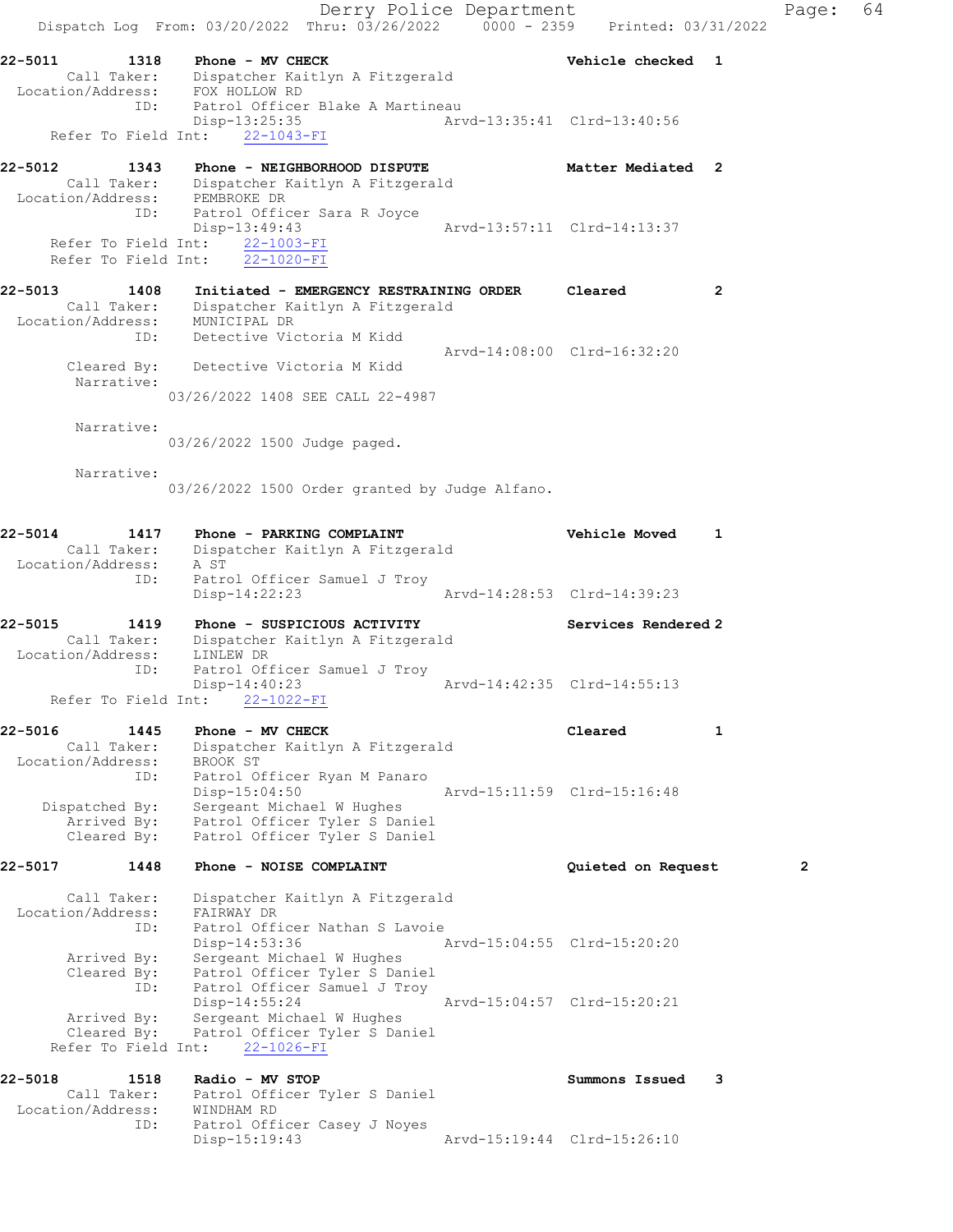22-5011 1318 Phone - MV CHECK Vehicle checked 1
Call Taker: Dispatcher Kaitlyn A Fitzgerald
Location/Address: FOX HOLLOW RD
ID: Patrol Officer Blake A Martineau
Disp-13:25:35 Arvd-13:35:41 Clrd-13:40:56
Refer To Field Int: 22-1043-FI

22-5012 1343 Phone - NEIGHBORHOOD DISPUTE Matter Mediated 2
Call Taker: Dispatcher Kaitlyn A Fitzgerald
Location/Address: PEMBROKE DR
ID: Patrol Officer Sara R Joyce
Disp-13:49:43 Arvd-13:57:11 Clrd-14:13:37
Refer To Field Int: 22-1003-FI
Refer To Field Int: 22-1020-FI

22-5013 1408 Initiated - EMERGENCY RESTRAINING ORDER Cleared 2
Call Taker: Dispatcher Kaitlyn A Fitzgerald
Location/Address: MUNICIPAL DR
ID: Detective Victoria M Kidd
Arvd-14:08:00 Clrd-16:32:20
Cleared By: Detective Victoria M Kidd
Narrative:
03/26/2022 1408 SEE CALL 22-4987

Narrative:
03/26/2022 1500 Judge paged.

Narrative:
03/26/2022 1500 Order granted by Judge Alfano.

22-5014 1417 Phone - PARKING COMPLAINT Vehicle Moved 1
Call Taker: Dispatcher Kaitlyn A Fitzgerald
Location/Address: A ST
ID: Patrol Officer Samuel J Troy
Disp-14:22:23 Arvd-14:28:53 Clrd-14:39:23

22-5015 1419 Phone - SUSPICIOUS ACTIVITY Services Rendered 2
Call Taker: Dispatcher Kaitlyn A Fitzgerald
Location/Address: LINLEW DR
ID: Patrol Officer Samuel J Troy
Disp-14:40:23 Arvd-14:42:35 Clrd-14:55:13
Refer To Field Int: 22-1022-FI

22-5016 1445 Phone - MV CHECK Cleared 1
Call Taker: Dispatcher Kaitlyn A Fitzgerald
Location/Address: BROOK ST
ID: Patrol Officer Ryan M Panaro
Disp-15:04:50 Arvd-15:11:59 Clrd-15:16:48
Dispatched By: Sergeant Michael W Hughes
Arrived By: Patrol Officer Tyler S Daniel
Cleared By: Patrol Officer Tyler S Daniel

22-5017 1448 Phone - NOISE COMPLAINT Quieted on Request 2
Call Taker: Dispatcher Kaitlyn A Fitzgerald
Location/Address: FAIRWAY DR
ID: Patrol Officer Nathan S Lavoie
Disp-14:53:36 Arvd-15:04:55 Clrd-15:20:20
Arrived By: Sergeant Michael W Hughes
Cleared By: Patrol Officer Tyler S Daniel
ID: Patrol Officer Samuel J Troy
Disp-14:55:24 Arvd-15:04:57 Clrd-15:20:21
Arrived By: Sergeant Michael W Hughes
Cleared By: Patrol Officer Tyler S Daniel
Refer To Field Int: 22-1026-FI

22-5018 1518 Radio - MV STOP Summons Issued 3
Call Taker: Patrol Officer Tyler S Daniel
Location/Address: WINDHAM RD
ID: Patrol Officer Casey J Noyes
Disp-15:19:43 Arvd-15:19:44 Clrd-15:26:10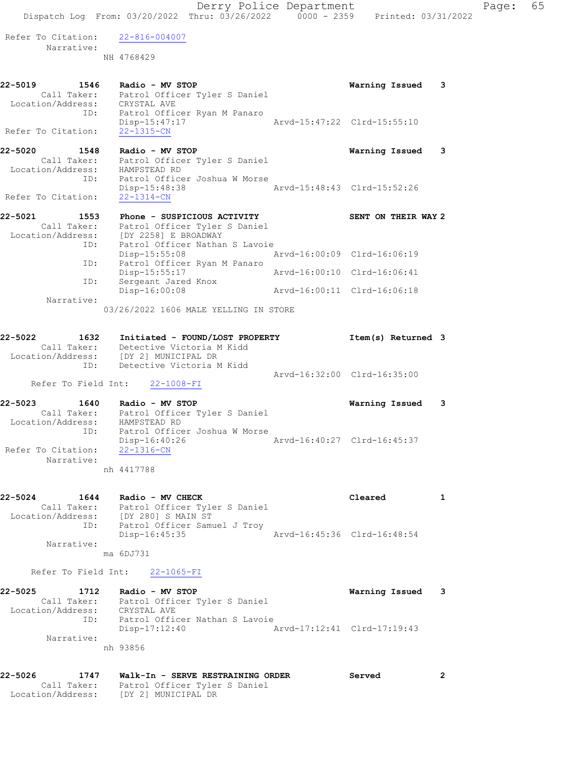Refer To Citation: 22-816-004007
Narrative:
NH 4768429

**22-5019 1546 Radio - MV STOP** Warning Issued 3
Call Taker: Patrol Officer Tyler S Daniel
Location/Address: CRYSTAL AVE
ID: Patrol Officer Ryan M Panaro
Disp-15:47:17 Arvd-15:47:22 Clrd-15:55:10
Refer To Citation: 22-1315-CN

**22-5020 1548 Radio - MV STOP** Warning Issued 3
Call Taker: Patrol Officer Tyler S Daniel
Location/Address: HAMPSTEAD RD
ID: Patrol Officer Joshua W Morse
Disp-15:48:38 Arvd-15:48:43 Clrd-15:52:26
Refer To Citation: 22-1314-CN

**22-5021 1553 Phone - SUSPICIOUS ACTIVITY** SENT ON THEIR WAY 2
Call Taker: Patrol Officer Tyler S Daniel
Location/Address: [DY 2258] E BROADWAY
ID: Patrol Officer Nathan S Lavoie
Disp-15:55:08 Arvd-16:00:09 Clrd-16:06:19
ID: Patrol Officer Ryan M Panaro
Disp-15:55:17 Arvd-16:00:10 Clrd-16:06:41
ID: Sergeant Jared Knox
Disp-16:00:08 Arvd-16:00:11 Clrd-16:06:18
Narrative:
03/26/2022 1606 MALE YELLING IN STORE

**22-5022 1632 Initiated - FOUND/LOST PROPERTY** Item(s) Returned 3
Call Taker: Detective Victoria M Kidd
Location/Address: [DY 2] MUNICIPAL DR
ID: Detective Victoria M Kidd
Arvd-16:32:00 Clrd-16:35:00
Refer To Field Int: 22-1008-FI

**22-5023 1640 Radio - MV STOP** Warning Issued 3
Call Taker: Patrol Officer Tyler S Daniel
Location/Address: HAMPSTEAD RD
ID: Patrol Officer Joshua W Morse
Disp-16:40:26 Arvd-16:40:27 Clrd-16:45:37
Refer To Citation: 22-1316-CN
Narrative:
nh 4417788

**22-5024 1644 Radio - MV CHECK** Cleared 1
Call Taker: Patrol Officer Tyler S Daniel
Location/Address: [DY 280] S MAIN ST
ID: Patrol Officer Samuel J Troy
Disp-16:45:35 Arvd-16:45:36 Clrd-16:48:54
Narrative:
ma 6DJ731

Refer To Field Int: 22-1065-FI

**22-5025 1712 Radio - MV STOP** Warning Issued 3
Call Taker: Patrol Officer Tyler S Daniel
Location/Address: CRYSTAL AVE
ID: Patrol Officer Nathan S Lavoie
Disp-17:12:40 Arvd-17:12:41 Clrd-17:19:43
Narrative:
nh 93856

**22-5026 1747 Walk-In - SERVE RESTRAINING ORDER** Served 2
Call Taker: Patrol Officer Tyler S Daniel
Location/Address: [DY 2] MUNICIPAL DR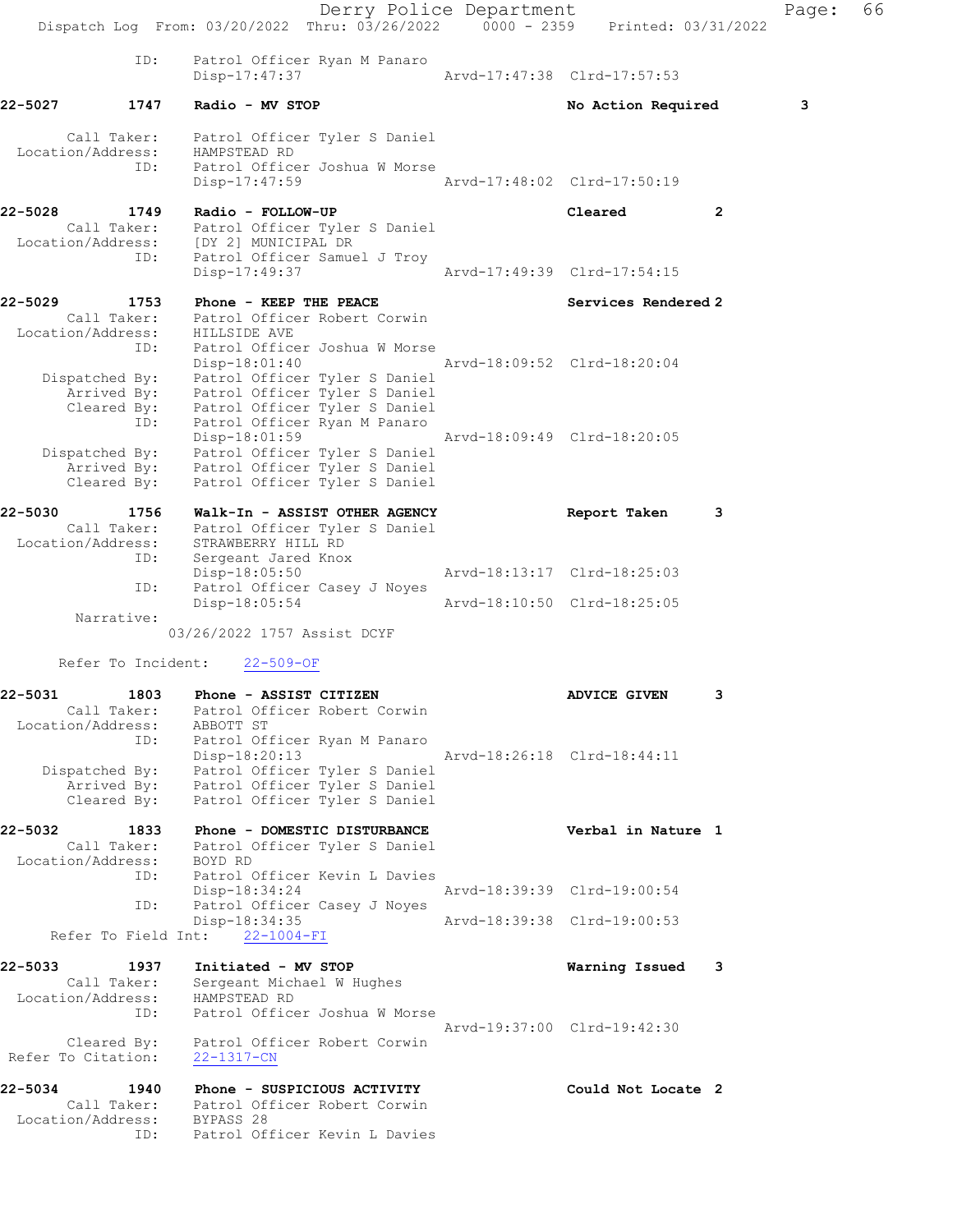ID: Patrol Officer Ryan M Panaro
Disp-17:47:37 Arvd-17:47:38 Clrd-17:57:53

**22-5027 1747 Radio - MV STOP** No Action Required 3

Call Taker: Patrol Officer Tyler S Daniel
Location/Address: HAMPSTEAD RD
ID: Patrol Officer Joshua W Morse
Disp-17:47:59 Arvd-17:48:02 Clrd-17:50:19

**22-5028 1749 Radio - FOLLOW-UP** Cleared 2
Call Taker: Patrol Officer Tyler S Daniel
Location/Address: [DY 2] MUNICIPAL DR
ID: Patrol Officer Samuel J Troy
Disp-17:49:37 Arvd-17:49:39 Clrd-17:54:15

**22-5029 1753 Phone - KEEP THE PEACE** Services Rendered 2
Call Taker: Patrol Officer Robert Corwin
Location/Address: HILLSIDE AVE
ID: Patrol Officer Joshua W Morse
Disp-18:01:40 Arvd-18:09:52 Clrd-18:20:04
Dispatched By: Patrol Officer Tyler S Daniel
Arrived By: Patrol Officer Tyler S Daniel
Cleared By: Patrol Officer Tyler S Daniel
ID: Patrol Officer Ryan M Panaro
Disp-18:01:59 Arvd-18:09:49 Clrd-18:20:05
Dispatched By: Patrol Officer Tyler S Daniel
Arrived By: Patrol Officer Tyler S Daniel
Cleared By: Patrol Officer Tyler S Daniel

**22-5030 1756 Walk-In - ASSIST OTHER AGENCY** Report Taken 3
Call Taker: Patrol Officer Tyler S Daniel
Location/Address: STRAWBERRY HILL RD
ID: Sergeant Jared Knox
Disp-18:05:50 Arvd-18:13:17 Clrd-18:25:03
ID: Patrol Officer Casey J Noyes
Disp-18:05:54 Arvd-18:10:50 Clrd-18:25:05
Narrative:
03/26/2022 1757 Assist DCYF

Refer To Incident: 22-509-OF

**22-5031 1803 Phone - ASSIST CITIZEN** ADVICE GIVEN 3
Call Taker: Patrol Officer Robert Corwin
Location/Address: ABBOTT ST
ID: Patrol Officer Ryan M Panaro
Disp-18:20:13 Arvd-18:26:18 Clrd-18:44:11
Dispatched By: Patrol Officer Tyler S Daniel
Arrived By: Patrol Officer Tyler S Daniel
Cleared By: Patrol Officer Tyler S Daniel

**22-5032 1833 Phone - DOMESTIC DISTURBANCE** Verbal in Nature 1
Call Taker: Patrol Officer Tyler S Daniel
Location/Address: BOYD RD
ID: Patrol Officer Kevin L Davies
Disp-18:34:24 Arvd-18:39:39 Clrd-19:00:54
ID: Patrol Officer Casey J Noyes
Disp-18:34:35 Arvd-18:39:38 Clrd-19:00:53
Refer To Field Int: 22-1004-FI

**22-5033 1937 Initiated - MV STOP** Warning Issued 3
Call Taker: Sergeant Michael W Hughes
Location/Address: HAMPSTEAD RD
ID: Patrol Officer Joshua W Morse
Arvd-19:37:00 Clrd-19:42:30
Cleared By: Patrol Officer Robert Corwin
Refer To Citation: 22-1317-CN

**22-5034 1940 Phone - SUSPICIOUS ACTIVITY** Could Not Locate 2
Call Taker: Patrol Officer Robert Corwin
Location/Address: BYPASS 28
ID: Patrol Officer Kevin L Davies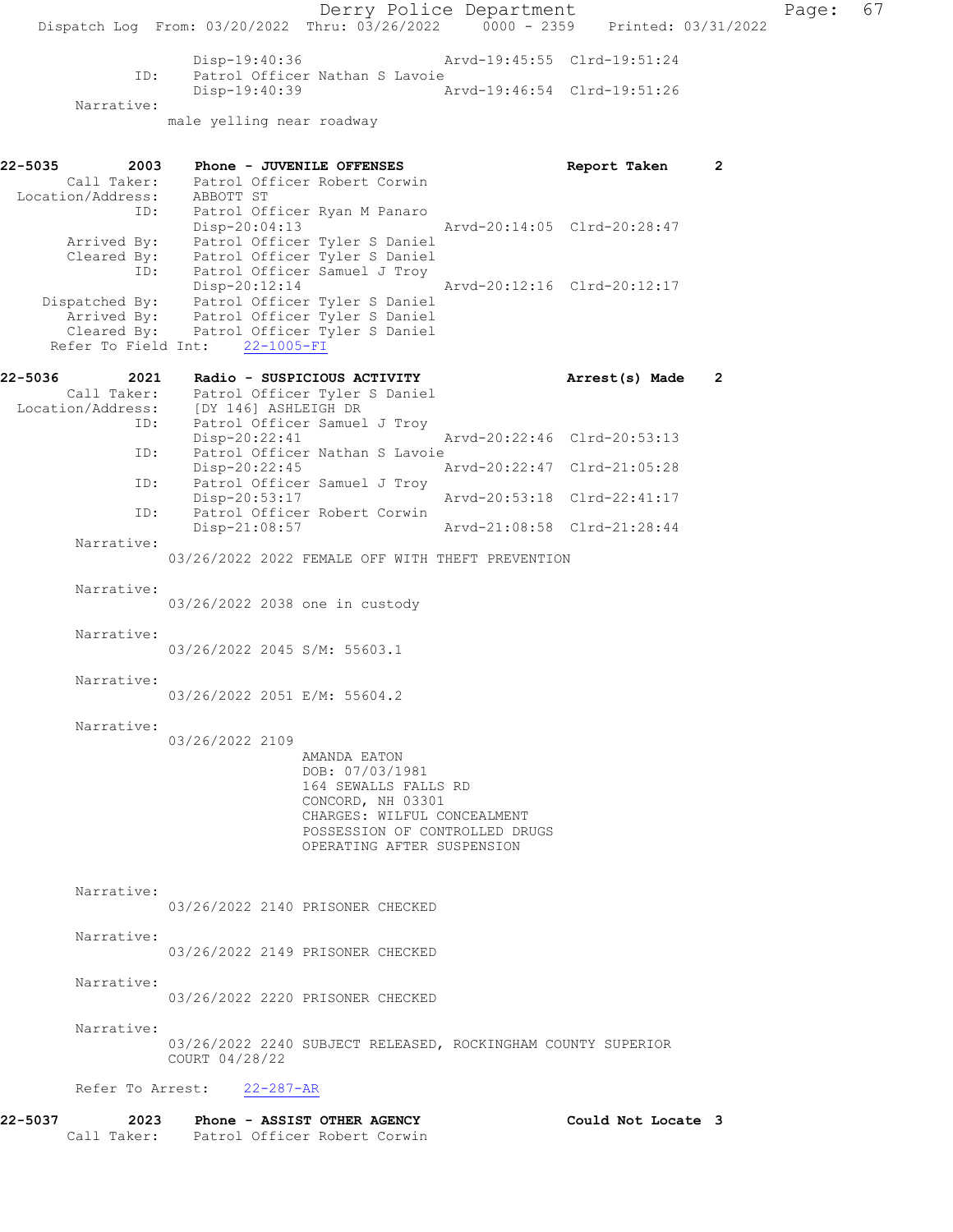```
                Disp-19:40:36                Arvd-19:45:55  Clrd-19:51:24
           ID:  Patrol Officer Nathan S Lavoie
                Disp-19:40:39                Arvd-19:46:54  Clrd-19:51:26
      Narrative:
               male yelling near roadway


22-5035        2003    Phone - JUVENILE OFFENSES                  Report Taken     2
       Call Taker:   Patrol Officer Robert Corwin
 Location/Address:   ABBOTT ST
              ID:    Patrol Officer Ryan M Panaro
                     Disp-20:04:13                Arvd-20:14:05  Clrd-20:28:47
       Arrived By:   Patrol Officer Tyler S Daniel
       Cleared By:   Patrol Officer Tyler S Daniel
              ID:    Patrol Officer Samuel J Troy
                     Disp-20:12:14                Arvd-20:12:16  Clrd-20:12:17
    Dispatched By:   Patrol Officer Tyler S Daniel
       Arrived By:   Patrol Officer Tyler S Daniel
       Cleared By:   Patrol Officer Tyler S Daniel
   Refer To Field Int:    22-1005-FI

22-5036        2021    Radio - SUSPICIOUS ACTIVITY                Arrest(s) Made   2
       Call Taker:   Patrol Officer Tyler S Daniel
 Location/Address:   [DY 146] ASHLEIGH DR
              ID:    Patrol Officer Samuel J Troy
                     Disp-20:22:41                Arvd-20:22:46  Clrd-20:53:13
              ID:    Patrol Officer Nathan S Lavoie
                     Disp-20:22:45                Arvd-20:22:47  Clrd-21:05:28
              ID:    Patrol Officer Samuel J Troy
                     Disp-20:53:17                Arvd-20:53:18  Clrd-22:41:17
              ID:    Patrol Officer Robert Corwin
                     Disp-21:08:57                Arvd-21:08:58  Clrd-21:28:44
       Narrative:
               03/26/2022 2022 FEMALE OFF WITH THEFT PREVENTION

       Narrative:
               03/26/2022 2038 one in custody

       Narrative:
               03/26/2022 2045 S/M: 55603.1

       Narrative:
               03/26/2022 2051 E/M: 55604.2

       Narrative:
               03/26/2022 2109
                          AMANDA EATON
                          DOB: 07/03/1981
                          164 SEWALLS FALLS RD
                          CONCORD, NH 03301
                          CHARGES: WILFUL CONCEALMENT
                          POSSESSION OF CONTROLLED DRUGS
                          OPERATING AFTER SUSPENSION


       Narrative:
               03/26/2022 2140 PRISONER CHECKED

       Narrative:
               03/26/2022 2149 PRISONER CHECKED

       Narrative:
               03/26/2022 2220 PRISONER CHECKED

       Narrative:
               03/26/2022 2240 SUBJECT RELEASED, ROCKINGHAM COUNTY SUPERIOR
               COURT 04/28/22

       Refer To Arrest:    22-287-AR

22-5037        2023    Phone - ASSIST OTHER AGENCY                Could Not Locate 3
       Call Taker:   Patrol Officer Robert Corwin
```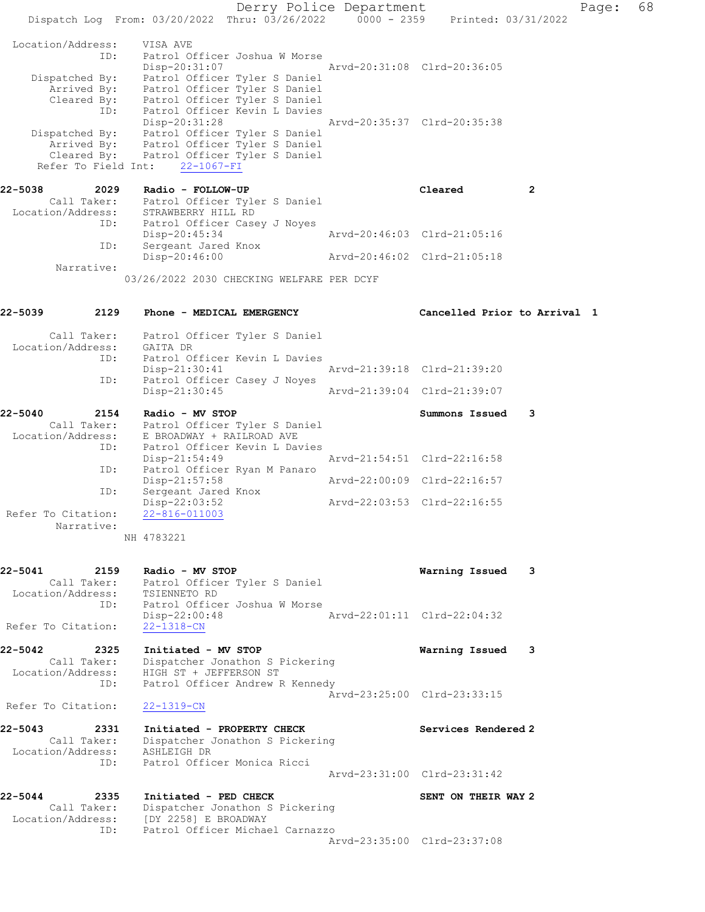```
 Location/Address:    VISA AVE
               ID:    Patrol Officer Joshua W Morse
                      Disp-20:31:07                 Arvd-20:31:08  Clrd-20:36:05
    Dispatched By:    Patrol Officer Tyler S Daniel
       Arrived By:    Patrol Officer Tyler S Daniel
       Cleared By:    Patrol Officer Tyler S Daniel
               ID:    Patrol Officer Kevin L Davies
                      Disp-20:31:28                 Arvd-20:35:37  Clrd-20:35:38
    Dispatched By:    Patrol Officer Tyler S Daniel
       Arrived By:    Patrol Officer Tyler S Daniel
       Cleared By:    Patrol Officer Tyler S Daniel
  Refer To Field Int:    22-1067-FI

22-5038        2029    Radio - FOLLOW-UP                          Cleared            2
       Call Taker:    Patrol Officer Tyler S Daniel
 Location/Address:    STRAWBERRY HILL RD
               ID:    Patrol Officer Casey J Noyes
                      Disp-20:45:34                 Arvd-20:46:03  Clrd-21:05:16
               ID:    Sergeant Jared Knox
                      Disp-20:46:00                 Arvd-20:46:02  Clrd-21:05:18
        Narrative:
                    03/26/2022 2030 CHECKING WELFARE PER DCYF

22-5039        2129    Phone - MEDICAL EMERGENCY                  Cancelled Prior to Arrival  1

       Call Taker:    Patrol Officer Tyler S Daniel
 Location/Address:    GAITA DR
               ID:    Patrol Officer Kevin L Davies
                      Disp-21:30:41                 Arvd-21:39:18  Clrd-21:39:20
               ID:    Patrol Officer Casey J Noyes
                      Disp-21:30:45                 Arvd-21:39:04  Clrd-21:39:07

22-5040        2154    Radio - MV STOP                            Summons Issued     3
       Call Taker:    Patrol Officer Tyler S Daniel
 Location/Address:    E BROADWAY + RAILROAD AVE
               ID:    Patrol Officer Kevin L Davies
                      Disp-21:54:49                 Arvd-21:54:51  Clrd-22:16:58
               ID:    Patrol Officer Ryan M Panaro
                      Disp-21:57:58                 Arvd-22:00:09  Clrd-22:16:57
               ID:    Sergeant Jared Knox
                      Disp-22:03:52                 Arvd-22:03:53  Clrd-22:16:55
Refer To Citation:    22-816-011003
        Narrative:
                    NH 4783221

22-5041        2159    Radio - MV STOP                            Warning Issued     3
       Call Taker:    Patrol Officer Tyler S Daniel
 Location/Address:    TSIENNETO RD
               ID:    Patrol Officer Joshua W Morse
                      Disp-22:00:48                 Arvd-22:01:11  Clrd-22:04:32
Refer To Citation:    22-1318-CN

22-5042        2325    Initiated - MV STOP                        Warning Issued     3
       Call Taker:    Dispatcher Jonathon S Pickering
 Location/Address:    HIGH ST + JEFFERSON ST
               ID:    Patrol Officer Andrew R Kennedy
                                                    Arvd-23:25:00  Clrd-23:33:15
Refer To Citation:    22-1319-CN

22-5043        2331    Initiated - PROPERTY CHECK                 Services Rendered 2
       Call Taker:    Dispatcher Jonathon S Pickering
 Location/Address:    ASHLEIGH DR
               ID:    Patrol Officer Monica Ricci
                                                    Arvd-23:31:00  Clrd-23:31:42

22-5044        2335    Initiated - PED CHECK                      SENT ON THEIR WAY 2
       Call Taker:    Dispatcher Jonathon S Pickering
 Location/Address:    [DY 2258] E BROADWAY
               ID:    Patrol Officer Michael Carnazzo
                                                    Arvd-23:35:00  Clrd-23:37:08
```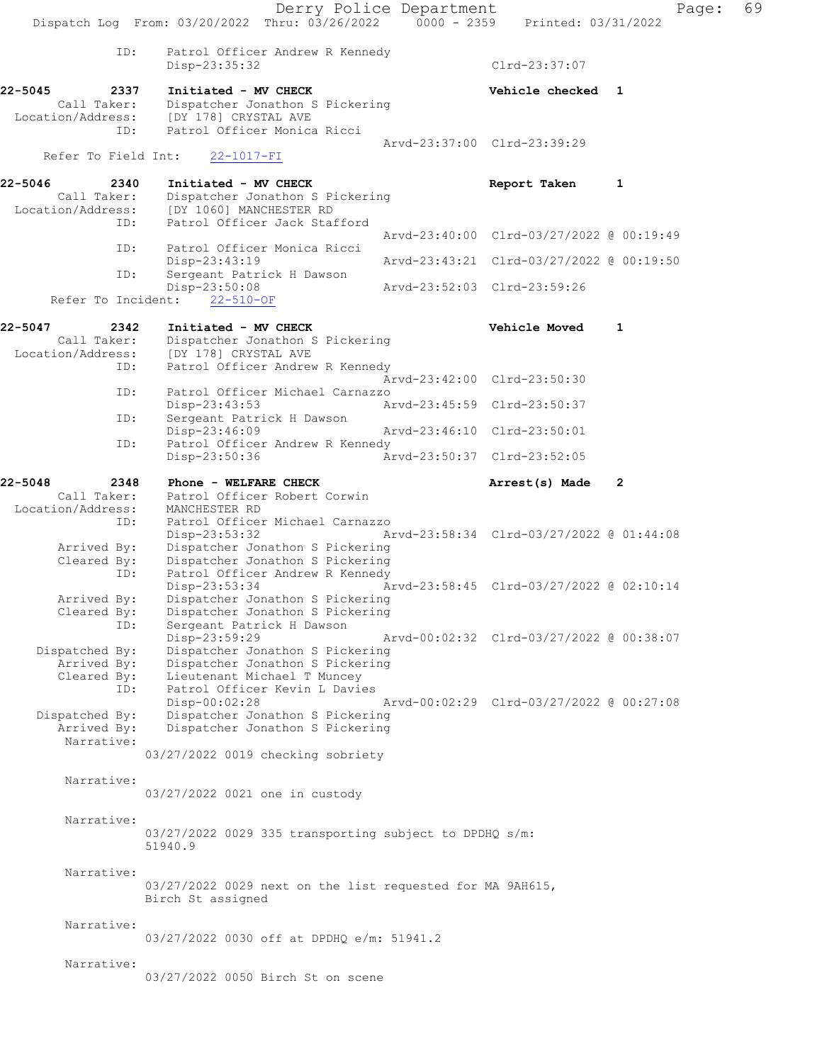```
           ID:      Patrol Officer Andrew R Kennedy
                    Disp-23:35:32                               Clrd-23:37:07

22-5045        2337   Initiated - MV CHECK                      Vehicle checked  1
     Call Taker:      Dispatcher Jonathon S Pickering
  Location/Address:   [DY 178] CRYSTAL AVE
           ID:        Patrol Officer Monica Ricci
                                              Arvd-23:37:00  Clrd-23:39:29
     Refer To Field Int:    22-1017-FI

22-5046        2340   Initiated - MV CHECK                      Report Taken     1
     Call Taker:      Dispatcher Jonathon S Pickering
  Location/Address:   [DY 1060] MANCHESTER RD
           ID:        Patrol Officer Jack Stafford
                                              Arvd-23:40:00  Clrd-03/27/2022 @ 00:19:49
           ID:        Patrol Officer Monica Ricci
                      Disp-23:43:19           Arvd-23:43:21  Clrd-03/27/2022 @ 00:19:50
           ID:        Sergeant Patrick H Dawson
                      Disp-23:50:08           Arvd-23:52:03  Clrd-23:59:26
     Refer To Incident:    22-510-OF

22-5047        2342   Initiated - MV CHECK                      Vehicle Moved    1
     Call Taker:      Dispatcher Jonathon S Pickering
  Location/Address:   [DY 178] CRYSTAL AVE
           ID:        Patrol Officer Andrew R Kennedy
                                              Arvd-23:42:00  Clrd-23:50:30
           ID:        Patrol Officer Michael Carnazzo
                      Disp-23:43:53           Arvd-23:45:59  Clrd-23:50:37
           ID:        Sergeant Patrick H Dawson
                      Disp-23:46:09           Arvd-23:46:10  Clrd-23:50:01
           ID:        Patrol Officer Andrew R Kennedy
                      Disp-23:50:36           Arvd-23:50:37  Clrd-23:52:05

22-5048        2348   Phone - WELFARE CHECK                     Arrest(s) Made   2
     Call Taker:      Patrol Officer Robert Corwin
  Location/Address:   MANCHESTER RD
           ID:        Patrol Officer Michael Carnazzo
                      Disp-23:53:32           Arvd-23:58:34  Clrd-03/27/2022 @ 01:44:08
     Arrived By:      Dispatcher Jonathon S Pickering
     Cleared By:      Dispatcher Jonathon S Pickering
           ID:        Patrol Officer Andrew R Kennedy
                      Disp-23:53:34           Arvd-23:58:45  Clrd-03/27/2022 @ 02:10:14
     Arrived By:      Dispatcher Jonathon S Pickering
     Cleared By:      Dispatcher Jonathon S Pickering
           ID:        Sergeant Patrick H Dawson
                      Disp-23:59:29           Arvd-00:02:32  Clrd-03/27/2022 @ 00:38:07
   Dispatched By:     Dispatcher Jonathon S Pickering
     Arrived By:      Dispatcher Jonathon S Pickering
     Cleared By:      Lieutenant Michael T Muncey
           ID:        Patrol Officer Kevin L Davies
                      Disp-00:02:28           Arvd-00:02:29  Clrd-03/27/2022 @ 00:27:08
   Dispatched By:     Dispatcher Jonathon S Pickering
     Arrived By:      Dispatcher Jonathon S Pickering
      Narrative:
                  03/27/2022 0019 checking sobriety

      Narrative:
                  03/27/2022 0021 one in custody

      Narrative:
                  03/27/2022 0029 335 transporting subject to DPDHQ s/m:
                  51940.9

      Narrative:
                  03/27/2022 0029 next on the list requested for MA 9AH615,
                  Birch St assigned

      Narrative:
                  03/27/2022 0030 off at DPDHQ e/m: 51941.2

      Narrative:
                  03/27/2022 0050 Birch St on scene
```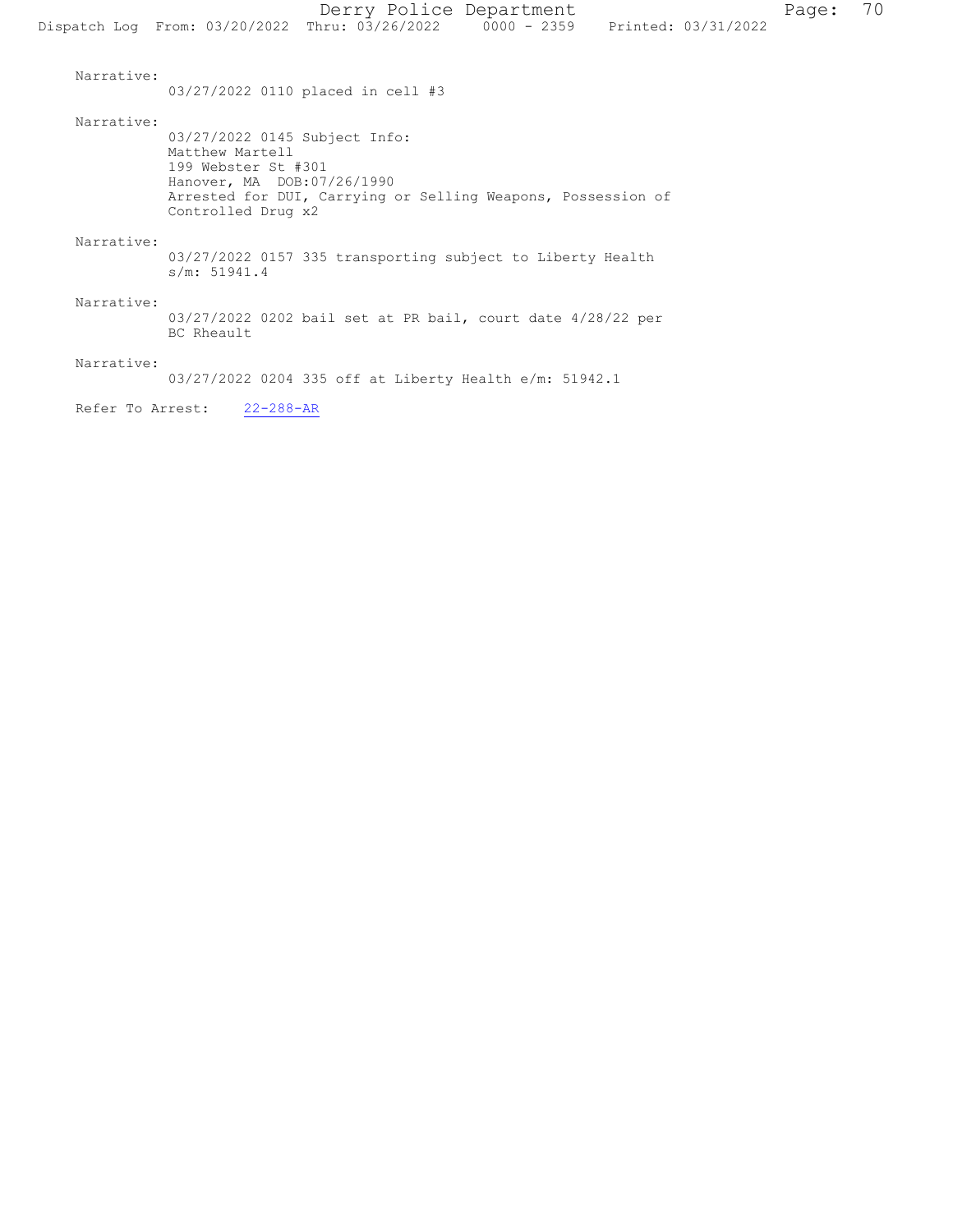Narrative:

03/27/2022 0110 placed in cell #3

Narrative:

03/27/2022 0145 Subject Info:
Matthew Martell
199 Webster St #301
Hanover, MA DOB:07/26/1990
Arrested for DUI, Carrying or Selling Weapons, Possession of Controlled Drug x2

Narrative:

03/27/2022 0157 335 transporting subject to Liberty Health s/m: 51941.4

Narrative:

03/27/2022 0202 bail set at PR bail, court date 4/28/22 per BC Rheault

Narrative:

03/27/2022 0204 335 off at Liberty Health e/m: 51942.1

Refer To Arrest: 22-288-AR